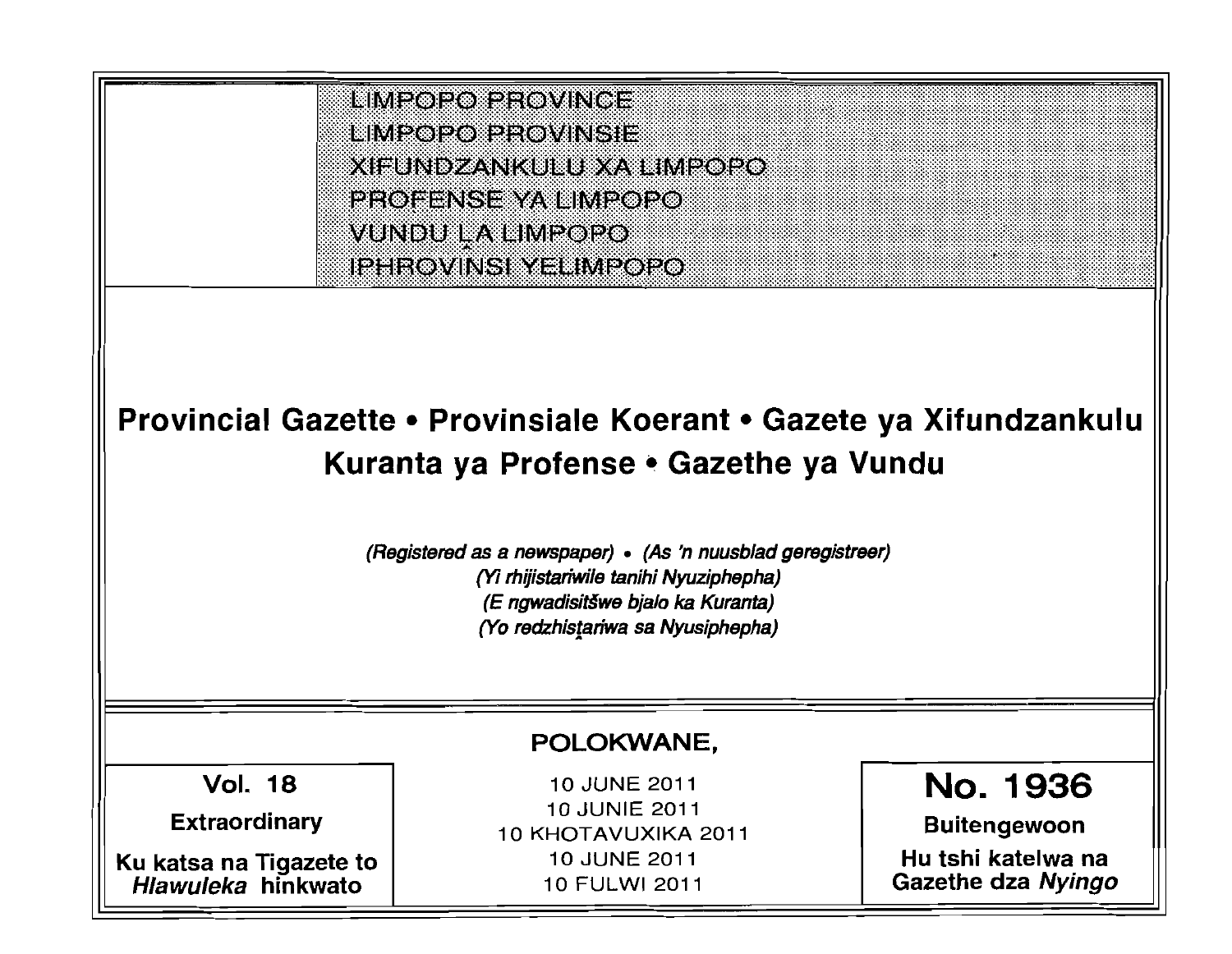LIMPOPO PROVINCE
LIMPOPO PROVINSIE
XIFUNDZANKULU XA LIMPOPO
PROFENSE YA LIMPOPO
VUNDU ḼA LIMPOPO
IPHROVINSI YELIMPOPO

# Provincial Gazette • Provinsiale Koerant • Gazete ya Xifundzankulu Kuranta ya Profense • Gazethe ya Vundu

*(Registered as a newspaper)* • *(As 'n nuusblad geregistreer)*
*(Yi rhijistariwile tanihi Nyuziphepha)*
*(E ngwadisitšwe bjalo ka Kuranta)*
*(Yo redzhisṱariwa sa Nyusiphepha)*

**POLOKWANE,**

| Vol. 18 | 10 JUNE 2011 | No. 1936 |
|---|---|---|
| **Extraordinary** | 10 JUNIE 2011 | **Buitengewoon** |
| **Ku katsa na Tigazete to *Hlawuleka* hinkwato** | 10 KHOTAVUXIKA 2011 | **Hu tshi katelwa na Gazethe dza *Nyingo*** |
| | 10 JUNE 2011 | |
| | 10 FULWI 2011 | |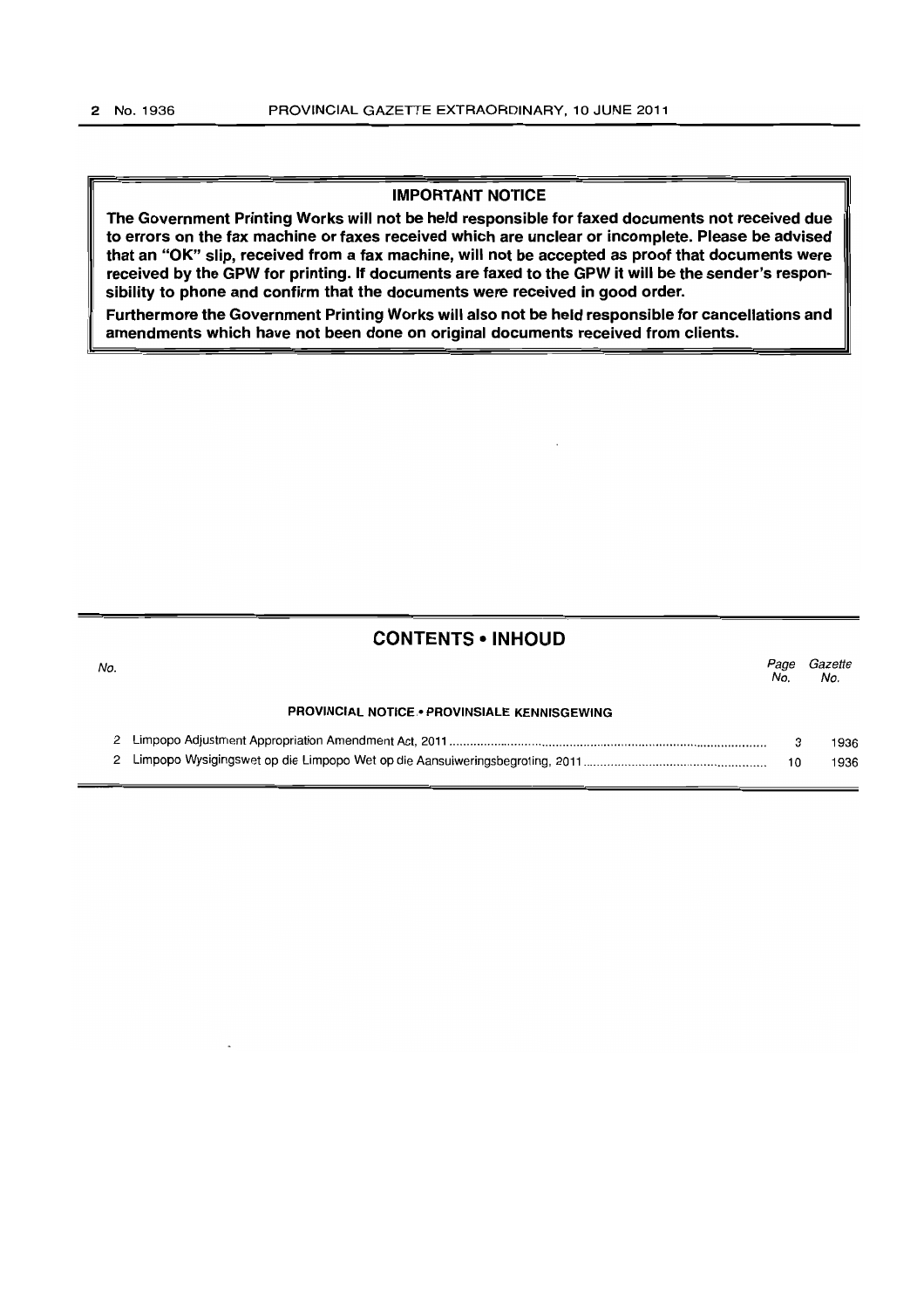## IMPORTANT NOTICE

**The Government Printing Works will not be held responsible for faxed documents not received due to errors on the fax machine or faxes received which are unclear or incomplete. Please be advised that an "OK" slip, received from a fax machine, will not be accepted as proof that documents were received by the GPW for printing. If documents are faxed to the GPW it will be the sender's responsibility to phone and confirm that the documents were received in good order.**

**Furthermore the Government Printing Works will also not be held responsible for cancellations and amendments which have not been done on original documents received from clients.**

## CONTENTS • INHOUD

| No. | | Page No. | Gazette No. |
|---|---|---|---|
| | **PROVINCIAL NOTICE • PROVINSIALE KENNISGEWING** | | |
| 2 | Limpopo Adjustment Appropriation Amendment Act, 2011 | 3 | 1936 |
| 2 | Limpopo Wysigingswet op die Limpopo Wet op die Aansuiweringsbegroting, 2011 | 10 | 1936 |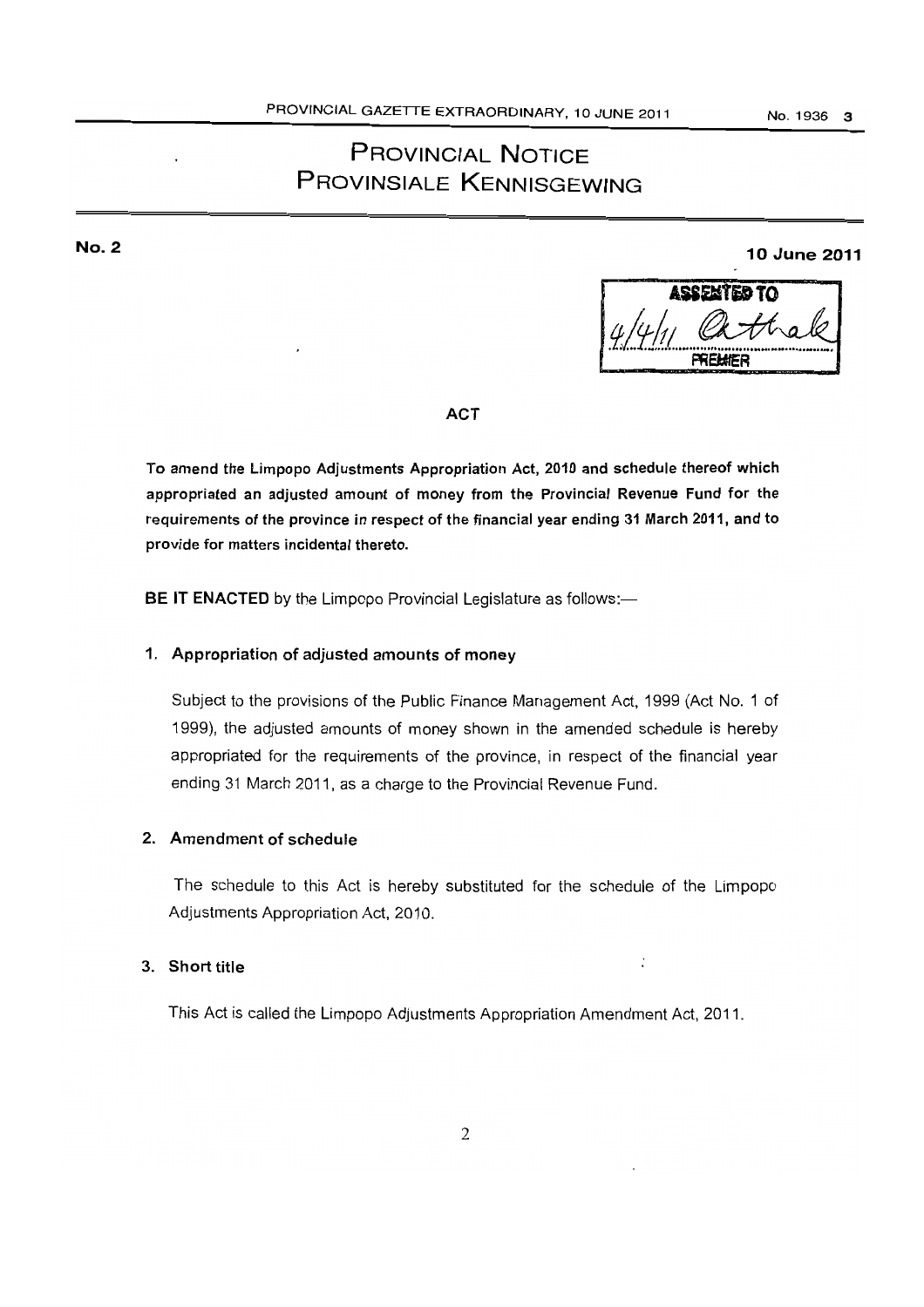# PROVINCIAL NOTICE
# PROVINSIALE KENNISGEWING

**No. 2** **10 June 2011**

ASSENTED TO
4/4/11
PREMIER

## ACT

**To amend the Limpopo Adjustments Appropriation Act, 2010 and schedule thereof which appropriated an adjusted amount of money from the Provincial Revenue Fund for the requirements of the province in respect of the financial year ending 31 March 2011, and to provide for matters incidental thereto.**

**BE IT ENACTED** by the Limpopo Provincial Legislature as follows:—

### 1. Appropriation of adjusted amounts of money

Subject to the provisions of the Public Finance Management Act, 1999 (Act No. 1 of 1999), the adjusted amounts of money shown in the amended schedule is hereby appropriated for the requirements of the province, in respect of the financial year ending 31 March 2011, as a charge to the Provincial Revenue Fund.

### 2. Amendment of schedule

The schedule to this Act is hereby substituted for the schedule of the Limpopo Adjustments Appropriation Act, 2010.

### 3. Short title

This Act is called the Limpopo Adjustments Appropriation Amendment Act, 2011.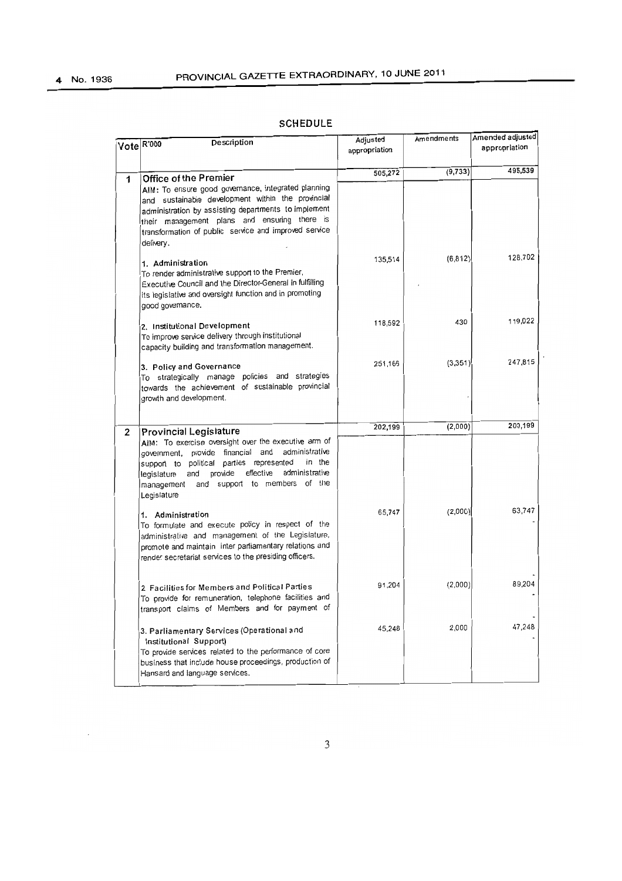## SCHEDULE

| Vote | R'000 Description | Adjusted appropriation | Amendments | Amended adjusted appropriation |
|---|---|---|---|---|
| 1 | **Office of the Premier** | 505,272 | (9,733) | 495,539 |
| | AIM: To ensure good governance, integrated planning and sustainable development within the provincial administration by assisting departments to implement their management plans and ensuring there is transformation of public service and improved service delivery. | | | |
| | **1. Administration** To render administrative support to the Premier, Executive Council and the Director-General in fulfilling its legislative and oversight function and in promoting good governance. | 135,514 | (6,812) | 128,702 |
| | **2. Institutional Development** To improve service delivery through institutional capacity building and transformation management. | 118,592 | 430 | 119,022 |
| | **3. Policy and Governance** To strategically manage policies and strategies towards the achievement of sustainable provincial growth and development. | 251,166 | (3,351) | 247,815 |
| 2 | **Provincial Legislature** | 202,199 | (2,000) | 200,199 |
| | AIM: To exercise oversight over the executive arm of government, provide financial and administrative support to political parties represented in the legislature and provide effective administrative management and support to members of the Legislature | | | |
| | **1. Administration** To formulate and execute policy in respect of the administrative and management of the Legislature, promote and maintain inter parliamentary relations and render secretariat services to the presiding officers. | 65,747 | (2,000) | 63,747 |
| | **2. Facilities for Members and Political Parties** To provide for remuneration, telephone facilities and transport claims of Members and for payment of | 91,204 | (2,000) | 89,204 |
| | **3. Parliamentary Services (Operational and Institutional Support)** To provide services related to the performance of core business that include house proceedings, production of Hansard and language services. | 45,248 | 2,000 | 47,248 |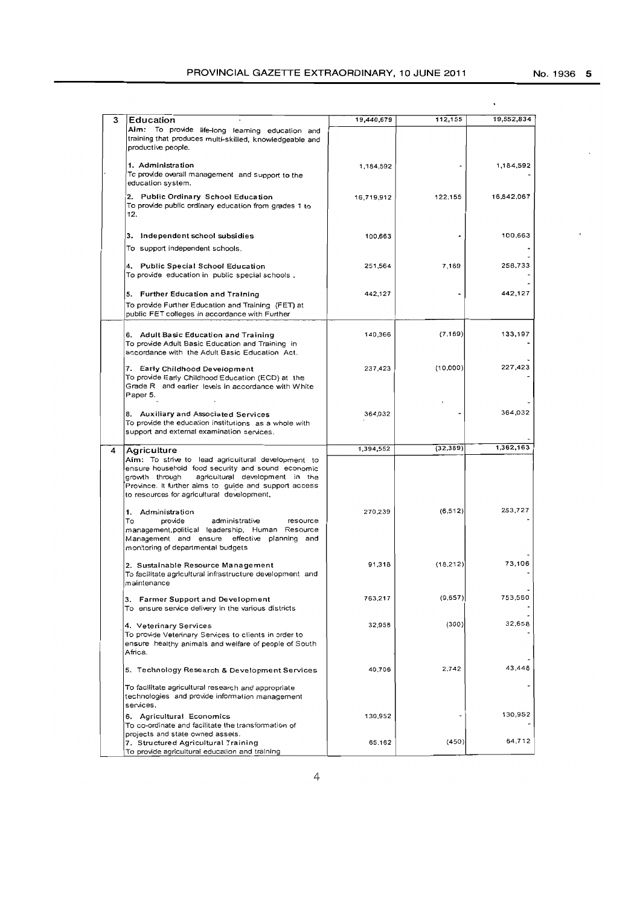| | | | | |
|---|---|---|---|---|
| 3 | **Education**<br>**Aim:** To provide life-long learning education and training that produces multi-skilled, knowledgeable and productive people. | 19,440,679 | 112,155 | 19,552,834 |
| | **1. Administration**<br>To provide overall management and support to the education system. | 1,184,592 | - | 1,184,592<br>- |
| | **2. Public Ordinary School Education**<br>To provide public ordinary education from grades 1 to 12. | 16,719,912 | 122,155 | 16,842,067 |
| | **3. Independent school subsidies**<br>To support independent schools. | 100,663 | - | 100,663<br>-<br>- |
| | **4. Public Special School Education**<br>To provide education in public special schools . | 251,564 | 7,169 | 258,733<br>-<br>- |
| | **5. Further Education and Training**<br>To provide Further Education and Training (FET) at public FET colleges in accordance with Further | 442,127 | - | 442,127 |
| | **6. Adult Basic Education and Training**<br>To provide Adult Basic Education and Training in accordance with the Adult Basic Education Act. | 140,366 | (7,169) | 133,197<br>-<br>- |
| | **7. Early Childhood Development**<br>To provide Early Childhood Education (ECD) at the Grade R and earlier levels in accordance with White Paper 5. | 237,423 | (10,000)<br>- | 227,423<br>-<br>- |
| | **8. Auxiliary and Associated Services**<br>To provide the education institutions as a whole with support and external examination services. | 364,032 | - | 364,032<br>- |
| 4 | **Agriculture**<br>**Aim:** To strive to lead agricultural development to ensure household food security and sound economic growth through agricultural development in the Province. It further aims to guide and support access to resources for agricultural development. | 1,394,552 | (32,389) | 1,362,163 |
| | **1. Administration**<br>To provide administrative resource management,political leadership, Human Resource Management and ensure effective planning and monitoring of departmental budgets | 270,239 | (6,512) | 263,727<br>-<br>- |
| | **2. Sustainable Resource Management**<br>To facilitate agricultural infrastructure development and maintenance | 91,318 | (18,212) | 73,106<br>-<br>- |
| | **3. Farmer Support and Development**<br>To ensure service delivery in the various districts | 763,217 | (9,657) | 753,560<br>-<br>- |
| | **4. Veterinary Services**<br>To provide Veterinary Services to clients in order to ensure healthy animals and welfare of people of South Africa. | 32,958 | (300) | 32,658<br>-<br>- |
| | **5. Technology Research & Development Services**<br>To facilitate agricultural research and appropriate technologies and provide information management services. | 40,706 | 2,742 | 43,448<br>- |
| | **6. Agricultural Economics**<br>To co-ordinate and facilitate the transformation of projects and state owned assets. | 130,952 | - | 130,952<br>- |
| | **7. Structured Agricultural Training**<br>To provide agricultural education and training | 65,162 | (450) | 64,712 |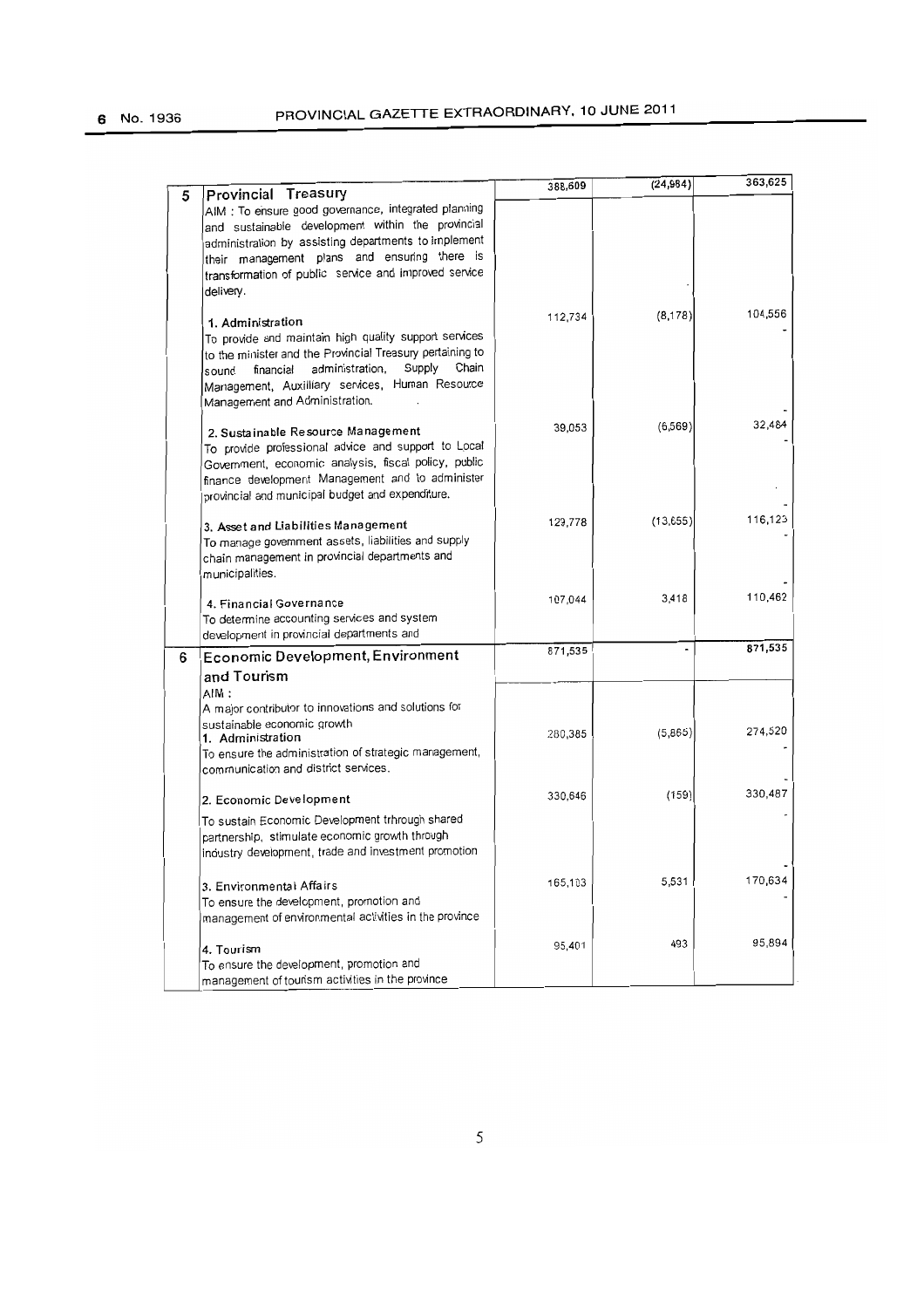| | | | | |
|---|---|---|---|---|
| 5 | **Provincial Treasury**<br>AIM : To ensure good governance, integrated planning and sustainable development within the provincial administration by assisting departments to implement their management plans and ensuring there is transformation of public service and improved service delivery. | 388,609 | (24,984) | 363,625 |
| | **1. Administration**<br>To provide and maintain high quality support services to the minister and the Provincial Treasury pertaining to sound financial administration, Supply Chain Management, Auxilliary services, Human Resource Management and Administration. | 112,734 | (8,178) | 104,556 |
| | **2. Sustainable Resource Management**<br>To provide professional advice and support to Local Government, economic analysis, fiscal policy, public finance development Management and to administer provincial and municipal budget and expenditure. | 39,053 | (6,569) | 32,484 |
| | **3. Asset and Liabilities Management**<br>To manage government assets, liabilities and supply chain management in provincial departments and municipalities. | 129,778 | (13,655) | 116,123 |
| | **4. Financial Governance**<br>To determine accounting services and system development in provincial departments and | 107,044 | 3,418 | 110,462 |
| 6 | **Economic Development, Environment and Tourism**<br>AIM :<br>A major contributor to innovations and solutions for sustainable economic growth | 871,535 | - | 871,535 |
| | **1. Administration**<br>To ensure the administration of strategic management, communication and district services. | 280,385 | (5,865) | 274,520 |
| | **2. Economic Development**<br>To sustain Economic Development trhrough shared partnership, stimulate economic growth through industry development, trade and investment promotion | 330,646 | (159) | 330,487 |
| | **3. Environmental Affairs**<br>To ensure the development, promotion and management of environmental activities in the province | 165,103 | 5,531 | 170,634 |
| | **4. Tourism**<br>To ensure the development, promotion and management of tourism activities in the province | 95,401 | 493 | 95,894 |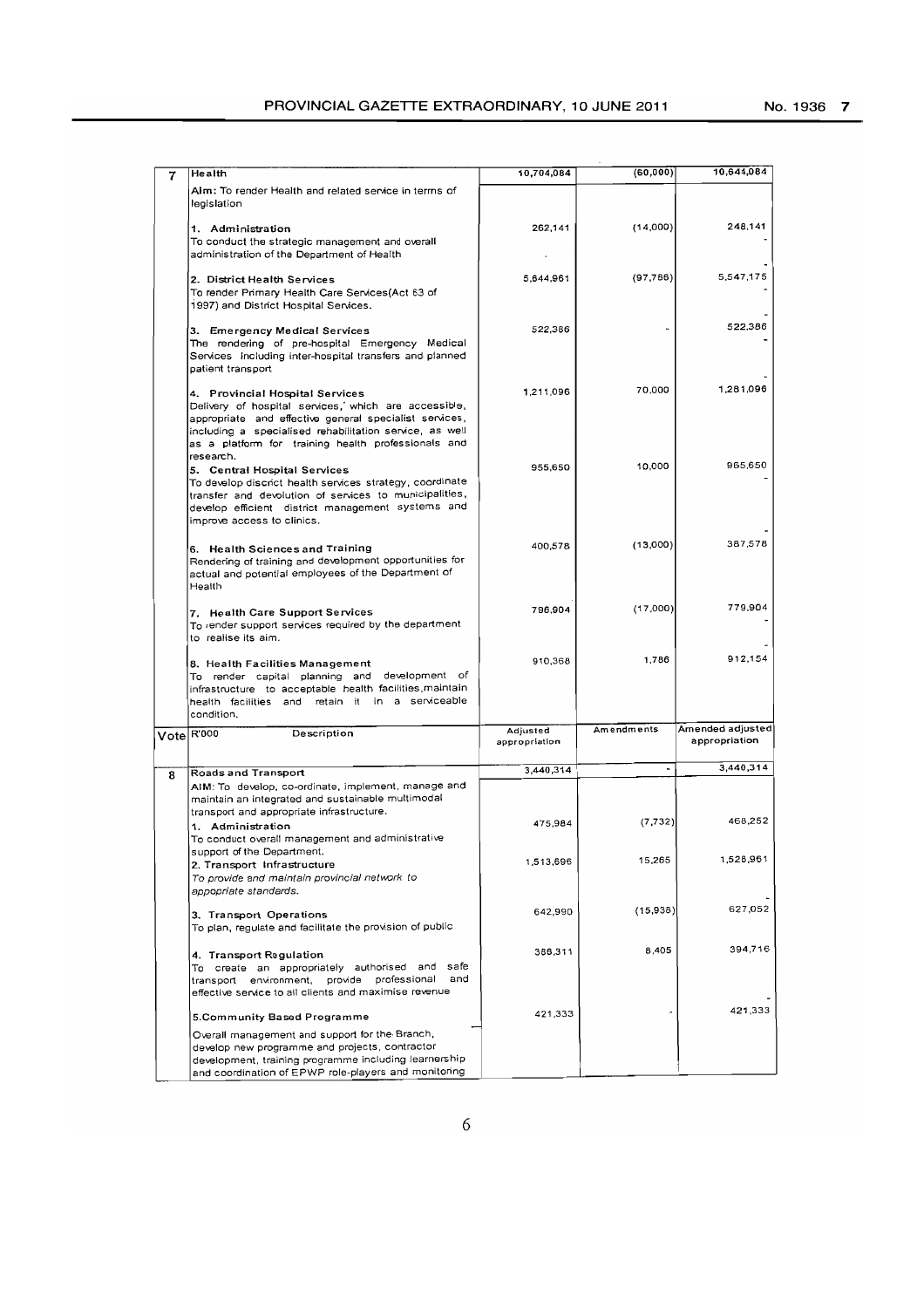| Vote | R'000 Description | Adjusted appropriation | Amendments | Amended adjusted appropriation |
|---|---|---|---|---|
| 7 | **Health** | 10,704,084 | (60,000) | 10,644,084 |
| | **Aim:** To render Health and related service in terms of legislation | | | |
| | **1. Administration** To conduct the strategic management and overall administration of the Department of Health | 262,141 | (14,000) | 248,141 |
| | **2. District Health Services** To render Primary Health Care Services(Act 63 of 1997) and District Hospital Services. | 5,644,961 | (97,786) | 5,547,175 |
| | **3. Emergency Medical Services** The rendering of pre-hospital Emergency Medical Services including inter-hospital transfers and planned patient transport | 522,386 | - | 522,386 |
| | **4. Provincial Hospital Services** Delivery of hospital services, which are accessible, appropriate and effective general specialist services, including a specialised rehabilitation service, as well as a platform for training health professionals and research. | 1,211,096 | 70,000 | 1,281,096 |
| | **5. Central Hospital Services** To develop discrict health services strategy, coordinate transfer and devolution of services to municipalities, develop efficient district management systems and improve access to clinics. | 955,650 | 10,000 | 965,650 |
| | **6. Health Sciences and Training** Rendering of training and development opportunities for actual and potential employees of the Department of Health | 400,578 | (13,000) | 387,578 |
| | **7. Health Care Support Services** To render support services required by the department to realise its aim. | 796,904 | (17,000) | 779,904 |
| | **8. Health Facilities Management** To render capital planning and development of infrastructure to acceptable health facilities,maintain health facilities and retain it in a serviceable condition. | 910,368 | 1,786 | 912,154 |
| 8 | **Roads and Transport** | 3,440,314 | - | 3,440,314 |
| | AIM: To develop, co-ordinate, implement, manage and maintain an integrated and sustainable multimodal transport and appropriate infrastructure. | | | |
| | **1. Administration** To conduct overall management and administrative support of the Department. | 475,984 | (7,732) | 468,252 |
| | **2. Transport Infrastructure** *To provide and maintain provincial network to appopriate standards.* | 1,513,696 | 15,265 | 1,528,961 |
| | **3. Transport Operations** To plan, regulate and facilitate the provision of public | 642,990 | (15,938) | 627,052 |
| | **4. Transport Regulation** To create an appropriately authorised and safe transport environment, provide professional and effective service to all clients and maximise revenue | 386,311 | 8,405 | 394,716 |
| | **5.Community Based Programme** Overall management and support for the Branch, develop new programme and projects, contractor development, training programme including learnership and coordination of EPWP role-players and monitoring | 421,333 | - | 421,333 |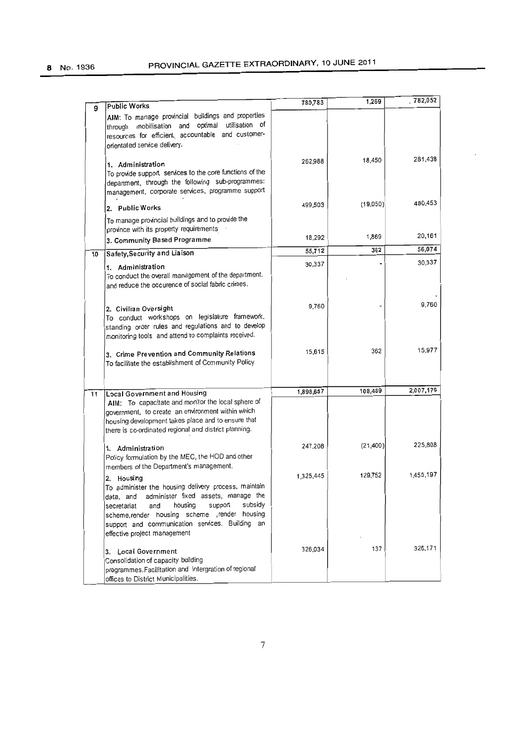| | | | | |
|---|---|---|---|---|
| 9 | **Public Works** | 780,783 | 1,269 | 782,052 |
| | AIM: To manage provincial buildings and properties through mobilisation and optimal utilisation of resources for efficient, accountable and customer-orientated service delivery. | | | |
| | **1. Administration**<br>To provide support services to the core functions of the department, through the following sub-programmes: management, corporate services, programme support | 262,988 | 18,450 | 281,438 |
| | **2. Public Works**<br>To manage provincial buildings and to provide the province with its property requirements | 499,503 | (19,050) | 480,453 |
| | **3. Community Based Programme** | 18,292 | 1,869 | 20,161 |
| 10 | **Safety,Security and Liaison** | 55,712 | 362 | 56,074 |
| | **1. Administration**<br>To conduct the overall management of the department. and reduce the occurence of social fabric crimes. | 30,337 | - | 30,337 |
| | | | | - |
| | **2. Civilian Oversight**<br>To conduct workshops on legislature framework, standing order rules and regulations and to develop monitoring tools and attend to complaints received. | 9,760 | - | 9,760 |
| | **3. Crime Prevention and Community Relations**<br>To facilitate the establishment of Community Policy | 15,615 | 362 | 15,977 |
| 11 | **Local Government and Housing** | 1,898,687 | 108,489 | 2,007,176 |
| | AIM: To capacitate and monitor the local sphere of government, to create an environment within which housing development takes place and to ensure that there is co-ordinated regional and district planning. | | | |
| | **1. Administration**<br>Policy formulation by the MEC, the HOD and other members of the Department's management. | 247,208 | (21,400) | 225,808 |
| | **2. Housing**<br>To administer the housing delivery process, maintain data, and administer fixed assets, manage the secretariat and housing support subsidy scheme,render housing scheme ,render housing support and communication services. Building an effective project management | 1,325,445 | 129,752 | 1,455,197 |
| | **3. Local Government**<br>Consolidation of capacity building programmes.Facilitation and intergration of regional offices to District Municipalities. | 326,034 | 137 | 326,171 |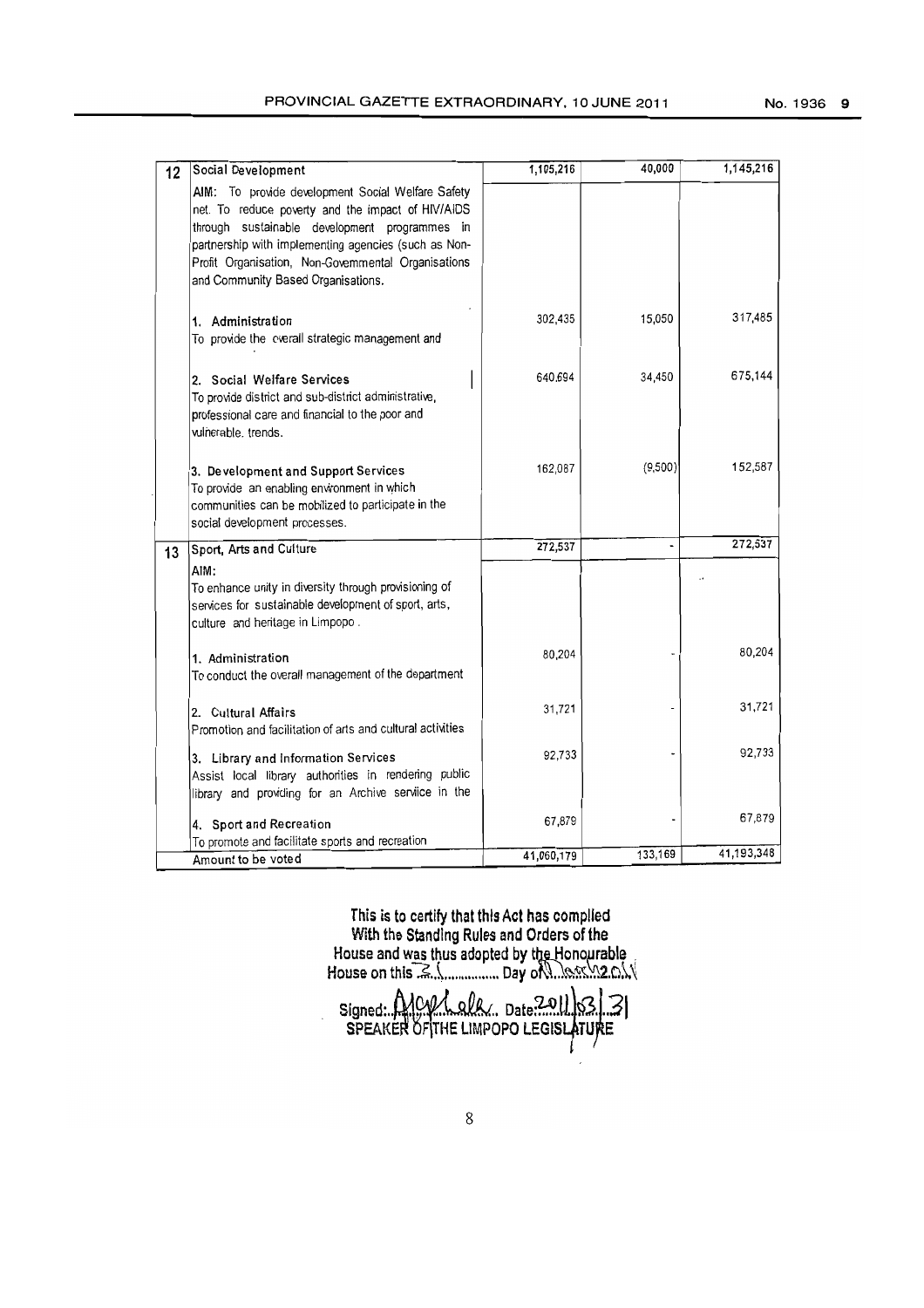| | | | | |
|---|---|---|---|---|
| 12 | **Social Development** | 1,105,216 | 40,000 | 1,145,216 |
| | AIM: To provide development Social Welfare Safety net. To reduce poverty and the impact of HIV/AIDS through sustainable development programmes in partnership with implementing agencies (such as Non-Profit Organisation, Non-Governmental Organisations and Community Based Organisations. | | | |
| | **1. Administration**<br>To provide the overall strategic management and | 302,435 | 15,050 | 317,485 |
| | **2. Social Welfare Services**<br>To provide district and sub-district administrative, professional care and financial to the poor and vulnerable. trends. | 640,694 | 34,450 | 675,144 |
| | **3. Development and Support Services**<br>To provide an enabling environment in which communities can be mobilized to participate in the social development processes. | 162,087 | (9,500) | 152,587 |
| 13 | **Sport, Arts and Culture** | 272,537 | - | 272,537 |
| | AIM:<br>To enhance unity in diversity through provisioning of services for sustainable development of sport, arts, culture and heritage in Limpopo . | | | |
| | **1. Administration**<br>To conduct the overall management of the department | 80,204 | - | 80,204 |
| | **2. Cultural Affairs**<br>Promotion and facilitation of arts and cultural activities | 31,721 | - | 31,721 |
| | **3. Library and Information Services**<br>Assist local library authorities in rendering public library and providing for an Archive serviice in the | 92,733 | - | 92,733 |
| | **4. Sport and Recreation**<br>To promote and facilitate sports and recreation | 67,879 | - | 67,879 |
| | Amount to be voted | 41,060,179 | 133,169 | 41,193,348 |

This is to certify that this Act has complied With the Standing Rules and Orders of the House and was thus adopted by the Honourable House on this 31 Day of March 2011

Signed: Mogalele Date: 2011/03/31
SPEAKER OF THE LIMPOPO LEGISLATURE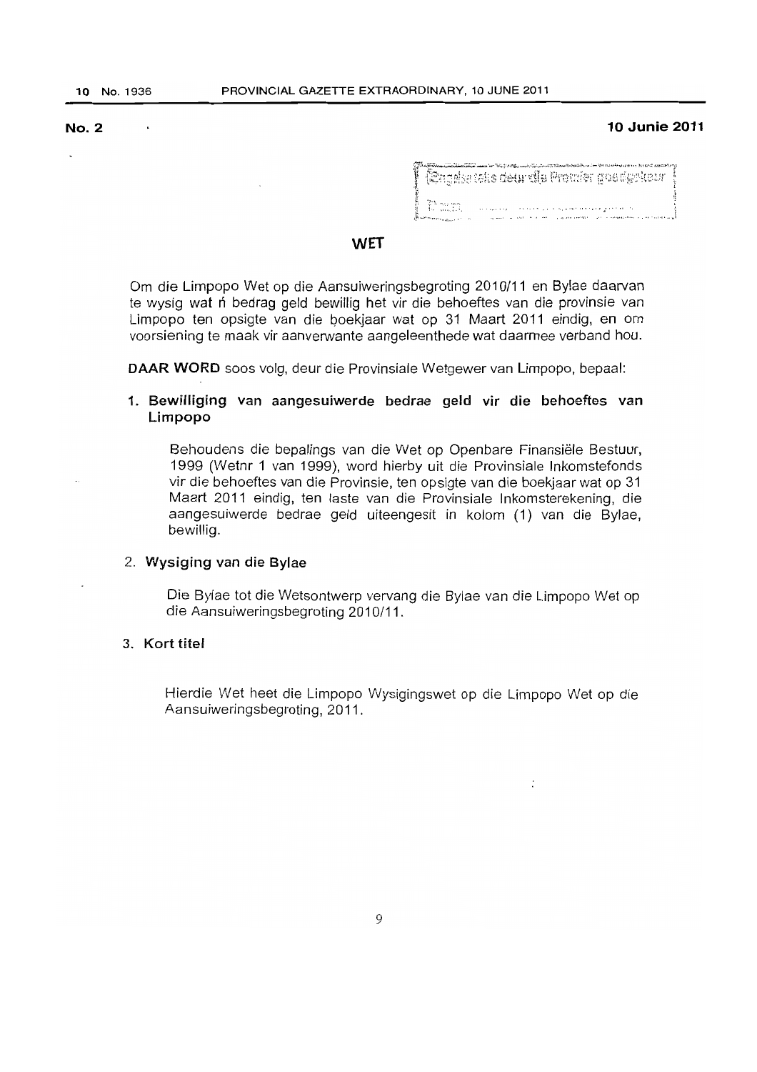**No. 2** **10 Junie 2011**

(Engelse teks deur die Premier goedgekeur)

Datum: ..............................................

## WET

Om die Limpopo Wet op die Aansuiweringsbegroting 2010/11 en Bylae daarvan te wysig wat ñ bedrag geld bewillig het vir die behoeftes van die provinsie van Limpopo ten opsigte van die boekjaar wat op 31 Maart 2011 eindig, en om voorsiening te maak vir aanverwante aangeleenthede wat daarmee verband hou.

**DAAR WORD** soos volg, deur die Provinsiale Wetgewer van Limpopo, bepaal:

### 1. Bewilliging van aangesuiwerde bedrae geld vir die behoeftes van Limpopo

Behoudens die bepalings van die Wet op Openbare Finansiële Bestuur, 1999 (Wetnr 1 van 1999), word hierby uit die Provinsiale Inkomstefonds vir die behoeftes van die Provinsie, ten opsigte van die boekjaar wat op 31 Maart 2011 eindig, ten laste van die Provinsiale Inkomsterekening, die aangesuiwerde bedrae geld uiteengesit in kolom (1) van die Bylae, bewillig.

### 2. Wysiging van die Bylae

Die Bylae tot die Wetsontwerp vervang die Bylae van die Limpopo Wet op die Aansuiweringsbegroting 2010/11.

### 3. Kort titel

Hierdie Wet heet die Limpopo Wysigingswet op die Limpopo Wet op die Aansuiweringsbegroting, 2011.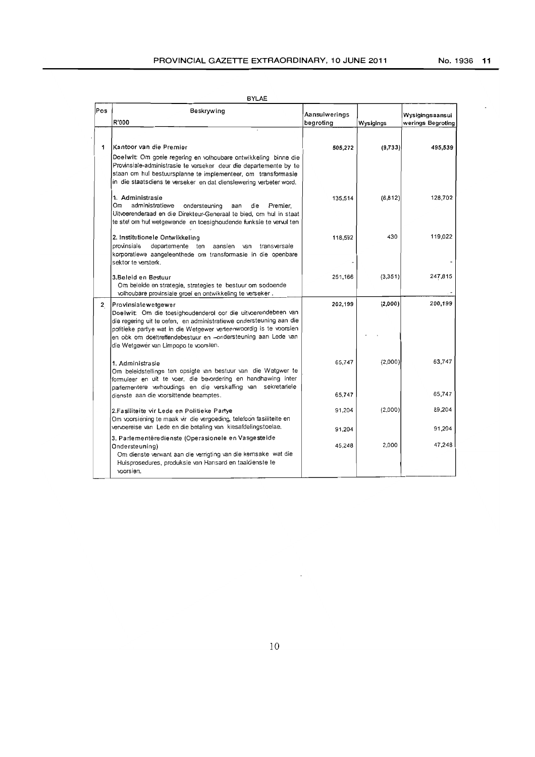BYLAE

| Pos | Beskrywing<br>R'000 | Aansuiwerings begroting | Wysigings | Wysigingsaansui werings Begroting |
|---|---|---|---|---|
| 1 | **Kantoor van die Premier**<br>**Doelwit**: Om goeie regering en volhoubare ontwikkeling binne die Provinsiale-administrasie te verseker deur die departemente by te staan om hul bestuursplanne te implementeer, om transformasie in die staatsdiens te verseker en dat dienslewering verbeter word. | **505,272** | **(9,733)** | **495,539** |
| | 1. Administrasie<br>Om administratiewe ondersteuning aan die Premier, Uitvoerenderaad en die Direkteur-Generaal te bied, om hul in staat te stel om hul wetgewende en toesighoudende funksie te vervul ten | 135,514 | (6,812) | 128,702 |
| | 2. Institutionele Ontwikkeling<br>provinsiale departemente ten aansien van transversale korporatiewe aangeleenthede om transformasie in die openbare sektor te versterk. | 118,592<br>- | 430 | 119,022<br>- |
| | 3.Beleid en Bestuur<br>Om beleide en strategie, strategies te bestuur om sodoende volhoubare provinsiale groei en ontwikkeling te verseker . | 251,166 | (3,351) | 247,815<br>- |
| 2 | **Provinsialewetgewer**<br>**Doelwit**: Om die toesighoudenderol oor die uitvoerendebeen van die regering uit te oefen, en administratiewe ondersteuning aan die politieke partye wat in die Wetgewer verteenwoordig is te voorsien en oök om doeltreffendebestuur en –ondersteuning aan Lede van die Wetgewer van Limpopo te voorsien. | **202,199** | **(2,000)** | **200,199** |
| | 1. Administrasie<br>Om beleidstellings ten opsigte van bestuur van die Wetgwer te formuleer en uit te voer, die bevordering en handhawing inter parlementere verhoudings en die verskaffing van sekretariele dienste aan die voorsittende beamptes. | 65,747<br>65,747 | (2,000) | 63,747<br>65,747 |
| | 2.Fasiliteite vir Lede en Politieke Partye<br>Om voorsiening te maak vir die vergoeding, telefoon fasiliteite en vervoereise van Lede en die betaling van kiesafdelingstoelae. | 91,204<br>91,204 | (2,000) | 89,204<br>91,204 |
| | 3. Parlementêredienste (Operasionele en Vasgestelde Ondersteuning)<br>Om dienste verwant aan die verrigting van die kernsake wat die Huisprosedures, produksie van Hansard en taaldienste te voorsien. | 45,248 | 2,000 | 47,248 |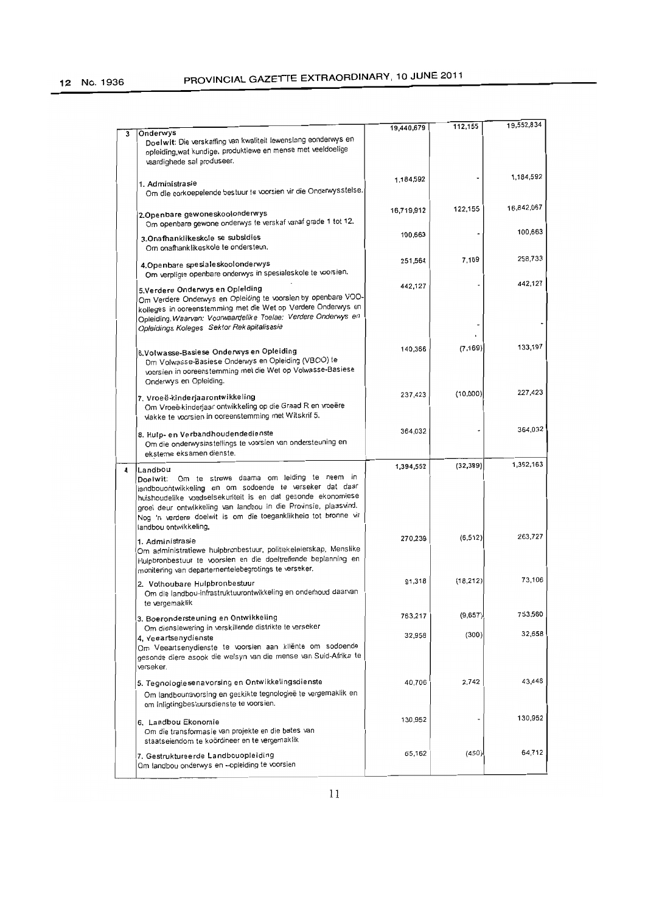| | | | | |
|---|---|---|---|---|
| 3 | **Onderwys**<br>**Doelwit**: Die verskaffing van kwaliteit lewenslang eonderwys en opleiding,wat kundige, produktiewe en mense met veeldoelige vaardighede sal produseer. | 19,440,679 | 112,155 | 19,552,834 |
| | **1. Administrasie**<br>Om die oorkoepelende bestuur te voorsien vir die Onderwysstelse. | 1,184,592 | - | 1,184,592 |
| | **2.Openbare gewoneskoolonderwys**<br>Om openbare gewone onderwys te verskaf vanaf grade 1 tot 12. | 16,719,912 | 122,155 | 16,842,067 |
| | **3.Onafhanklikeskole se subsidies**<br>Om onafhanklikeskole te ondersteun. | 100,663 | - | 100,663 |
| | **4.Openbare spesialeskoolonderwys**<br>Om verpligte openbare onderwys in spesialeskole te voorsien. | 251,564 | 7,169 | 258,733 |
| | **5.Verdere Onderwys en Opleiding**<br>Om Verdere Onderwys en Opleiding te voorsien by openbare VOO-kolleges in ooreenstemming met die Wet op Verdere Onderwys en Opleiding. *Waarvan: Voorwaardelike Toelae: Verdere Onderwys en Opleidings Koleges Sektor Rekapitalisasie* | 442,127<br><br><br>- | -<br><br><br>- | 442,127<br><br><br>- |
| | **6.Volwasse-Basiese Onderwys en Opleiding**<br>Om Volwasse-Basiese Onderwys en Opleiding (VBOO) te voorsien in ooreenstemming met die Wet op Volwasse-Basiese Onderwys en Opleiding. | 140,366 | (7,169) | 133,197 |
| | **7. Vroeë-kinderjaarontwikkeling**<br>Om Vroeë-kinderjaar ontwikkeling op die Graad R en vroeëre vlakke te voorsien in ooreenstemming met Witskrif 5. | 237,423 | (10,000) | 227,423 |
| | **8. Hulp- en Verbandhoudendedienste**<br>Om die onderwysinstellings te voorsien van ondersteuning en eksterne eksamen dienste. | 364,032 | - | 364,032 |
| 4 | **Landbou**<br>**Doelwit**: Om te strewe daarna om leiding te neem in landbouontwikkeling en om sodoende te verseker dat daar huishoudelike voedselsekuriteit is en dat gesonde ekonomiese groei deur ontwikkeling van landbou in die Provinsie, plaasvind. Nog 'n verdere doelwit is om die toeganklikheid tot bronne vir landbou ontwikkeling. | 1,394,552 | (32,389) | 1,362,163 |
| | **1. Administrasie**<br>Om administratiewe hulpbronbestuur, politiekeleierskap, Menslike Hulpbronbestuur te voorsien en die doeltreffende beplanning en monitering van departementelebegrotings te verseker. | 270,239 | (6,512) | 263,727 |
| | **2. Volhoubare Hulpbronbestuur**<br>Om die landbou-infrastruktuurontwikkeling en onderhoud daarvan te vergemaklik | 91,318 | (18,212) | 73,106 |
| | **3. Boerondersteuning en Ontwikkeling**<br>Om dienslewering in verskillende distrikte te verseker | 763,217 | (9,657) | 753,560 |
| | **4. Veeartsenydienste**<br>Om Veeartsenydienste te voorsien aan kliënte om sodoende gesonde diere asook die welsyn van die mense van Suid-Afrika te verseker. | 32,958 | (300) | 32,658 |
| | **5. Tegnologiesenavorsing en Ontwikkelingsdienste**<br>Om landbounavorsing en geskikte tegnologieë te vergemaklik en om inligtingbestuursdienste te voorsien. | 40,706 | 2,742 | 43,448 |
| | **6. Landbou Ekonomie**<br>Om die transformasie van projekte en die bates van staatseiendom te koördineer en te vergemaklik | 130,952 | - | 130,952 |
| | **7. Gestruktureerde Landbouopleiding**<br>Om landbou onderwys en –opleiding te voorsien | 65,162 | (450) | 64,712 |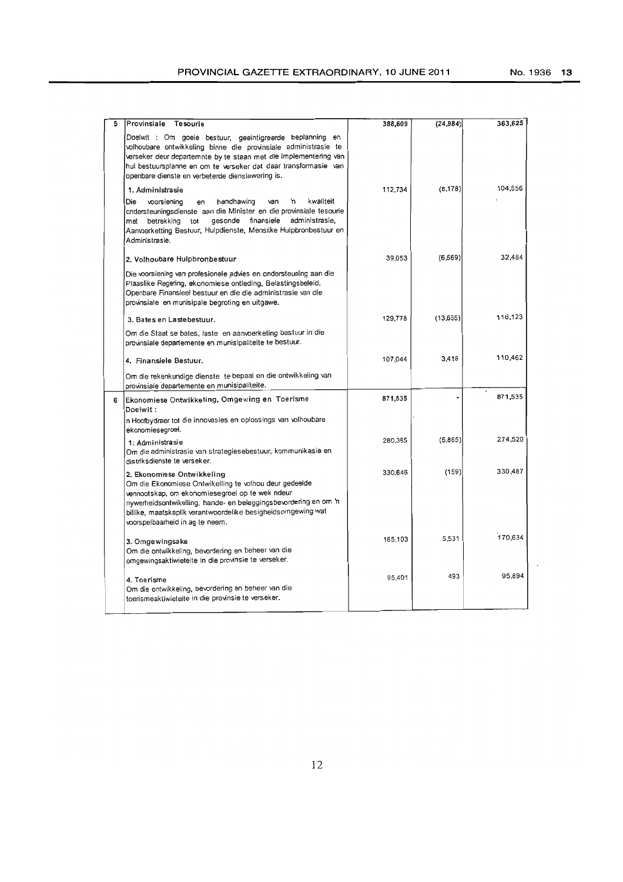| | | | | |
|---|---|---|---|---|
| 5 | **Provinsiale Tesourie**<br>Doelwit : Om goeie bestuur, geïntigreerde beplanning en volhoubare ontwikkeling binne die provinsiale administrasie te verseker deur departemnte by te staan met die implementering van hul bestuursplanne en om te verseker dat daar transformasie van openbare dienste en verbeterde dienslewering is. | 388,609 | (24,984) | 363,625 |
| | 1. Administrasie<br>Die voorsiening en handhawing van 'n kwaliteit ondersteuningsdienste aan die Minister en die provinsiale tesourie met betrekking tot gesonde finansiele administrasie, Aanvoerketting Bestuur, Hulpdienste, Menslike Hulpbronbestuur en Administrasie. | 112,734 | (8,178) | 104,556 |
| | 2. Volhoubare Hulpbronbestuur<br>Die voorsiening van profesionele advies en ondersteuning aan die Plaaslike Regering, ekonomiese ontleding, Belastingsbeleid, Openbare Finansieel bestuur en die die administrasie van die provinsiale en munisipale begroting en uitgawe. | 39,053 | (6,569) | 32,484 |
| | 3. Bates en Lastebestuur.<br>Om die Staat se bates, laste en aanvoerketing bestuur in die provinsiale departemente en munisipaliteite te bestuur. | 129,778 | (13,655) | 116,123 |
| | 4. Finansiele Bestuur.<br>Om die rekenkundige dienste te bepaal en die ontwikkeling van provinsiale departemente en munisipaliteite. | 107,044 | 3,418 | 110,462 |
| 6 | **Ekonomiese Ontwikkeling, Omgewing en Toerisme**<br>Doelwit :<br>n Hoofbydraer tot die innovasies en oplossings van volhoubare ekonomiesegroei. | 871,535 | - | 871,535 |
| | 1: Administrasie<br>Om die administrasie van strategiesebestuur, kommunikasie en distriksdienste te verseker. | 280,385 | (5,865) | 274,520 |
| | 2. Ekonomiese Ontwikkeling<br>Om die Ekonomiese Ontwikkeling te volhou deur gedeelde vennootskap, om ekonomiesegroei op te wek ndeur nywerheidsontwikkeling, hande- en beleggingsbevordering en om 'n billike, maatskaplik verantwoordelike besigheidsomgewing wat voorspelbaarheid in ag te neem. | 330,646 | (159) | 330,487 |
| | 3. Omgewingsake<br>Om die ontwikkeling, bevordering en beheer van die omgewingsaktiwieteite in die provinsie te verseker. | 165,103 | 5,531 | 170,634 |
| | 4. Toerisme<br>Om die ontwikkeling, bevordering en beheer van die toerismeaktiwieteite in die provinsie te verseker. | 95,401 | 493 | 95,894 |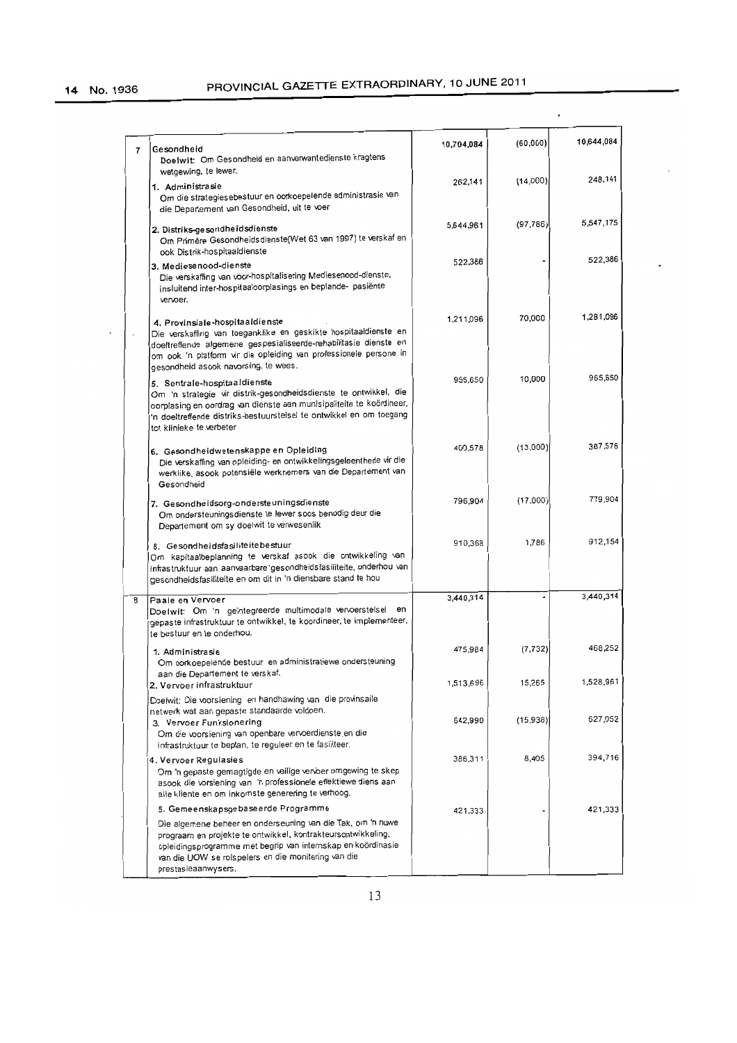| | | | | |
|---|---|---|---|---|
| 7 | **Gesondheid**<br>**Doelwit:** Om Gesondheid en aanverwantedienste kragtens wetgewing, te lewer. | 10,704,084 | (60,000) | 10,644,084 |
| | **1. Administrasie**<br>Om die strategiesebestuur en oorkoepelende administrasie van die Departement van Gesondheid, uit te voer | 262,141 | (14,000) | 248,141 |
| | **2. Distriks-gesondheidsdienste**<br>Om Primêre Gesondheidsdienste(Wet 63 van 1997) te verskaf en ook Distrik-hospitaaldienste | 5,644,961 | (97,786) | 5,547,175 |
| | **3. Mediesenood-dienste**<br>Die verskaffing van voor-hospitalisering Mediesenood-dienste, insluitend inter-hospitaaloorplasings en beplande- pasiënte vervoer. | 522,386 | - | 522,386 |
| | **4. Provinsiale-hospitaaldienste**<br>Die verskaffing van toeganklike en geskikte hospitaaldienste en doeltreffende algemene gespesialiseerde-rehabilitasie dienste en om ook 'n platform vir die opleiding van professionele persone in gesondheid asook navorsing, te wees. | 1,211,096 | 70,000 | 1,281,096 |
| | **5. Sentrale-hospitaaldienste**<br>Om 'n strategie vir distrik-gesondheidsdienste te ontwikkel, die oorplasing en oordrag van dienste aan munisipaliteite te koördineer, 'n doeltreffende distriks-bestuurstelsel te ontwikkel en om toegang tot klinieke te verbeter | 955,650 | 10,000 | 965,650 |
| | **6. Gesondheidwetenskappe en Opleiding**<br>Die verskaffing van opleiding- en ontwikkelingsgeleenthede vir die werklike, asook potensiële werknemers van die Departement van Gesondheid | 400,578 | (13,000) | 387,578 |
| | **7. Gesondheidsorg-ondersteuningsdienste**<br>Om ondersteuningsdienste te lewer soos benodig deur die Departement om sy doelwit te verwesenlik | 796,904 | (17,000) | 779,904 |
| | **8. Gesondheidsfasiliteitebestuur**<br>Om kapitaalbeplanning te verskaf asook die ontwikkeling van infrastruktuur aan aanvaarbare gesondheidsfasiliteite, onderhou van gesondheidsfasiliteite en om dit in 'n diensbare stand te hou | 910,368 | 1,786 | 912,154 |
| 8 | **Paaie en Vervoer**<br>**Doelwit:** Om 'n geïntegreerde multimodale vervoerstelsel en gepaste infrastruktuur te ontwikkel, te koordineer, te implementeer, te bestuur en te onderhou. | 3,440,314 | - | 3,440,314 |
| | **1. Administrasie**<br>Om oorkoepelende bestuur en administratiewe ondersteuning aan die Departement te verskaf. | 475,984 | (7,732) | 468,252 |
| | **2. Vervoer infrastruktuur**<br>Doelwit: Die voorsiening en handhawing van die provinsaile netwerk wat aan gepaste standaarde voldoen. | 1,513,696 | 15,265 | 1,528,961 |
| | **3. Vervoer Funksionering**<br>Om die voorsiening van openbare vervoerdienste en die infrastruktuur te beplan, te reguleer en te fasiliteer. | 642,990 | (15,938) | 627,052 |
| | **4. Vervoer Regulasies**<br>Om 'n gepaste gemagtigde en veilige verboer omgewing te skep asook die vorsiening van 'n professionele effektiewe diens aan alle kliente en om inkomste generering te verhoog. | 386,311 | 8,405 | 394,716 |
| | **5. Gemeenskapsgebaseerde Programme**<br>Die algemene beheer en ondersteuning van die Tak, om 'n nuwe program en projekte te ontwikkel, kontrakteursontwikkeling, opleidingsprogramme met begrip van internskap en koördinasie van die UOW se rolspelers en die monitering van die prestasieaanwysers. | 421,333 | - | 421,333 |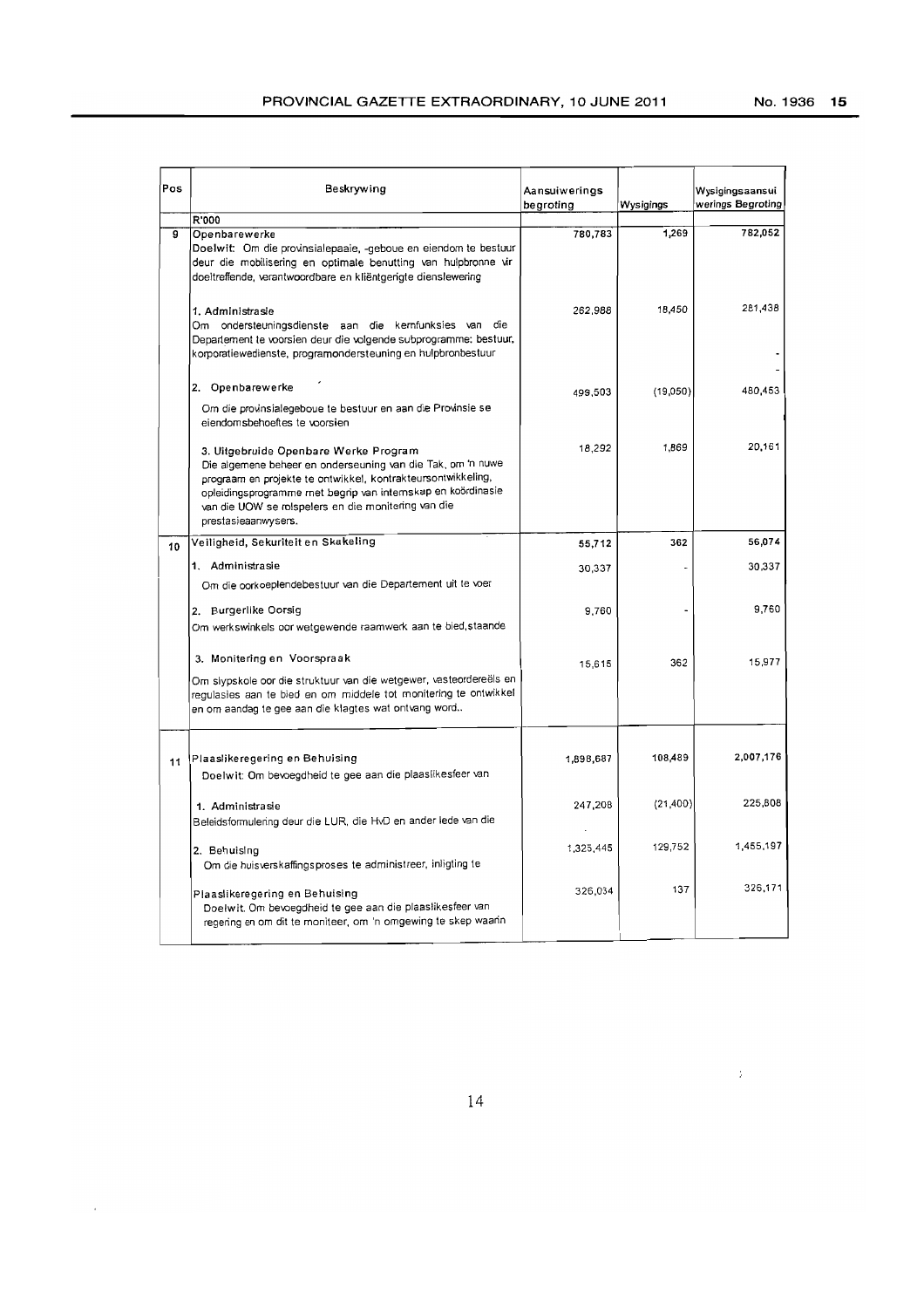| Pos | Beskrywing | Aansuiwerings begroting | Wysigings | Wysigingsaansuiwerings Begroting |
|---|---|---|---|---|
| | R'000 | | | |
| 9 | Openbarewerke<br>Doelwit: Om die provinsialepaaie, -geboue en eiendom te bestuur deur die mobilisering en optimale benutting van hulpbronne vir doeltreffende, verantwoordbare en kliëntgerigte dienslewering | 780,783 | 1,269 | 782,052 |
| | 1. Administrasie<br>Om ondersteuningsdienste aan die kernfunksies van die Departement te voorsien deur die volgende subprogramme: bestuur, korporatiewedienste, programondersteuning en hulpbronbestuur | 262,988 | 18,450 | 281,438 |
| | 2. Openbarewerke<br>Om die provinsialegeboue te bestuur en aan die Provinsie se eiendomsbehoeftes te voorsien | 499,503 | (19,050) | 480,453 |
| | 3. Uitgebruide Openbare Werke Program<br>Die algemene beheer en onderseuning van die Tak, om 'n nuwe program en projekte te ontwikkel, kontrakteursontwikkeling, opleidingsprogramme met begrip van internskap en koördinasie van die UOW se rolspelers en die monitering van die prestasieaanwysers. | 18,292 | 1,869 | 20,161 |
| 10 | Veiligheid, Sekuriteit en Skakeling | 55,712 | 362 | 56,074 |
| | 1. Administrasie<br>Om die oorkoeplendebestuur van die Departement uit te voer | 30,337 | - | 30,337 |
| | 2. Burgerlike Oorsig<br>Om werkswinkels oor wetgewende raamwerk aan te bied,staande | 9,760 | - | 9,760 |
| | 3. Monitering en Voorspraak<br>Om slypskole oor die struktuur van die wetgewer, vasteordereëls en regulasies aan te bied en om middele tot monitering te ontwikkel en om aandag te gee aan die klagtes wat ontvang word.. | 15,615 | 362 | 15,977 |
| 11 | Plaaslikeregering en Behuising<br>Doelwit: Om bevoegdheid te gee aan die plaaslikesfeer van | 1,898,687 | 108,489 | 2,007,176 |
| | 1. Administrasie<br>Beleidsformulering deur die LUR, die HvD en ander lede van die | 247,208 | (21,400) | 225,808 |
| | 2. Behuising<br>Om die huisverskaffingsproses te administreer, inligting te | 1,325,445 | 129,752 | 1,455,197 |
| | Plaaslikeregering en Behuising<br>Doelwit. Om bevoegdheid te gee aan die plaaslikesfeer van regering en om dit te moniteer, om 'n omgewing te skep waarin | 326,034 | 137 | 326,171 |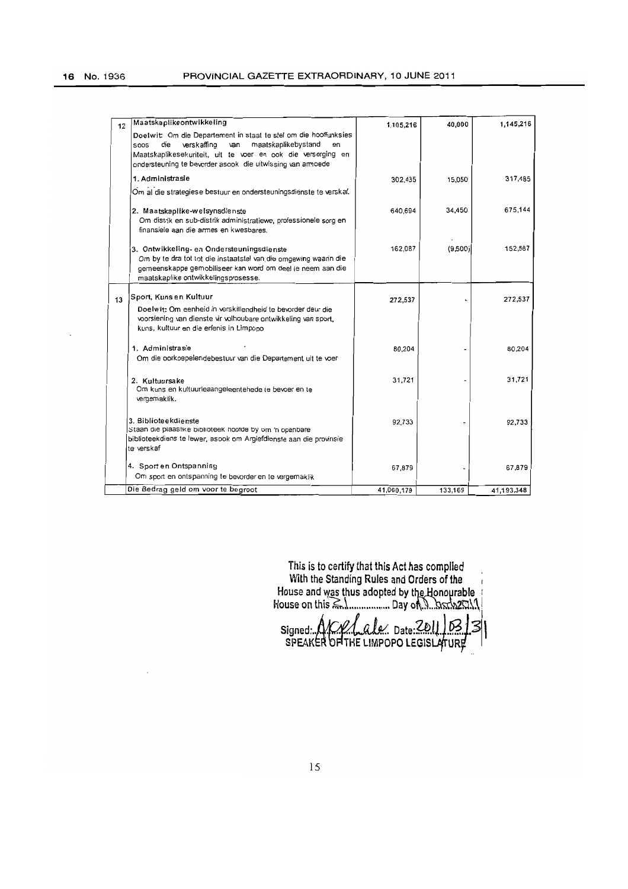| | | | | |
|---|---|---|---|---|
| 12 | **Maatskaplikeontwikkeling**<br>Doelwit: Om die Departement in staat te stel om die hooffunksies soos die verskaffing van maatskaplikebystand en Maatskaplikesekuriteit, uit te voer en ook die versorging en ondersteuning te bevorder asook die uitwissing van armoede | 1,105,216 | 40,000 | 1,145,216 |
| | **1. Administrasie**<br>Om al die strategiese bestuur en ondersteuningsdienste te verskaf. | 302,435 | 15,050 | 317,485 |
| | **2. Maatskaplike-welsynsdienste**<br>Om distrik en sub-distrik administratiewe, professionele sorg en finansiele aan die armes en kwesbares. | 640,694 | 34,450 | 675,144 |
| | **3. Ontwikkeling- en Ondersteuningsdienste**<br>Om by te dra tot tot die instaatstel van die omgewing waarin die gemeenskappe gemobiliseer kan word om deel te neem aan die maatskaplike ontwikkelingsprosesse. | 162,087 | (9,500) | 152,587 |
| 13 | **Sport, Kuns en Kultuur**<br>Doelwit: Om eenheid in verskillendheid te bevorder deur die voorsiening van dienste vir volhoubare ontwikkeling van sport, kuns, kultuur en die erfenis in Limpopo | 272,537 | - | 272,537 |
| | **1. Administrasie**<br>Om die oorkoepelendebestuur van die Departement uit te voer | 80,204 | - | 80,204 |
| | **2. Kultuursake**<br>Om kuns en kultuurleaangeleentehede te bevoer en te vergemaklik. | 31,721 | - | 31,721 |
| | **3. Biblioteekdienste**<br>Staan die plaaslike biblioteek hoofde by om 'n openbare biblioteekdiens te lewer, asook om Argiefdienste aan die provinsie te verskaf | 92,733 | - | 92,733 |
| | **4. Sport en Ontspanning**<br>Om sport en ontspanning te bevorder en te vergemaklik | 67,879 | - | 67,879 |
| | Die Bedrag geld om voor te begroot | 41,060,179 | 133,169 | 41,193,348 |

This is to certify that this Act has complied With the Standing Rules and Orders of the House and was thus adopted by the Honourable House on this 31 Day of March 2011

Signed: [signature] Date: 2011/03/31
SPEAKER OF THE LIMPOPO LEGISLATURE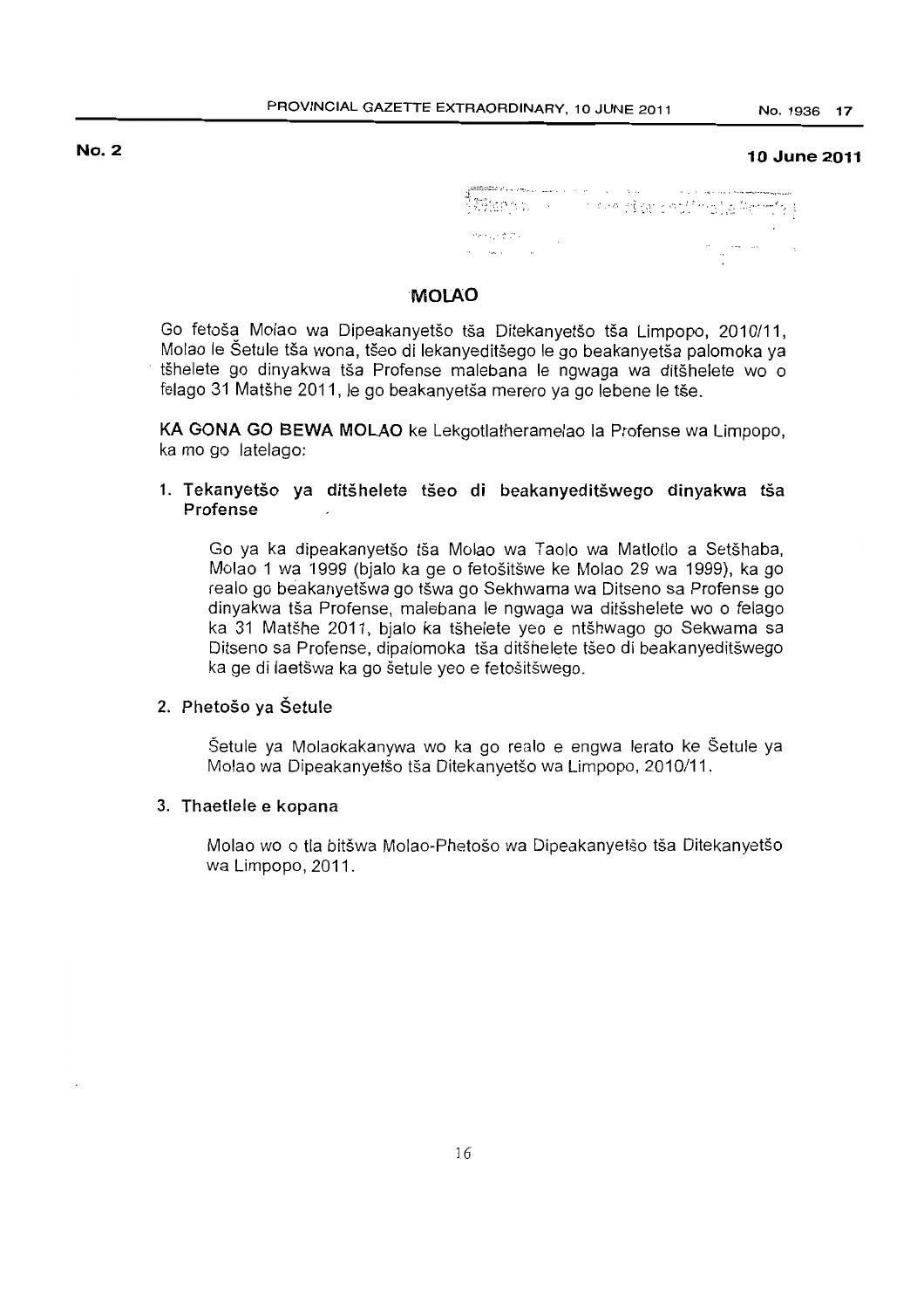**No. 2**

**10 June 2011**

## MOLAO

Go fetoša Molao wa Dipeakanyetšo tša Ditekanyetšo tša Limpopo, 2010/11, Molao le Šetule tša wona, tšeo di lekanyeditšego le go beakanyetša palomoka ya tšhelete go dinyakwa tša Profense malebana le ngwaga wa ditšhelete wo o felago 31 Matšhe 2011, le go beakanyetša merero ya go lebene le tše.

**KA GONA GO BEWA MOLAO** ke Lekgotlatheramelao la Profense wa Limpopo, ka mo go latelago:

1. **Tekanyetšo ya ditšhelete tšeo di beakanyeditšwego dinyakwa tša Profense**

   Go ya ka dipeakanyetšo tša Molao wa Taolo wa Matlotlo a Setšhaba, Molao 1 wa 1999 (bjalo ka ge o fetošitšwe ke Molao 29 wa 1999), ka go realo go beakanyetšwa go tšwa go Sekhwama wa Ditseno sa Profense go dinyakwa tša Profense, malebana le ngwaga wa ditšshelete wo o felago ka 31 Matšhe 2011, bjalo ka tšhelete yeo e ntšhwago go Sekwama sa Ditseno sa Profense, dipalomoka tša ditšhelete tšeo di beakanyeditšwego ka ge di laetšwa ka go šetule yeo e fetošitšwego.

2. **Phetošo ya Šetule**

   Šetule ya Molaokakanywa wo ka go realo e engwa lerato ke Šetule ya Molao wa Dipeakanyetšo tša Ditekanyetšo wa Limpopo, 2010/11.

3. **Thaetlele e kopana**

   Molao wo o tla bitšwa Molao-Phetošo wa Dipeakanyetšo tša Ditekanyetšo wa Limpopo, 2011.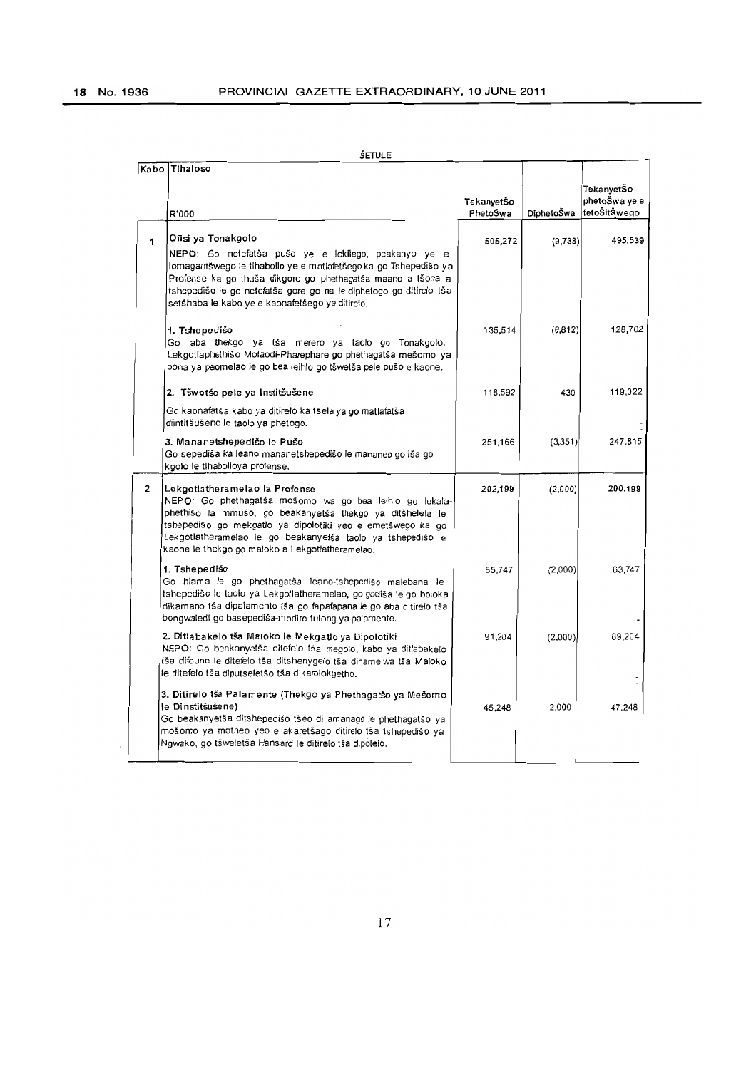ŠETULE

| Kabo | Tlhaloso<br><br>R'000 | TekanyetŠo PhetoŠwa | DiphetoŠwa | TekanyetŠo phetoŠwa ye e fetoŠitŠwego |
|---|---|---|---|---|
| 1 | **Ofisi ya Tonakgolo**<br>**NEPO**: Go netefatša pušo ye e lokilego, peakanyo ye e lomaganyitšwego le tlhabollo ye e matlafetšego ka go Tshepedišo ya Profense ka go thuša dikgoro go phethagatša maano a tšona a tshepedišo le go netefatša gore go na le diphetogo go ditirelo tša setšhaba le kabo ye e kaonafetšego ya ditirelo. | 505,272 | (9,733) | 495,539 |
| | **1. Tshepedišo**<br>Go aba thekgo ya tša merero ya taolo go Tonakgolo, Lekgotlaphethišo Molaodi-Pharephare go phethagatša mešomo ya bona ya peomelao le go bea leihlo go tšwetša pele pušo e kaone. | 135,514 | (6,812) | 128,702 |
| | **2. Tšwetšo pele ya Institšušene**<br>Go kaonafatša kabo ya ditirelo ka tsela ya go matlafatša diintitšušene le taolo ya phetogo. | 118,592 | 430 | 119,022 |
| | **3. Mananetshepedišo le Pušo**<br>Go sepediša ka leano mananetshepedišo le mananeo go iša go kgolo le tlhabolloya profense. | 251,166 | (3,351) | 247,815 |
| 2 | **Lekgotlatheramelao la Profense**<br>**NEPO**: Go phethagatša mošomo wa go bea leihlo go lekala-phethišo la mmušo, go beakanyetša thekgo ya ditšhelete le tshepedišo go mekgatlo ya dipolotiki yeo e emetšwego ka go Lekgotlatheramelao le go beakanyetša taolo ya tshepedišo e kaone le thekgo go maloko a Lekgotlatheramelao. | 202,199 | (2,000) | 200,199 |
| | **1. Tshepedišo**<br>Go hlama le go phethagatša leano-tshepedišo malebana le tshepedišo le taolo ya Lekgotlatheramelao, go godiša le go boloka dikamano tša dipalamente tša go fapafapana le go aba ditirelo tša bongwaledi go basepediša-modiro tulong ya palamente. | 65,747 | (2,000) | 63,747 |
| | **2. Ditlabakelo tša Maloko le Mekgatlo ya Dipolotiki**<br>**NEPO**: Go beakanyetša ditefelo tša megolo, kabo ya ditlabakelo tša difoune le ditefelo tša ditshenyegelo tša dinamelwa tša Maloko le ditefelo tša diputseletšo tša dikarolokgetho. | 91,204 | (2,000) | 89,204 |
| | **3. Ditirelo tša Palamente (Thekgo ya Phethagatšo ya Mešomo le Dinstitšušene)**<br>Go beakanyetša ditshepedišo tšeo di amanago le phethagatšo ya mošomo ya motheo yeo e akaretšago ditirelo tša tshepedišo ya Ngwako, go tšweletša Hansard le ditirelo tša dipolelo. | 45,248 | 2,000 | 47,248 |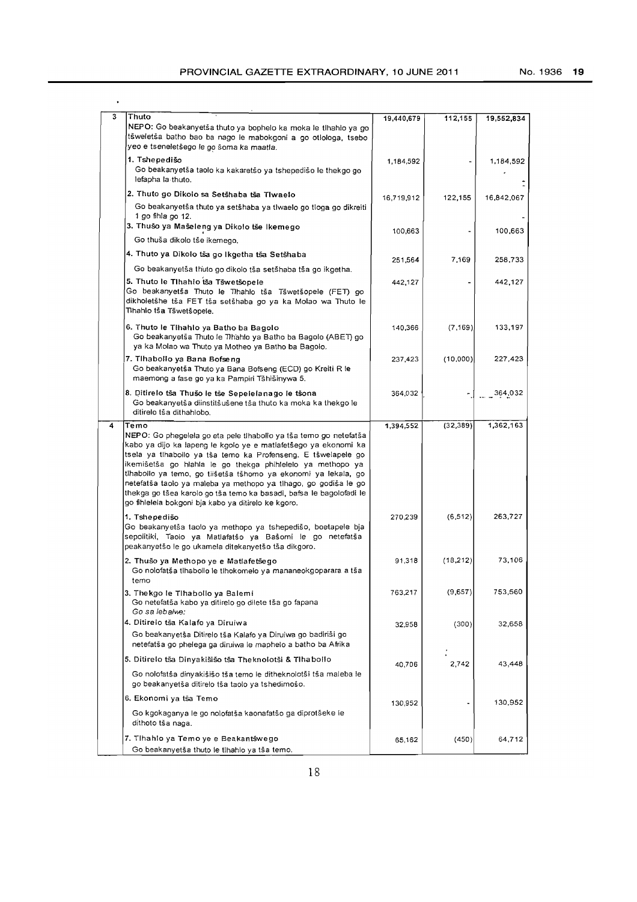| | | | | |
|---|---|---|---|---|
| 3 | **Thuto**<br>**NEPO:** Go beakanyetša thuto ya bophelo ka moka le tlhahlo ya go tšweletša batho bao ba nago le mabokgoni a go otlologa, tsebo yeo e tseneletšego *le go šoma ka maatla.* | **19,440,679** | **112,155** | **19,552,834** |
| | **1. Tshepedišo**<br>Go beakanyetša taolo ka kakaretšo ya tshepedišo le thekgo go lefapha la thuto. | 1,184,592 | - | 1,184,592 |
| | **2. Thuto go Dikolo sa Setšhaba tša Tlwaelo**<br>Go beakanyetša thuto ya setšhaba ya tlwaelo go tloga go dikreiti 1 go fihla go 12. | 16,719,912 | 122,155 | 16,842,067 |
| | **3. Thušo ya Mašeleng ya Dikolo tše Ikemego**<br>Go thuša dikolo tše ikemego. | 100,663 | - | 100,663 |
| | **4. Thuto ya Dikolo tša go Ikgetha tša Setšhaba**<br>Go beakanyetša thuto go dikolo tša setšhaba tša go ikgetha. | 251,564 | 7,169 | 258,733 |
| | **5. Thuto le Tlhahlo tša Tšwetšopele**<br>Go beakanyetša Thuto le Tlhahlo tša Tšwetšopele (FET) go dikholetšhe tša FET tša setšhaba go ya ka Molao wa Thuto le Tlhahlo tša Tšwetšopele. | 442,127 | - | 442,127 |
| | **6. Thuto le Tlhahlo ya Batho ba Bagolo**<br>Go beakanyetša Thuto le Tlhahlo ya Batho ba Bagolo (ABET) go ya ka Molao wa Thuto ya Motheo ya Batho ba Bagolo. | 140,366 | (7,169) | 133,197 |
| | **7. Tlhabollo ya Bana Bofseng**<br>Go beakanyetša Thuto ya Bana Bofseng (ECD) go Kreiti R le maemong a fase go ya ka Pampiri Tšhišinywa 5. | 237,423 | (10,000) | 227,423 |
| | **8. Ditirelo tša Thušo le tše Sepelelanago le tšona**<br>Go beakanyetša diinstitšušene tša thuto ka moka ka thekgo le ditirelo tša dithahlobo. | 364,032 | - | 364,032 |
| 4 | **Temo**<br>**NEPO:** Go phegelela go eta pele tlhabollo ya tša temo go netefatša kabo ya dijo ka lapeng le kgolo ye e matlafetšego ya ekonomi ka tsela ya tlhabollo ya tša temo ka Profenseng. E tšwelapele go ikemišetša go hlahla le go thekga phihlelelo ya methopo ya tlhabollo ya temo, go tiišetša tšhomo ya ekonomi ya lekala, go netefatša taolo ya maleba ya methopo ya tlhago, go godiša le go thekga go tšea karolo go tša temo ka basadi, bafsa le bagolofadi le go fihlelela bokgoni bja kabo ya ditirelo ke kgoro. | **1,394,552** | **(32,389)** | **1,362,163** |
| | **1. Tshepedišo**<br>Go beakanyetša taolo ya methopo ya tshepedišo, boetapele bja sepolitiki, Taolo ya Matlafatšo ya Bašomi le go netefatša peakanyetšo le go ukamela ditekanyetšo tša dikgoro. | 270,239 | (6,512) | 263,727 |
| | **2. Thušo ya Methopo ye e Matlafetšego**<br>Go nolofatša tlhabollo le tlhokomelo ya mananeokgoparara a tša temo | 91,318 | (18,212) | 73,106 |
| | **3. Thekgo le Tlhabollo ya Balemi**<br>Go netefatša kabo ya ditirelo go dilete tša go fapana<br>*Go sa lebalwe:* | 763,217 | (9,657) | 753,560 |
| | **4. Ditirelo tša Kalafo ya Diruiwa**<br>Go beakanyetša Ditirelo tša Kalafo ya Diruiwa go badiriši go netefatša go phelega ga diruiwa le maphelo a batho ba Afrika | 32,958 | (300) | 32,658 |
| | **5. Ditirelo tša Dinyakišišo tša Theknolotši & Tlhabollo**<br>Go nolofatša dinyakišišo tša temo le ditheknolotši tša maleba le go beakanyetša ditirelo tša taolo ya tshedimošo. | 40,706 | 2,742 | 43,448 |
| | **6. Ekonomi ya tša Temo**<br>Go kgokaganya le go nolofatša kaonafatšo ga diprotšeke le dithoto tša naga. | 130,952 | - | 130,952 |
| | **7. Tlhahlo ya Temo ye e Beakantšwego**<br>Go beakanyetša thuto le tlhahlo ya tša temo. | 65,162 | (450) | 64,712 |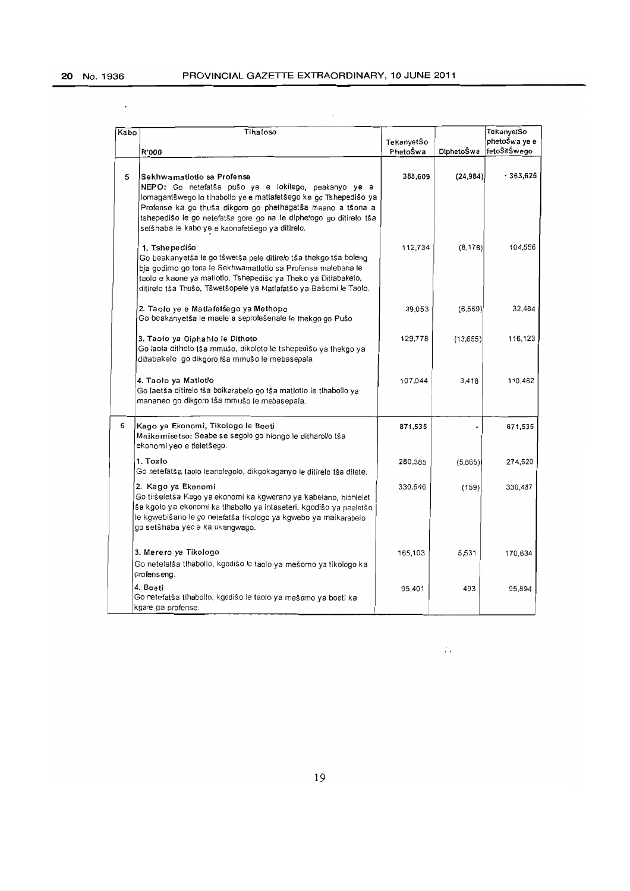| Kabo | Tlhaloso<br>R'000 | TekanyetŠo PhetoŠwa | DiphetoŠwa | TekanyetŠo phetoŠwa ye e fetoŠitŠwego |
|---|---|---|---|---|
| 5 | **Sekhwamatlotlo sa Profense**<br>**NEPO:** Go netefatša pušo ye e lokilego, peakanyo ye e lomagantšwego le tlhabollo ye e matlafetšego ka go Tshepedišo ya Profense ka go thuša dikgoro go phethagatša maano a tšona a tshepedišo le go netefatša gore go na le diphetogo go ditirelo tša setšhaba le kabo ye e kaonafetšego ya ditirelo. | 388,609 | (24,984) | 363,625 |
| | **1. Tshepedišo**<br>Go beakanyetša le go tšwetša pele ditirelo tša thekgo tša boleng bja godimo go tona le Sekhwamatlotlo sa Profense malebana le taolo e kaone ya matlotlo, Tshepedišo ya Theko ya Ditlabakelo, ditirelo tša Thušo, Tšwetšopele ya Matlafatšo ya Bašomi le Taolo. | 112,734 | (8,178) | 104,556 |
| | **2. Taolo ye e Matlafetšego ya Methopo**<br>Go beakanyetša le maele a seprofešenale le thekgo go Pušo | 39,053 | (6,569) | 32,484 |
| | **3. Taolo ya Diphahlo le Dithoto**<br>Go laola dithoto tša mmušo, dikoloto le tshepedišo ya thekgo ya ditlabakelo go dikgoro tša mmušo le mebasepala | 129,778 | (13,655) | 116,123 |
| | **4. Taolo ya Matlotlo**<br>Go laetša ditirelo tša boikarabelo go tša matlotlo le tlhabollo ya mananeo go dikgoro tša mmušo le mebasepala. | 107,044 | 3,418 | 110,462 |
| 6 | **Kago ya Ekonomi, Tikologo le Boeti**<br>**Maikemisetso:** Seabe se segolo go hlongo le ditharollo tša ekonomi yeo e tieletšego. | 871,535 | - | 871,535 |
| | **1. Toalo**<br>Go netefatša taolo leanolegolo, dikgokaganyo le ditirelo tša dilete. | 280,385 | (5,865) | 274,520 |
| | **2. Kago ya Ekonomi**<br>Go tiišeletša Kago ya ekonomi ka kgwerano ya kabelano, hlohlelet ša kgolo ya ekonomi ka tlhabollo ya intaseteri, kgodišo ya peeletšo le kgwebišano le go netefatša tikologo ya kgwebo ya maikarabelo go setšhaba yeo e ka ukangwago. | 330,646 | (159) | 330,487 |
| | **3. Merero ya Tikologo**<br>Go netefatša tlhabollo, kgodišo le taolo ya mešomo ya tikologo ka profenseng. | 165,103 | 5,531 | 170,634 |
| | **4. Boeti**<br>Go netefatša tlhabollo, kgodišo le taolo ya mešomo ya boeti ka kgare ga profense. | 95,401 | 493 | 95,894 |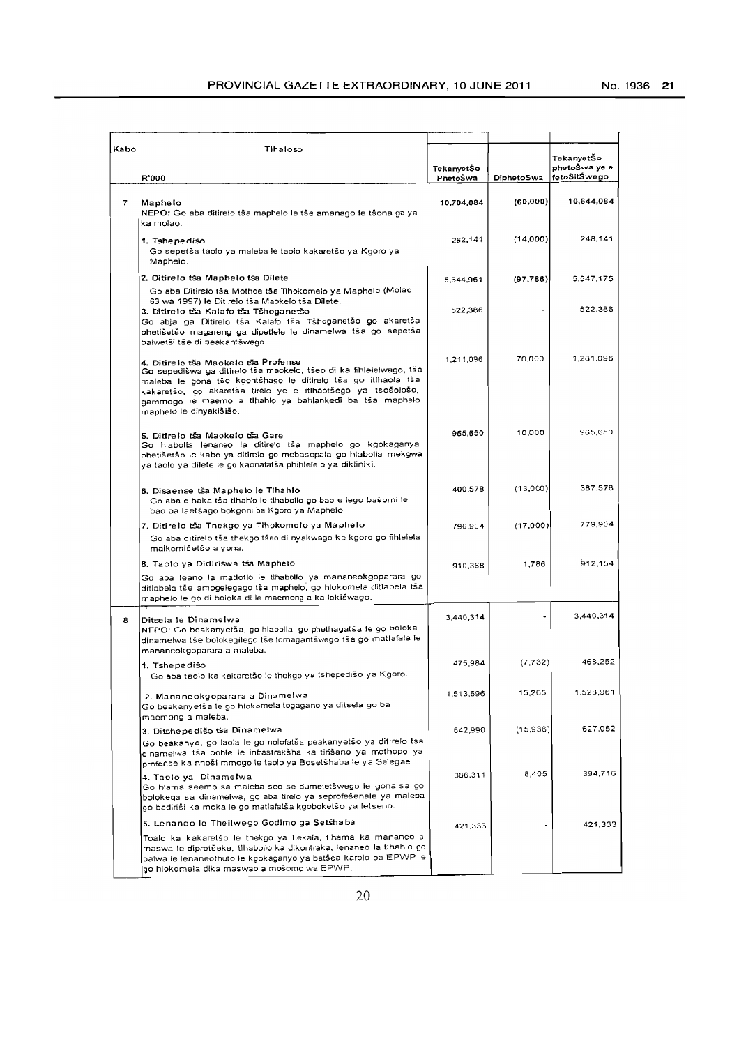| Kabo | Tlhaloso<br>R'000 | TekanyetŠo PhetoŠwa | DiphetoŠwa | TekanyetŠo phetoŠwa ye e fetoŠitŠwego |
|---|---|---|---|---|
| 7 | **Maphelo**<br>**NEPO:** Go aba ditirelo tša maphelo le tše amanago le tšona go ya ka molao. | 10,704,084 | (60,000) | 10,644,084 |
| | **1. Tshepedišo**<br>Go sepetša taolo ya maleba le taolo kakaretšo ya Kgoro ya Maphelo. | 262,141 | (14,000) | 248,141 |
| | **2. Ditirelo tša Maphelo tša Dilete**<br>Go aba Ditirelo tša Mothoe tša Tlhokomelo ya Maphelo (Molao 63 wa 1997) le Ditirelo tša Maokelo tša Dilete. | 5,644,961 | (97,786) | 5,547,175 |
| | **3. Ditirelo tša Kalafo tša Tšhoganetšo**<br>Go abja ga Ditirelo tša Kalafo tša Tšhoganetšo go akaretša phetišetšo magareng ga dipetlele le dinamelwa tša go sepetša balwetši tše di beakantšwego | 522,386 | - | 522,386 |
| | **4. Ditirelo tša Maokelo tša Profense**<br>Go sepedišwa ga ditirelo tša maokelo, tšeo di ka fihlelelwago, tša maleba le gona tše kgontšhago le ditirelo tša go itlhaola tša kakaretšo, go akaretša tirelo ye e itlhaotšego ya tsošološo, gammogo le maemo a tlhahlo ya bahlankedi ba tša maphelo maphelo le dinyakišišo. | 1,211,096 | 70,000 | 1,281,096 |
| | **5. Ditirelo tša Maokelo tša Gare**<br>Go hlabolla lenaneo la ditirelo tša maphelo go kgokaganya phetišetšo le kabo ya ditirelo go mebasepala go hlabolla mekgwa ya taolo ya dilete le go kaonafatša phihlelelo ya dikliniki. | 955,650 | 10,000 | 965,650 |
| | **6. Disaense tša Maphelo le Tlhahlo**<br>Go aba dibaka tša tlhahlo le tlhabollo go bao e lego bašomi le bao ba laetšago bokgoni ba Kgoro ya Maphelo | 400,578 | (13,000) | 387,578 |
| | **7. Ditirelo tša Thekgo ya Tlhokomelo ya Maphelo**<br>Go aba ditirelo tša thekgo tšeo di nyakwago ke kgoro go fihlelela maikemišetšo a yona. | 796,904 | (17,000) | 779,904 |
| | **8. Taolo ya Didirišwa tša Maphelo**<br>Go aba leano la matlotlo le tlhabollo ya mananeokgoparara go ditlabela tše amogelegago tša maphelo, go hlokomela ditlabela tša maphelo le go di boloka di le maemong a ka lokišwago. | 910,368 | 1,786 | 912,154 |
| 8 | Ditsela le Dinamelwa<br>**NEPO:** Go beakanyetša, go hlabolla, go phethagatša le go boloka dinamelwa tše bolokegilego tše lomagantšwego tša go matlafala le mananeokgoparara a maleba. | 3,440,314 | - | 3,440,314 |
| | **1. Tshepedišo**<br>Go aba taolo ka kakaretšo le thekgo ya tshepedišo ya Kgoro. | 475,984 | (7,732) | 468,252 |
| | **2. Mananeokgoparara a Dinamelwa**<br>Go beakanyetša le go hlokomela togagano ya ditsela go ba maemong a maleba. | 1,513,696 | 15,265 | 1,528,961 |
| | **3. Ditshepedišo tša Dinamelwa**<br>Go beakanya, go laola le go nolofatša peakanyetšo ya ditirelo tša dinamelwa tša bohle le infrastrakšha ka tirišano ya methopo ya profense ka nnoši mmogo le taolo ya Bosetšhaba le ya Selegae | 642,990 | (15,938) | 627,052 |
| | **4. Taolo ya Dinamelwa**<br>Go hlama seemo sa maleba seo se dumeletšwego le gona sa go bolokega sa dinamelwa, go aba tirelo ya seprofešenale ya maleba go badiriši ka moka le go matlafatša kgoboketšo ya letseno. | 386,311 | 8,405 | 394,716 |
| | **5. Lenaneo le Theilwego Godimo ga Setšhaba**<br>Toalo ka kakaretšo le thekgo ya Lekala, tlhama ka mananeo a maswa le diprotšeke, tlhabollo ka dikontraka, lenaneo la tlhahlo go balwa le lenaneothuto le kgokaganyo ya batšea karolo ba EPWP le go hlokomela dika maswao a mošomo wa EPWP. | 421,333 | - | 421,333 |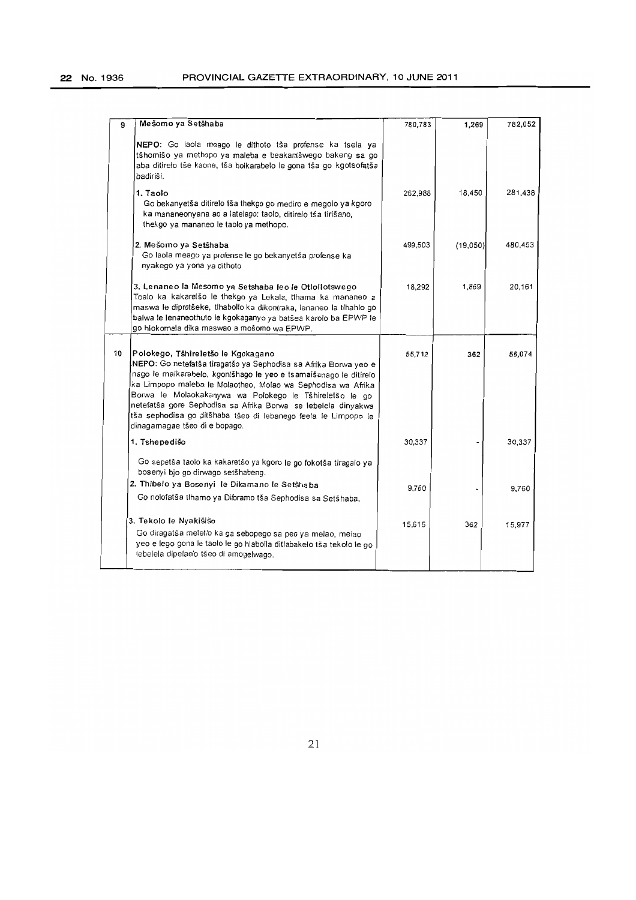| | | | | |
|---|---|---|---|---|
| 9 | **Mešomo ya Setšhaba**<br><br>**NEPO**: Go laola meago le dithoto tša profense ka tsela ya tšhomišo ya methopo ya maleba e beakantšwego bakeng sa go aba ditirelo tše kaone, tša boikarabelo le gona tša go kgotsofatša badiriši. | 780,783 | 1,269 | 782,052 |
| | **1. Taolo**<br>Go bekanyetša ditirelo tša thekgo go mediro e megolo ya kgoro ka mananeonyana ao a latelago: taolo, ditirelo tša tirišano, thekgo ya mananeo le taolo ya methopo. | 262,988 | 18,450 | 281,438 |
| | **2. Mešomo ya Setšhaba**<br>Go laola meago ya profense le go bekanyetša profense ka nyakego ya yona ya dithoto | 499,503 | (19,050) | 480,453 |
| | **3. Lenaneo la Mesomo ya Setshaba leo le Otlollotswego**<br>Toalo ka kakaretšo le thekgo ya Lekala, tlhama ka mananeo a maswa le diprotšeke, tlhabollo ka dikontraka, lenaneo la tlhahlo go balwa le lenaneothuto le kgokaganyo ya batšea karolo ba EPWP le go hlokomela dika maswao a mošomo wa EPWP. | 18,292 | 1,869 | 20,161 |
| 10 | **Polokego, Tšhireletšo le Kgokagano**<br>**NEPO**: Go netefatša tiragatšo ya Sephodisa sa Afrika Borwa yeo e nago le maikarabelo, kgontšhago le yeo e tsamaišanago le ditirelo ka Limpopo maleba le Molaotheo, Molao wa Sephodisa wa Afrika Borwa le Molaokakanywa wa Polokego le Tšhireletšo le go netefatša gore Sephodisa sa Afrika Borwa se lebelela dinyakwa tša sephodisa go ditšhaba tšeo di lebanego feela le Limpopo le dinagamagae tšeo di e bopago. | 55,712 | 362 | 56,074 |
| | **1. Tshepedišo**<br>Go sepetša taolo ka kakaretšo ya kgoro le go fokotša tiragalo ya bosenyi bjo go dirwago setšhabeng. | 30,337 | - | 30,337 |
| | **2. Thibelo ya Bosenyi le Dikamano le Setšhaba**<br>Go nolofatša tlhamo ya Diforamo tša Sephodisa sa Setšhaba. | 9,760 | - | 9,760 |
| | **3. Tekolo le Nyakišišo**<br>Go diragatša meletlo ka ga sebopego sa peo ya melao, melao yeo e lego gona le taolo le go hlabolla ditlabakelo tša tekolo le go lebelela dipelaelo tšeo di amogelwago. | 15,615 | 362 | 15,977 |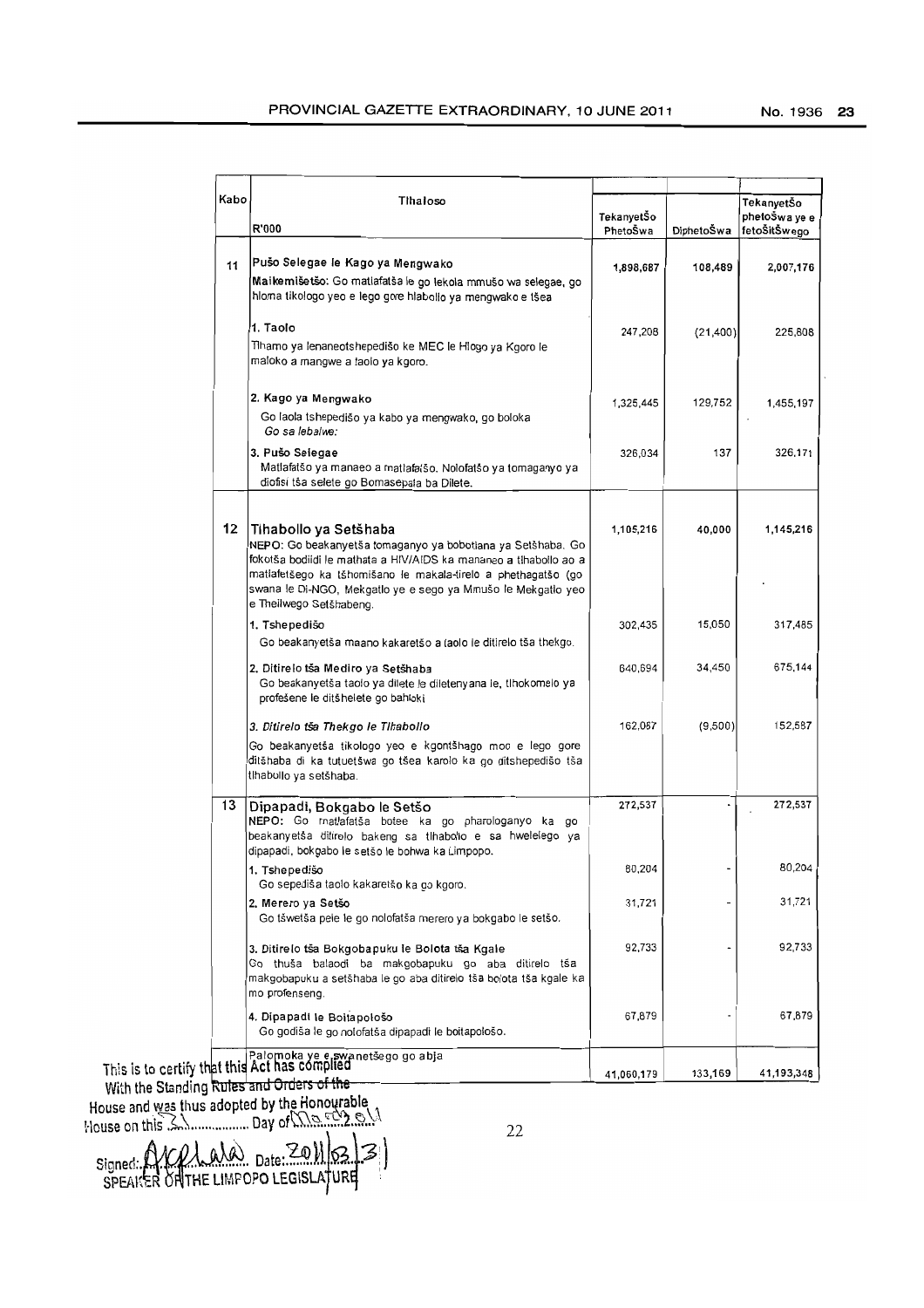| Kabo | Tlhaloso<br>R'000 | TekanyetŠo PhetoŠwa | DiphetoŠwa | TekanyetŠo phetoŠwa ye e fetoŠitŠwego |
|---|---|---|---|---|
| 11 | **Pušo Selegae le Kago ya Mengwako**<br>**Maikemišetšo:** Go matlafatša le go lekola mmušo wa selegae, go hloma tikologo yeo e lego gore hlabollo ya mengwako e tšea | 1,898,687 | 108,489 | 2,007,176 |
| | **1. Taolo**<br>Tlhamo ya lenaneotshepedišo ke MEC le Hlogo ya Kgoro le maloko a mangwe a taolo ya kgoro. | 247,208 | (21,400) | 225,808 |
| | **2. Kago ya Mengwako**<br>Go laola tshepedišo ya kabo ya mengwako, go boloka<br>*Go sa lebalwe:* | 1,325,445 | 129,752 | 1,455,197 |
| | **3. Pušo Selegae**<br>Matlafatšo ya manaeo a matlafatšo. Nolofatšo ya tomaganyo ya diofisi tša selete go Bomasepala ba Dilete. | 326,034 | 137 | 326,171 |
| 12 | **Tihabollo ya Setšhaba**<br>NEPO: Go beakanyetša tomaganyo ya bobotlana ya Setšhaba. Go fokotša bodiidi le mathata a HIV/AIDS ka mananeo a tlhabollo ao a matlafetšego ka tšhomišano le makala-tirelo a phethagatšo (go swana le Di-NGO, Mekgatlo ye e sego ya Mmušo le Mekgatlo yeo e Theilwego Setšhabeng. | 1,105,216 | 40,000 | 1,145,216 |
| | **1. Tshepedišo**<br>Go beakanyetša maano kakaretšo a taolo le ditirelo tša thekgo. | 302,435 | 15,050 | 317,485 |
| | **2. Ditirelo tša Mediro ya Setšhaba**<br>Go beakanyetša taolo ya dilete le diletenyana le, tlhokomelo ya profešene le ditšhelete go bahloki | 640,694 | 34,450 | 675,144 |
| | ***3. Ditirelo tša Thekgo le Tihabollo***<br>Go beakanyetša tikologo yeo e kgontšhago moo e lego gore ditšhaba di ka tutuetšwa go tšea karolo ka go ditshepedišo tša tlhabollo ya setšhaba. | 162,087 | (9,500) | 152,587 |
| 13 | **Dipapadi, Bokgabo le Setšo**<br>NEPO: Go matlafatša botee ka go pharologanyo ka go beakanyetša ditirelo bakeng sa tlhabollo e sa hwelelego ya dipapadi, bokgabo le setšo le bohwa ka Limpopo. | 272,537 | - | 272,537 |
| | **1. Tshepedišo**<br>Go sepediša taolo kakaretšo ka go kgoro. | 80,204 | - | 80,204 |
| | **2. Merero ya Setšo**<br>Go tšwetša pele le go nolofatša merero ya bokgabo le setšo. | 31,721 | - | 31,721 |
| | **3. Ditirelo tša Bokgobapuku le Bolota tša Kgale**<br>Go thuša balaodi ba makgobapuku go aba ditirelo tša makgobapuku a setšhaba le go aba ditirelo tša bolota tša kgale ka mo profenseng. | 92,733 | - | 92,733 |
| | **4. Dipapadi le Boitapološo**<br>Go godiša le go nolofatša dipapadi le boitapološo. | 67,879 | - | 67,879 |
| | Palomoka ye e swanetšego go abja | 41,060,179 | 133,169 | 41,193,348 |

This is to certify that this Act has complied With the Standing Rules and Orders of the House and was thus adopted by the Honourable House on this 31 Day of March 2011

Signed: [signature] Date: 2011/03/31
SPEAKER OF THE LIMPOPO LEGISLATURE

22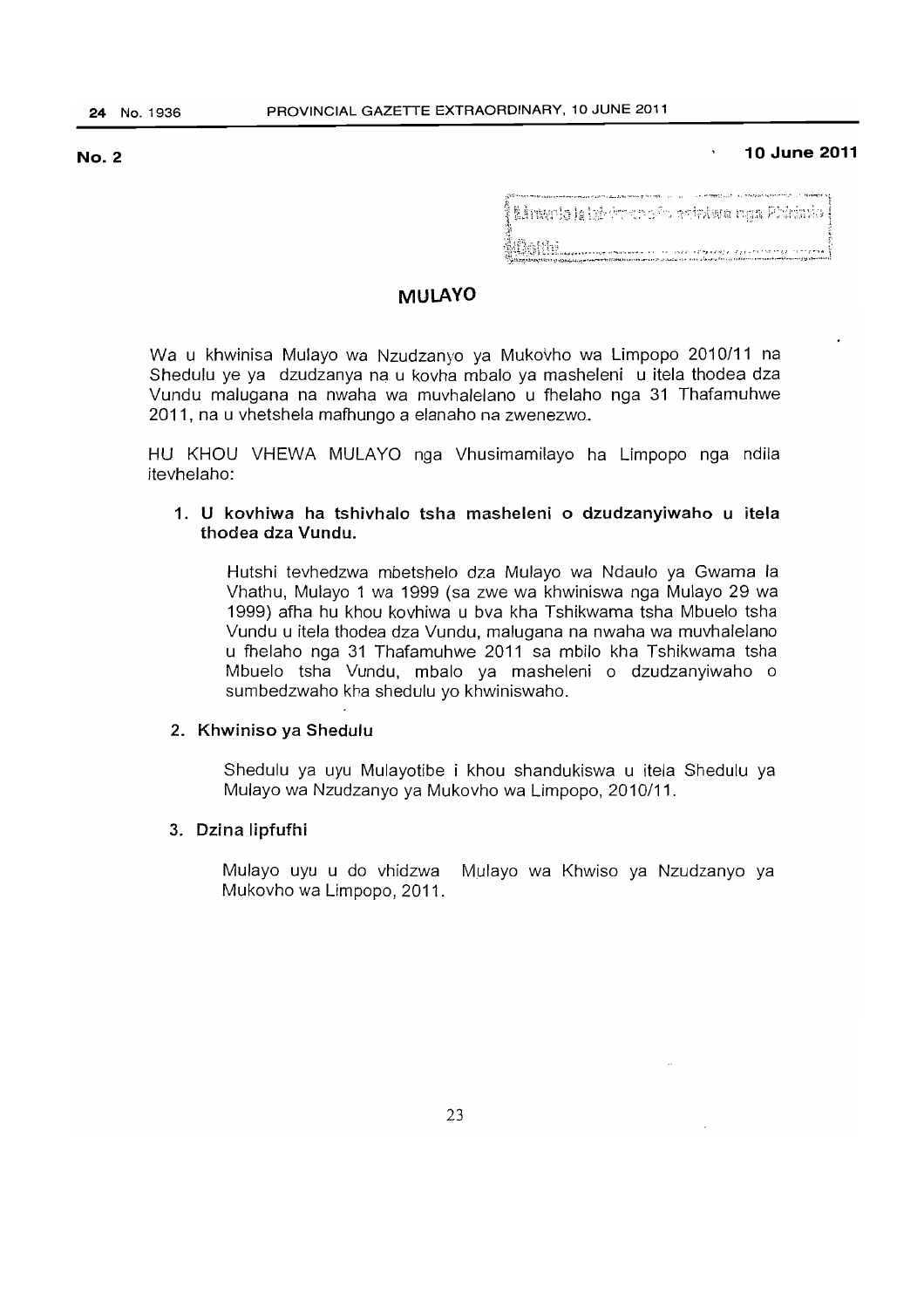**No. 2** **10 June 2011**

# MULAYO

Wa u khwinisa Mulayo wa Nzudzanyo ya Mukovho wa Limpopo 2010/11 na Shedulu ye ya dzudzanya na u kovha mbalo ya masheleni u itela thodea dza Vundu malugana na nwaha wa muvhalelano u fhelaho nga 31 Thafamuhwe 2011, na u vhetshela mafhungo a elanaho na zwenezwo.

HU KHOU VHEWA MULAYO nga Vhusimamilayo ha Limpopo nga ndila itevhelaho:

1. **U kovhiwa ha tshivhalo tsha masheleni o dzudzanyiwaho u itela thodea dza Vundu.**

   Hutshi tevhedzwa mbetshelo dza Mulayo wa Ndaulo ya Gwama la Vhathu, Mulayo 1 wa 1999 (sa zwe wa khwiniswa nga Mulayo 29 wa 1999) afha hu khou kovhiwa u bva kha Tshikwama tsha Mbuelo tsha Vundu u itela thodea dza Vundu, malugana na nwaha wa muvhalelano u fhelaho nga 31 Thafamuhwe 2011 sa mbilo kha Tshikwama tsha Mbuelo tsha Vundu, mbalo ya masheleni o dzudzanyiwaho o sumbedzwaho kha shedulu yo khwiniswaho.

2. **Khwiniso ya Shedulu**

   Shedulu ya uyu Mulayotibe i khou shandukiswa u itela Shedulu ya Mulayo wa Nzudzanyo ya Mukovho wa Limpopo, 2010/11.

3. **Dzina lipfufhi**

   Mulayo uyu u do vhidzwa Mulayo wa Khwiso ya Nzudzanyo ya Mukovho wa Limpopo, 2011.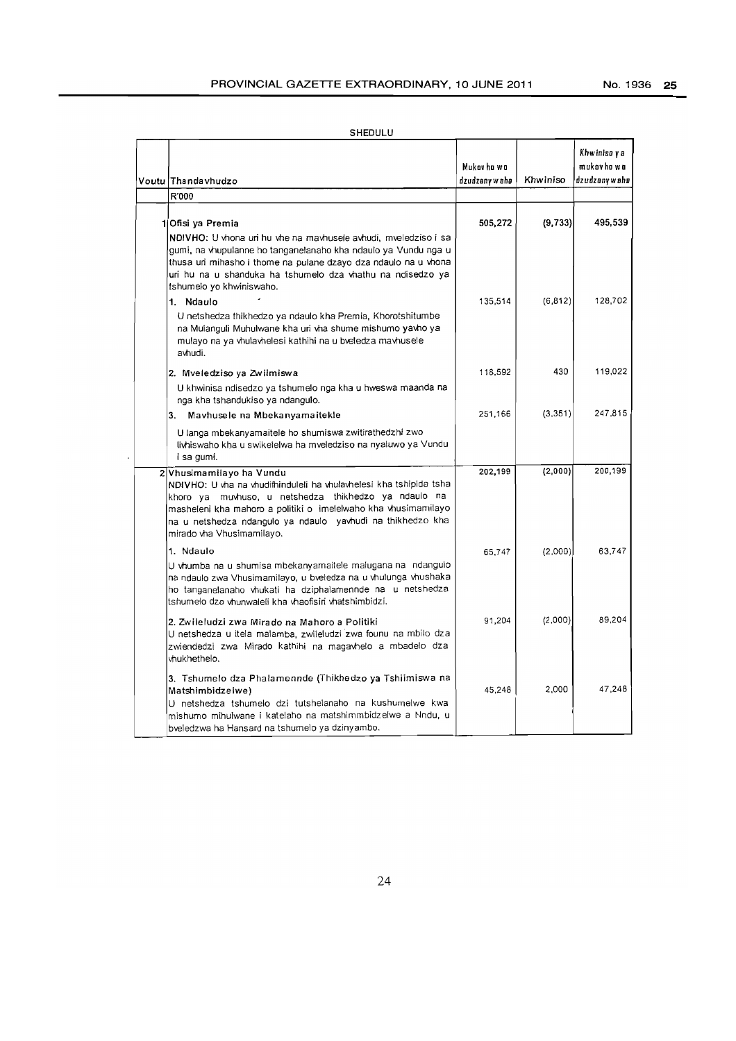SHEDULU

| Voutu | Thandavhudzo | Mukovho wo dzudzanyweho | Khwiniso | Khwiniso ya mukovho wo dzudzanyweho |
|---|---|---|---|---|
| | R'000 | | | |
| 1 | **Ofisi ya Premia** | **505,272** | **(9,733)** | **495,539** |
| | NDIVHO: U vhona uri hu vhe na mavhusele avhudi, mveledziso i sa gumi, na vhupulanne ho tanganelanaho kha ndaulo ya Vundu nga u thusa uri mihasho i thome na pulane dzayo dza ndaulo na u vhona uri hu na u shanduka ha tshumelo dza vhathu na ndisedzo ya tshumelo yo khwiniswaho. | | | |
| | 1. Ndaulo | 135,514 | (6,812) | 128,702 |
| | U netshedza thikhedzo ya ndaulo kha Premia, Khorotshitumbe na Mulanguli Muhulwane kha uri vha shume mishumo yavho ya mulayo na ya vhulavhelesi kathihi na u bveledza mavhusele avhudi. | | | |
| | 2. Mveledziso ya Zwiimiswa | 118,592 | 430 | 119,022 |
| | U khwinisa ndisedzo ya tshumelo nga kha u hweswa maanda na nga kha tshandukiso ya ndangulo. | | | |
| | 3. Mavhusele na Mbekanyamaitekle | 251,166 | (3,351) | 247,815 |
| | U langa mbekanyamaitele ho shumiswa zwitirathedzhi zwo livhiswaho kha u swikelelwa ha mveledziso na nyaluwo ya Vundu i sa gumi. | | | |
| 2 | **Vhusimamilayo ha Vundu** | **202,199** | **(2,000)** | **200,199** |
| | NDIVHO: U vha na vhudifhinduleli ha vhulavhelesi kha tshipida tsha khoro ya muvhuso, u netshedza thikhedzo ya ndaulo na masheleni kha mahoro a politiki o imelelwaho kha vhusimamilayo na u netshedza ndangulo ya ndaulo yavhudi na thikhedzo kha mirado vha Vhusimamilayo. | | | |
| | 1. Ndaulo | 65,747 | (2,000) | 63,747 |
| | U vhumba na u shumisa mbekanyamaitele malugana na ndangulo na ndaulo zwa Vhusimamilayo, u bveledza na u vhulunga vhushaka ho tanganelanaho vhukati ha dziphalamennde na u netshedza tshumelo dzo vhunwaleli kha vhaofisiri vhatshimbidzi. | | | |
| | 2. Zwileludzi zwa Mirado na Mahoro a Politiki | 91,204 | (2,000) | 89,204 |
| | U netshedza u itela malamba, zwileludzi zwa founu na mbilo dza zwiendedzi zwa Mirado kathihi na magavhelo a mbadelo dza vhukhethelo. | | | |
| | 3. Tshumelo dza Phalamennde (Thikhedzo ya Tshiimiswa na Matshimbidzelwe) | 45,248 | 2,000 | 47,248 |
| | U netshedza tshumelo dzi tutshelanaho na kushumelwe kwa mishumo mihulwane i katelaho na matshimmbidzelwe a Nndu, u bveledzwa ha Hansard na tshumelo ya dzinyambo. | | | |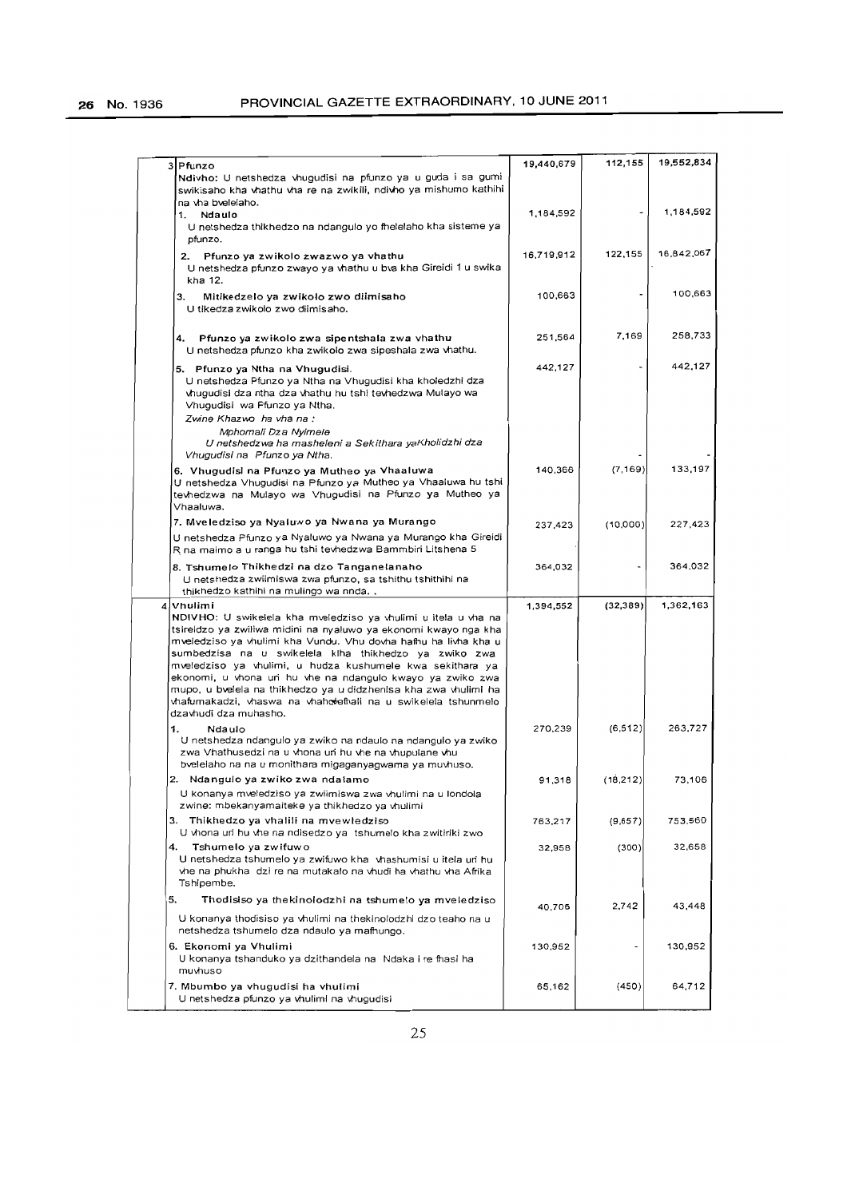| | | | | |
|---|---|---|---|---|
| 3 | **Pfunzo**<br>Ndivho: U netshedza vhugudisi na pfunzo ya u guda i sa gumi swikisaho kha vhathu vha re na zwikili, ndivho ya mishumo kathihi na vha bvelelaho. | 19,440,679 | 112,155 | 19,552,834 |
| | 1. **Ndaulo**<br>U netshedza thikhedzo na ndangulo yo fhelelaho kha sisteme ya pfunzo. | 1,184,592 | - | 1,184,592 |
| | 2. **Pfunzo ya zwikolo zwazwo ya vhathu**<br>U netshedza pfunzo zwayo ya vhathu u bva kha Gireidi 1 u swika kha 12. | 16,719,912 | 122,155 | 16,842,067 |
| | 3. **Mitikedzelo ya zwikolo zwo diimisaho**<br>U tikedza zwikolo zwo diimisaho. | 100,663 | - | 100,663 |
| | 4. **Pfunzo ya zwikolo zwa sipentshala zwa vhathu**<br>U netshedza pfunzo kha zwikolo zwa sipeshala zwa vhathu. | 251,564 | 7,169 | 258,733 |
| | 5. **Pfunzo ya Ntha na Vhugudisi.**<br>U netshedza Pfunzo ya Ntha na Vhugudisi kha kholedzhi dza vhugudisi dza ntha dza vhathu hu tshi tevhedzwa Mulayo wa Vhugudisi wa Pfunzo ya Ntha.<br>*Zwine Khazwo ha vha na :*<br>*Mphomali Dza Nyimele*<br>*U netshedzwa ha masheleni a Sekithara yaKholidzhi dza Vhugudisi na Pfunzo ya Ntha.* | 442,127<br><br><br><br><br><br>- | - | 442,127<br><br><br><br><br><br>- |
| | 6. **Vhugudisi na Pfunzo ya Mutheo ya Vhaaluwa**<br>U netshedza Vhugudisi na Pfunzo ya Mutheo ya Vhaaluwa hu tshi tevhedzwa na Mulayo wa Vhugudisi na Pfunzo ya Mutheo ya Vhaaluwa. | 140,366 | (7,169) | 133,197 |
| | 7. **Mveledziso ya Nyaluwo ya Nwana ya Murango**<br>U netshedza Pfunzo ya Nyaluwo ya Nwana ya Murango kha Gireidi R na maimo a u ranga hu tshi tevhedzwa Bammbiri Litshena 5 | 237,423 | (10,000) | 227,423 |
| | 8. **Tshumelo Thikhedzi na dzo Tanganelanaho**<br>U netshedza zwiimiswa zwa pfunzo, sa tshithu tshithihi na thikhedzo kathihi na mulingo wa nnda. . | 364,032 | - | 364,032 |
| 4 | **Vhulimi**<br>NDIVHO: U swikelela kha mveledziso ya vhulimi u itela u vha na tsireledzo ya zwiliwa midini na nyaluwo ya ekonomi kwayo nga kha mveledziso ya vhulimi kha Vundu. Vhu dovha hafhu ha livha kha u sumbedzisa na u swikelela kiha thikhedzo ya zwiko zwa mveledziso ya vhulimi, u hudza kushumele kwa sekithara ya ekonomi, u vhona uri hu vhe na ndangulo kwayo ya zwiko zwa mupo, u bvelela na thikhedzo ya u didzhenisa kha zwa vhulimi ha vhafumakadzi, vhaswa na vhaholefhali na u swikelela tshumelo dzavhudi dza muhasho. | 1,394,552 | (32,389) | 1,362,163 |
| | 1. **Ndaulo**<br>U netshedza ndangulo ya zwiko na ndaulo na ndangulo ya zwiko zwa Vhathusedzi na u vhona uri hu vhe na vhupulane vhu bvelelaho na na u monithara migaganyagwama ya muvhuso. | 270,239 | (6,512) | 263,727 |
| | 2. **Ndangulo ya zwiko zwa ndalamo**<br>U konanya mveledziso ya zwiimiswa zwa vhulimi na u londola zwine: mbekanyamaiteke ya thikhedzo ya vhulimi | 91,318 | (18,212) | 73,106 |
| | 3. **Thikhedzo ya vhalili na mvewledziso**<br>U vhona uri hu vhe na ndisedzo ya tshumelo kha zwitiriki zwo | 763,217 | (9,657) | 753,560 |
| | 4. **Tshumelo ya zwifuwo**<br>U netshedza tshumelo ya zwifuwo kha vhashumisi u itela uri hu vhe na phukha dzi re na mutakalo na vhudi ha vhathu vha Afrika Tshipembe. | 32,958 | (300) | 32,658 |
| | 5. **Thodisiso ya thekinolodzhi na tshumelo ya mveledziso**<br>U konanya thodisiso ya vhulimi na thekinolodzhi dzo teaho na u netshedza tshumelo dza ndaulo ya mafhungo. | 40,706 | 2,742 | 43,448 |
| | 6. **Ekonomi ya Vhulimi**<br>U konanya tshanduko ya dzithandela na Ndaka i re fhasi ha muvhuso | 130,952 | - | 130,952 |
| | 7. **Mbumbo ya vhugudisi ha vhulimi**<br>U netshedza pfunzo ya vhulimi na vhugudisi | 65,162 | (450) | 64,712 |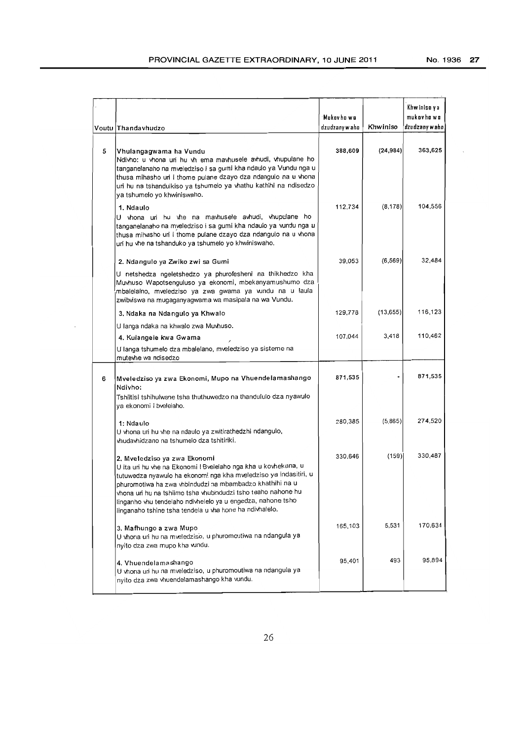| Voutu | Thandavhudzo | Mukovho wa dzudzanywaho | Khwiniso | Khwiniso ya mukovho wa dzudzanywaho |
|---|---|---|---|---|
| 5 | **Vhulangagwama ha Vundu**<br>Ndivho: u vhona uri hu vh ema mavhusele avhudi, vhupulane ho tanganelanaho na mveledziso i sa gumi kha ndaulo ya Vundu nga u thusa mihasho uri i thome pulane dzayo dza ndangulo na u vhona uri hu na tshandukiso ya tshumelo ya vhathu kathihi na ndisedzo ya tshumelo yo khwiniswaho. | 388,609 | (24,984) | 363,625 |
| | **1. Ndaulo**<br>U vhona uri hu vhe na mavhusele avhudi, vhupulane ho tanganelanaho na mveledziso i sa gumi kha ndaulo ya vundu nga u thusa mihasho uri i thome pulane dzayo dza ndangulo na u vhona uri hu vhe na tshanduko ya tshumelo yo khwiniswaho. | 112,734 | (8,178) | 104,556 |
| | **2. Ndangulo ya Zwiko zwi sa Gumi**<br>U netshedza ngeletshedzo ya phurofesheni na thikhedzo kha Muvhuso Wapotsenguluso ya ekonomi, mbekanyamushumo dza mbalelalno, mveledziso ya zwa gwama ya vundu na u laula zwibviswa na mugaganyagwama wa masipala na wa Vundu. | 39,053 | (6,569) | 32,484 |
| | **3. Ndaka na Ndangulo ya Khwalo**<br>U langa ndaka na khwalo zwa Muvhuso. | 129,778 | (13,655) | 116,123 |
| | **4. Kulangele kwa Gwama**<br>U langa tshumelo dza mbalelano, mveledziso ya sisteme na mutevhe wa ndisedzo | 107,044 | 3,418 | 110,462 |
| 6 | **Mveledziso ya zwa Ekonomi, Mupo na Vhuendelamashango**<br>Ndivho:<br>Tshiitisi tshihulwane tsha thuthuwedzo na thandululo dza nyawulo ya ekonomi i bvelelaho. | 871,535 | - | 871,535 |
| | **1: Ndaulo**<br>U vhona uri hu vhe na ndaulo ya zwitirathedzhi ndangulo, vhudavhidzano na tshumelo dza tshitiriki. | 280,385 | (5,865) | 274,520 |
| | **2. Mveledziso ya zwa Ekonomi**<br>U ita uri hu vhe na Ekonomi i Bvelelaho nga kha u kovhekana, u tutuwedza nyawulo ha ekonomi nga kha mveledziso ya indasitiri, u phuromotiwa ha zwa vhbindudzi na mbambadzo khathihi na u vhona uri hu na tshiimo tsha vhubindudzi tsho teaho nahone hu linganho vhu tendelaho ndivhelelo ya u engedza, nahone tsho linganaho tshine tsha tendela u vha hone ha ndivhalelo. | 330,646 | (159) | 330,487 |
| | **3. Mafhungo a zwa Mupo**<br>U vhona uri hu na mveledziso, u phuromoutiwa na ndangula ya nyito dza zwa mupo kha vundu. | 165,103 | 5,531 | 170,634 |
| | **4. Vhuendelamashango**<br>U vhona uri hu na mveledziso, u phuromoutiwa na ndangula ya nyito dza zwa vhuendelamashango kha vundu. | 95,401 | 493 | 95,894 |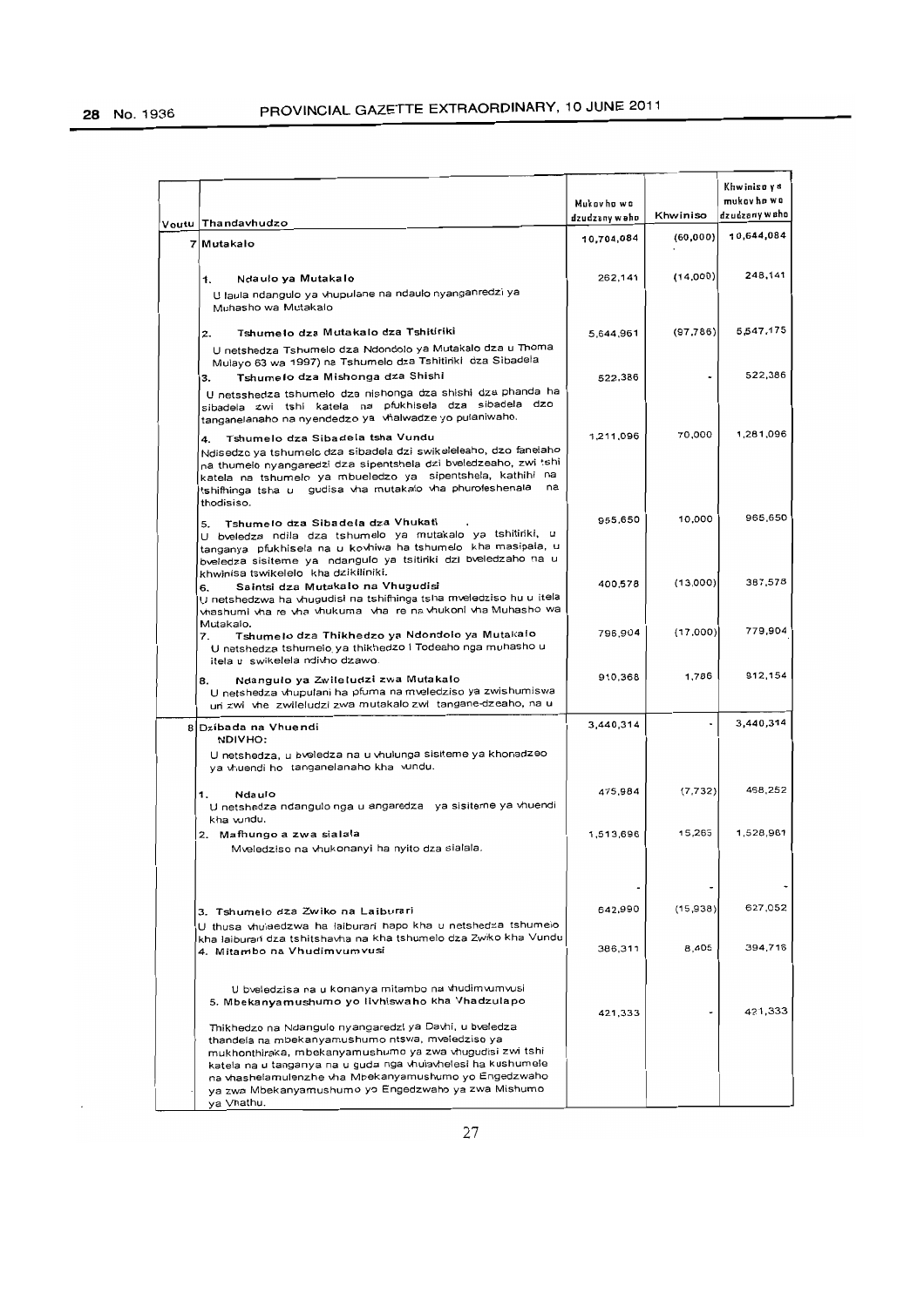| Voutu | Thandavhudzo | Mukovho wo dzudzanywaho | Khwiniso | Khwiniso ya mukovho wo dzudzanywaho |
|---|---|---|---|---|
| 7 | Mutakalo | 10,704,084 | (60,000) | 10,644,084 |
| | **1. Ndaulo ya Mutakalo**<br>U laula ndangulo ya vhupulane na ndaulo nyanganredzi ya Muhasho wa Mutakalo | 262,141 | (14,000) | 248,141 |
| | **2. Tshumelo dza Mutakalo dza Tshitiriki**<br>U netshedza Tshumelo dza Ndondolo ya Mutakalo dza u Thoma Mulayo 63 wa 1997) na Tshumelo dza Tshitiriki dza Sibadela | 5,644,961 | (97,786) | 5,547,175 |
| | **3. Tshumelo dza Mishonga dza Shishi**<br>U netsshedza tshumelo dza mishonga dza shishi dza phanda ha sibadela zwi tshi katela na pfukhisela dza sibadela dzo tanganelanaho na nyendedzo ya vhalwadze yo pulaniwaho. | 522,386 | - | 522,386 |
| | **4. Tshumelo dza Sibadela tsha Vundu**<br>Ndisedzo ya tshumelo dza sibadela dzi swikeleleaho, dzo fanelaho na thumelo nyangaredzi dza sipentshela dzi bveledzeaho, zwi tshi katela na tshumelo ya mbueledzo ya sipentshela, kathihi na tshifhinga tsha u gudisa vha mutakalo vha phurofeshenala na thodisiso. | 1,211,096 | 70,000 | 1,281,096 |
| | **5. Tshumelo dza Sibadela dza Vhukati**<br>U bveledza ndila dza tshumelo ya mutakalo ya tshitiriki, u tanganya pfukhisela na u kovhiwa ha tshumelo kha masipala, u bveledza sisiteme ya ndangulo ya tsitiriki dzi bveledzaho na u khwinisa tswikelelo kha dzikiliniki. | 955,650 | 10,000 | 965,650 |
| | **6. Saintsi dza Mutakalo na Vhugudisi**<br>U netshedzwa ha vhugudisi na tshifhinga tsha mveledziso hu u itela vhashumi vha re vha vhukuma vha re na vhukoni vha Muhasho wa Mutakalo. | 400,578 | (13,000) | 387,578 |
| | **7. Tshumelo dza Thikhedzo ya Ndondolo ya Mutakalo**<br>U netshedza tshumelo ya thikhedzo i Todeaho nga muhasho u itela u swikelela ndivho dzawo. | 796,904 | (17,000) | 779,904 |
| | **8. Ndangulo ya Zwileludzi zwa Mutakalo**<br>U netshedza vhupulani ha pfuma na mveledziso ya zwishumiswa uri zwi vhe zwileludzi zwa mutakalo zwi tangane-dzeaho, na u | 910,368 | 1,786 | 912,154 |
| 8 | Dzibada na Vhuendi<br>NDIVHO:<br>U netshedza, u bveledza na u vhulunga sisiteme ya khonadzeo ya vhuendi ho tanganelanaho kha vundu. | 3,440,314 | - | 3,440,314 |
| | **1. Ndaulo**<br>U netshedza ndangulo nga u engaredza ya sisiteme ya vhuendi kha vundu. | 475,984 | (7,732) | 468,252 |
| | **2. Mafhungo a zwa sialala**<br>Mveledziso na vhukonanyi ha nyito dza sialala. | 1,513,696 | 15,265 | 1,528,961 |
| | | - | - | - |
| | **3. Tshumelo dza Zwiko na Laiburari**<br>U thusa vhuisedzwa ha laiburari hapo kha u netshedza tshumelo kha laiburari dza tshitshavha na kha tshumelo dza Zwiko kha Vundu | 642,990 | (15,938) | 627,052 |
| | **4. Mitambo na Vhudimvumvusi**<br>U bveledzisa na u konanya mitambo na vhudimvumvusi | 386,311 | 8,405 | 394,716 |
| | **5. Mbekanyamushumo yo livhiswaho kha Vhadzulapo**<br>Thikhedzo na Ndangulo nyangaredzi ya Davhi, u bveledza thandela na mbekanyamushumo ntswa, mveledziso ya mukhonthiraka, mbekanyamushumo ya zwa vhugudisi zwi tshi katela na u tanganya na u guda nga vhuiavhelesi ha kushumele na vhashelamulenzhe vha Mbekanyamushumo yo Engedzwaho ya zwa Mbekanyamushumo yo Engedzwaho ya zwa Mishumo ya Vhathu. | 421,333 | - | 421,333 |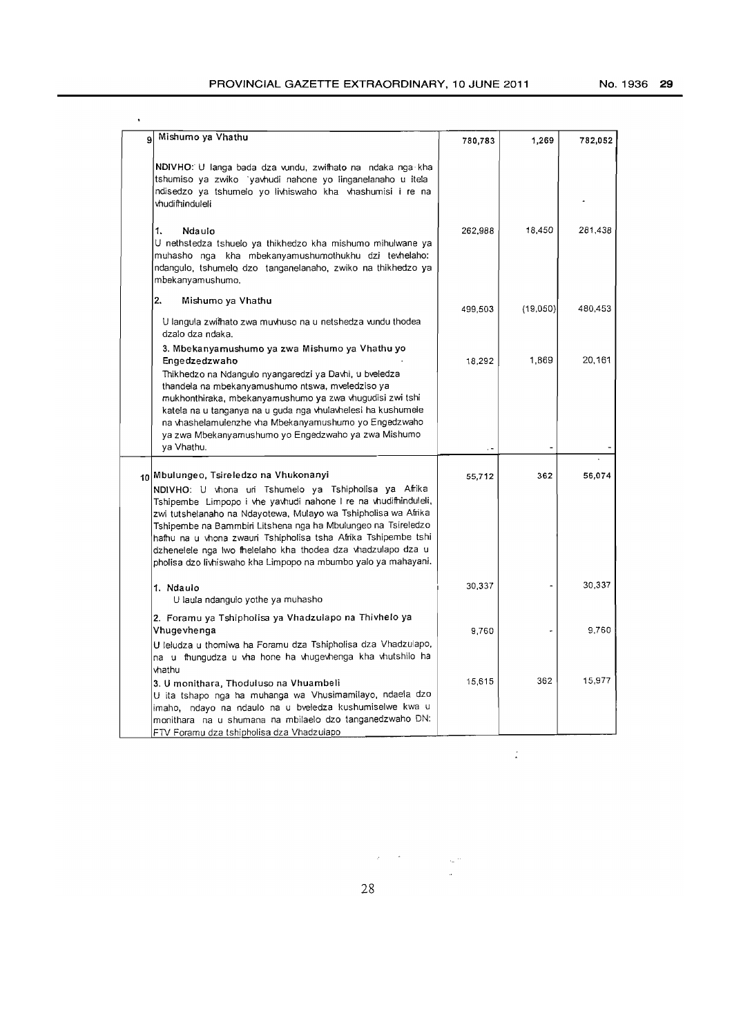| | | | | |
|---|---|---|---|---|
| 9 | **Mishumo ya Vhathu**<br><br>**NDIVHO:** U langa bada dza vundu, zwifhato na ndaka nga kha tshumiso ya zwiko yavhudi nahone yo linganelanaho u itela ndisedzo ya tshumelo yo livhiswaho kha vhashumisi i re na vhudifhinduleli | 780,783 | 1,269 | 782,052 |
| | | | | - |
| | **1. Ndaulo**<br>U netshedza tshuelo ya thikhedzo kha mishumo mihulwane ya muhasho nga kha mbekanyamushumothukhu dzi tevhelaho: ndangulo, tshumelo dzo tanganelanaho, zwiko na thikhedzo ya mbekanyamushumo. | 262,988 | 18,450 | 281,438 |
| | **2. Mishumo ya Vhathu**<br>U langula zwifhato zwa muvhuso na u netshedza vundu thodea dzalo dza ndaka. | 499,503 | (19,050) | 480,453 |
| | **3. Mbekanyamushumo ya zwa Mishumo ya Vhathu yo Engedzedzwaho**<br>Thikhedzo na Ndangulo nyangaredzi ya Davhi, u bveledza thandela na mbekanyamushumo ntswa, mveledziso ya mukhonthiraka, mbekanyamushumo ya zwa vhugudisi zwi tshi katela na u tanganya na u guda nga vhulavhelesi ha kushumele na vhashelamulenzhe vha Mbekanyamushumo yo Engedzwaho ya zwa Mbekanyamushumo yo Engedzwaho ya zwa Mishumo ya Vhathu. | 18,292 | 1,869 | 20,161 |
| | | - | - | - |
| 10 | **Mbulungeo, Tsireledzo na Vhukonanyi**<br>**NDIVHO:** U vhona uri Tshumelo ya Tshipholisa ya Afrika Tshipembe Limpopo i vhe yavhudi nahone I re na vhudifhinduleli, zwi tutshelanaho na Ndayotewa, Mulayo wa Tshipholisa wa Afrika Tshipembe na Bammbiri Litshena nga ha Mbulungeo na Tsireledzo hafhu na u vhona zwauri Tshipholisa tsha Afrika Tshipembe tshi dzhenelele nga lwo fhelelaho kha thodea dza vhadzulapo dza u pholisa dzo livhiswaho kha Limpopo na mbumbo yalo ya mahayani. | 55,712 | 362 | 56,074 |
| | **1. Ndaulo**<br>U laula ndangulo yothe ya muhasho | 30,337 | - | 30,337 |
| | **2. Foramu ya Tshipholisa ya Vhadzulapo na Thivhelo ya Vhugevhenga**<br>U leludza u thomiwa ha Foramu dza Tshipholisa dza Vhadzulapo, na u fhungudza u vha hone ha vhugevhenga kha vhutshilo ha vhathu | 9,760 | - | 9,760 |
| | **3. U monithara, Thoduluso na Vhuambeli**<br>U ita tshapo nga ha muhanga wa Vhusimamilayo, ndaela dzo imaho, ndayo na ndaulo na u bveledza kushumiselwe kwa u monithara na u shumana na mbilaelo dzo tanganedzwaho DN: FTV Foramu dza tshipholisa dza Vhadzulapo | 15,615 | 362 | 15,977 |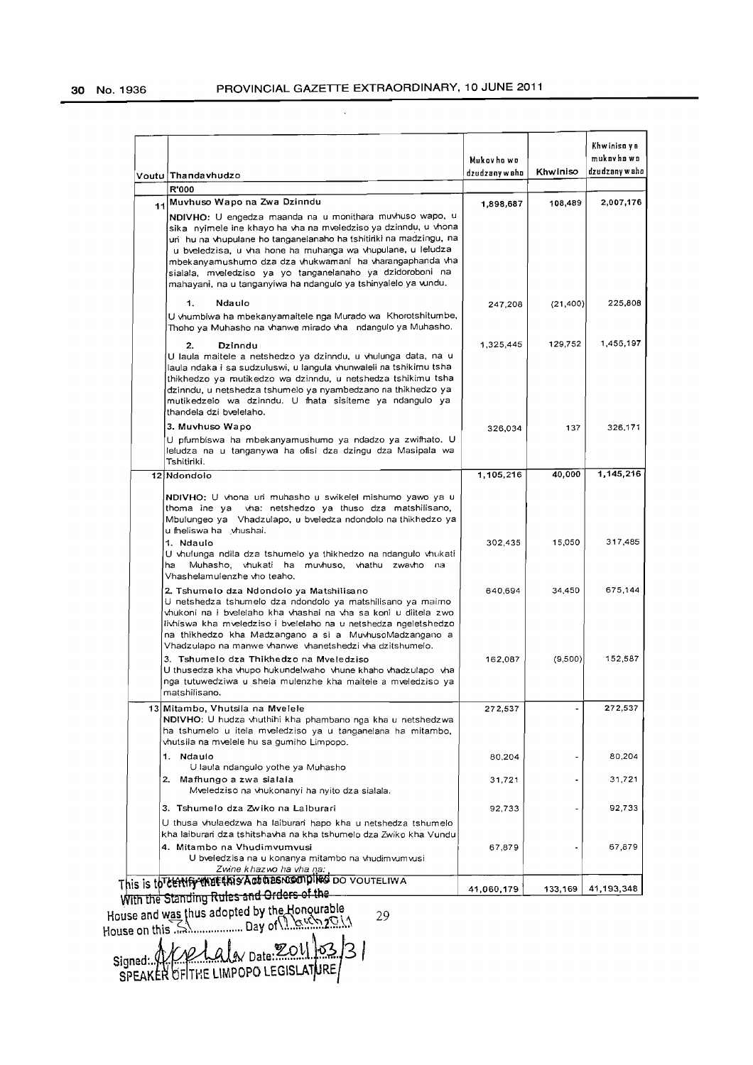| Voutu | Thandavhudzo | Mukovhowo dzudzanywaho | Khwiniso | Khwiniso ya mukovhowo dzudzanywaho |
|---|---|---|---|---|
| | R'000 | | | |
| 11 | Muvhuso Wapo na Zwa Dzinndu | 1,898,687 | 108,489 | 2,007,176 |
| | NDIVHO: U engedza maanda na u monithara muvhuso wapo, u sika nyimele ine khayo ha vha na mveledziso ya dzinndu, u vhona uri hu na vhupulane ho tanganelanaho ha tshitiriki na madzingu, na u bveledzisa, u vha hone ha muhanga wa vhupulane, u leludza mbekanyamushumo dza dza vhukwamani ha vharangaphanda vha sialala, mveledziso ya yo tanganelanaho ya dzidoroboni na mahayani, na u tanganyiwa ha ndangulo ya tshinyalelo ya vundu. | | | |
| | 1. Ndaulo<br>U vhumbiwa ha mbekanyamaitele nga Murado wa Khorotshitumbe, Thoho ya Muhasho na vhanwe mirado vha ndangulo ya Muhasho. | 247,208 | (21,400) | 225,808 |
| | 2. Dzinndu<br>U laula maitele a netshedzo ya dzinndu, u vhulunga data, na u laula ndaka i sa sudzuluswi, u langula vhunwaleli na tshikimu tsha thikhedzo ya mutikedzo wa dzinndu, u netshedza tshikimu tsha dzinndu, u netshedza tshumelo ya nyambedzano na thikhedzo ya mutikedzelo wa dzinndu. U fhata sisiteme ya ndangulo ya thandela dzi bvelelaho. | 1,325,445 | 129,752 | 1,455,197 |
| | 3. Muvhuso Wapo<br>U pfumbiswa ha mbekanyamushumo ya ndadzo ya zwifhato. U leludza na u tanganywa ha ofisi dza dzingu dza Masipala wa Tshitiriki. | 326,034 | 137 | 326,171 |
| 12 | Ndondolo | 1,105,216 | 40,000 | 1,145,216 |
| | NDIVHO: U vhona uri muhasho u swikelel mishumo yawo ya u thoma ine ya vha: netshedzo ya thuso dza matshilisano, Mbulungeo ya Vhadzulapo, u bveledza ndondolo na thikhedzo ya u fheliswa ha vhushai. | | | |
| | 1. Ndaulo<br>U vhulunga ndila dza tshumelo ya thikhedzo na ndangulo vhukati ha Muhasho, vhukati ha muvhuso, vhathu zwavho na Vhashelamulenzhe vho teaho. | 302,435 | 15,050 | 317,485 |
| | 2. Tshumelo dza Ndondolo ya Matshilisano<br>U netshedza tshumelo dza ndondolo ya matshilisano ya maimo vhukoni na i bvelelaho kha vhashai na vha sa koni u diitela zwo livhiswa kha mveledziso i bvelelaho na u netshedza ngeletshedzo na thikhedzo kha Madzangano a si a MuvhusoMadzangano a Vhadzulapo na manwe vhanwe vhanetshedzi vha dzitshumelo. | 640,694 | 34,450 | 675,144 |
| | 3. Tshumelo dza Thikhedzo na Mveledziso<br>U thusedza kha vhupo hukundelwaho vhune khaho vhadzulapo vha nga tutuwedziwa u shela mulenzhe kha maitele a mveledziso ya matshilisano. | 162,087 | (9,500) | 152,587 |
| 13 | Mitambo, Vhutsila na Mvelele<br>NDIVHO: U hudza vhuthihi kha phambano nga kha u netshedzwa ha tshumelo u itela mveledziso ya u tanganelana ha mitambo, vhutsila na mvelele hu sa gumiho Limpopo. | 272,537 | - | 272,537 |
| | 1. Ndaulo<br>U laula ndangulo yothe ya Muhasho | 80,204 | - | 80,204 |
| | 2. Mafhungo a zwa sialala<br>Mveledziso na vhukonanyi ha nyito dza sialala. | 31,721 | - | 31,721 |
| | 3. Tshumelo dza Zwiko na Laiburari<br>U thusa vhulaedzwa ha laiburari hapo kha u netshedza tshumelo kha laiburari dza tshitshavha na kha tshumelo dza Zwiko kha Vundu | 92,733 | - | 92,733 |
| | 4. Mitambo na Vhudimvumvusi<br>U bveledzisa na u konanya mitambo na vhudimvumvusi<br>*Zwine khazwo ha vha na:* | 67,879 | - | 67,879 |
| | THANGANYELO YA TSHELEDE DO VOUTELIWA | 41,060,179 | 133,169 | 41,193,348 |

This is to certify that this Act has complied with the Standing Rules and Orders of the House and was thus adopted by the Honourable House on this 31 Day of March 2011

Signed: [signature] Date: 2011/03/31
SPEAKER OF THE LIMPOPO LEGISLATURE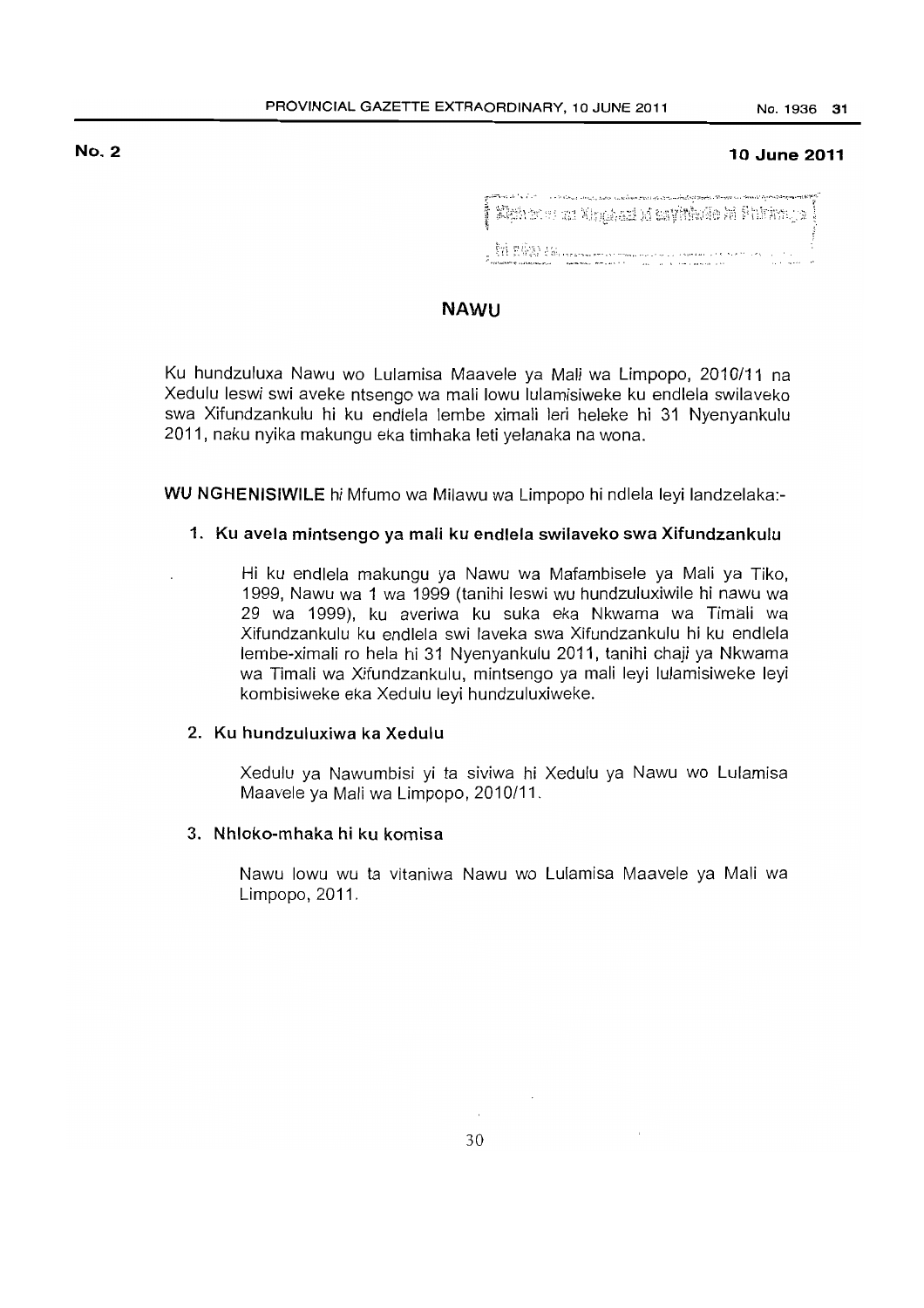**No. 2** **10 June 2011**

## NAWU

Ku hundzuluxa Nawu wo Lulamisa Maavele ya Mali wa Limpopo, 2010/11 na Xedulu leswi swi aveke ntsengo wa mali lowu lulamisiweke ku endlela swilaveko swa Xifundzankulu hi ku endlela lembe ximali leri heleke hi 31 Nyenyankulu 2011, naku nyika makungu eka timhaka leti yelanaka na wona.

**WU NGHENISIWILE** hi Mfumo wa Milawu wa Limpopo hi ndlela leyi landzelaka:-

### 1. Ku avela mintsengo ya mali ku endlela swilaveko swa Xifundzankulu

Hi ku endlela makungu ya Nawu wa Mafambisele ya Mali ya Tiko, 1999, Nawu wa 1 wa 1999 (tanihi leswi wu hundzuluxiwile hi nawu wa 29 wa 1999), ku averiwa ku suka eka Nkwama wa Timali wa Xifundzankulu ku endlela swi laveka swa Xifundzankulu hi ku endlela lembe-ximali ro hela hi 31 Nyenyankulu 2011, tanihi chaji ya Nkwama wa Timali wa Xifundzankulu, mintsengo ya mali leyi lulamisiweke leyi kombisiweke eka Xedulu leyi hundzuluxiweke.

### 2. Ku hundzuluxiwa ka Xedulu

Xedulu ya Nawumbisi yi ta siviwa hi Xedulu ya Nawu wo Lulamisa Maavele ya Mali wa Limpopo, 2010/11.

### 3. Nhloko-mhaka hi ku komisa

Nawu lowu wu ta vitaniwa Nawu wo Lulamisa Maavele ya Mali wa Limpopo, 2011.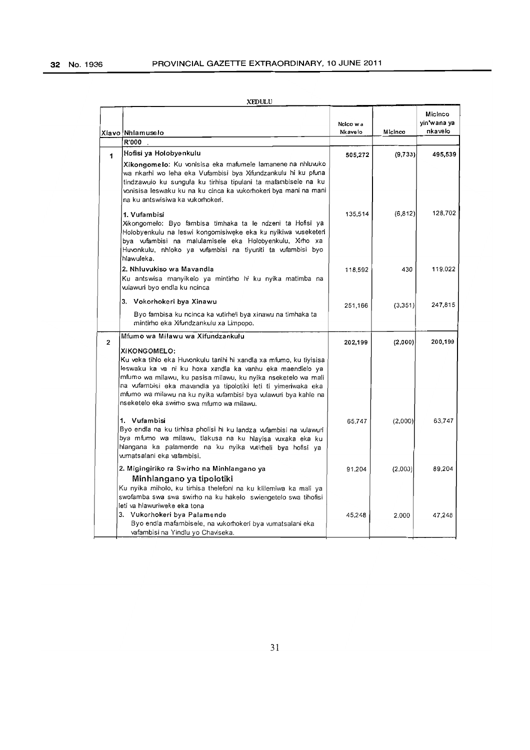XEDULU

| Xiavo | Nhlamuselo | Ncico wa Nkavelo | Micinco | Micinco yin'wana ya nkavelo |
|---|---|---|---|---|
| | R'000 . | | | |
| 1 | **Hofisi ya Holobyenkulu**<br>**Xikongomelo**: Ku vonisisa eka mafumele lamanene na nhluvuko wa nkarhi wo leha eka Vufambisi bya Xifundzankulu hi ku pfuna tindzawulo ku sungula ku tirhisa tipulani ta mafambisele na ku vonisisa leswaku ku na ku cinca ka vukorhokeri bya mani na mani na ku antswisiwa ka vukorhokeri. | **505,272** | **(9,733)** | **495,539** |
| | **1. Vufambisi**<br>Xikongomelo: Byo fambisa timhaka ta le ndzeni ta Hofisi ya Holobyenkulu na leswi kongomisiweke eka ku nyikiwa vuseketeri bya vufambisi na malulamisele eka Holobyenkulu, Xirho xa Huvonkulu, nhloko ya vufambisi na tiyuniti ta vufambisi byo hlawuleka. | 135,514 | (6,812) | 128,702 |
| | **2. Nhluvukiso wa Mavandla**<br>Ku antswisa manyikelo ya mintirho hi ku nyika matimba na vulawuri byo endla ku ncinca | 118,592 | 430 | 119,022 |
| | **3. Vokorhokeri bya Xinawu**<br>Byo fambisa ku ncinca ka vutirheli bya xinawu na timhaka ta mintirho eka Xifundzankulu xa Limpopo. | 251,166 | (3,351) | 247,815 |
| 2 | **Mfumo wa Milawu wa Xifundzankulu**<br>**XIKONGOMELO:**<br>Ku veka tihlo eka Huvonkulu tanihi hi xandla xa mfumo, ku tiyisisa leswaku ka va ni ku hoxa xandla ka vanhu eka maendlelo ya mfumo wa milawu, ku pasisa milawu, ku nyika nseketelo wa mali na vufambisi eka mavandla ya tipolotiki leti ti yimeriwaka eka mfumo wa milawu na ku nyika vufambisi bya vulawuri bya kahle na nseketelo eka swirho swa mfumo wa milawu. | **202,199** | **(2,000)** | **200,199** |
| | **1. Vufambisi**<br>Byo endla na ku tirhisa pholisi hi ku landza vufambisi na vulawuri bya mfumo wa milawu, tlakusa na ku hlayisa vuxaka eka ku hlangana ka palamende na ku nyika vutirheli bya hofisi ya vumatsalani eka vafambisi. | 65,747 | (2,000) | 63,747 |
| | **2. Migingiriko ra Swirho na Minhlangano ya Minhlangano ya tipolotiki**<br>Ku nyika miholo, ku tirhisa thelefoni na ku klilemiwa ka mali ya swofamba swa swa swirho na ku hakelo swiengetelo swa tihofisi leti va hlawuriweke eka tona | 91,204 | (2,000) | 89,204 |
| | **3. Vukorhokeri bya Palamende**<br>Byo endla mafambisele, na vukorhokeri bya vumatsalani eka vafambisi na Yindlu yo Chaviseka. | 45,248 | 2,000 | 47,248 |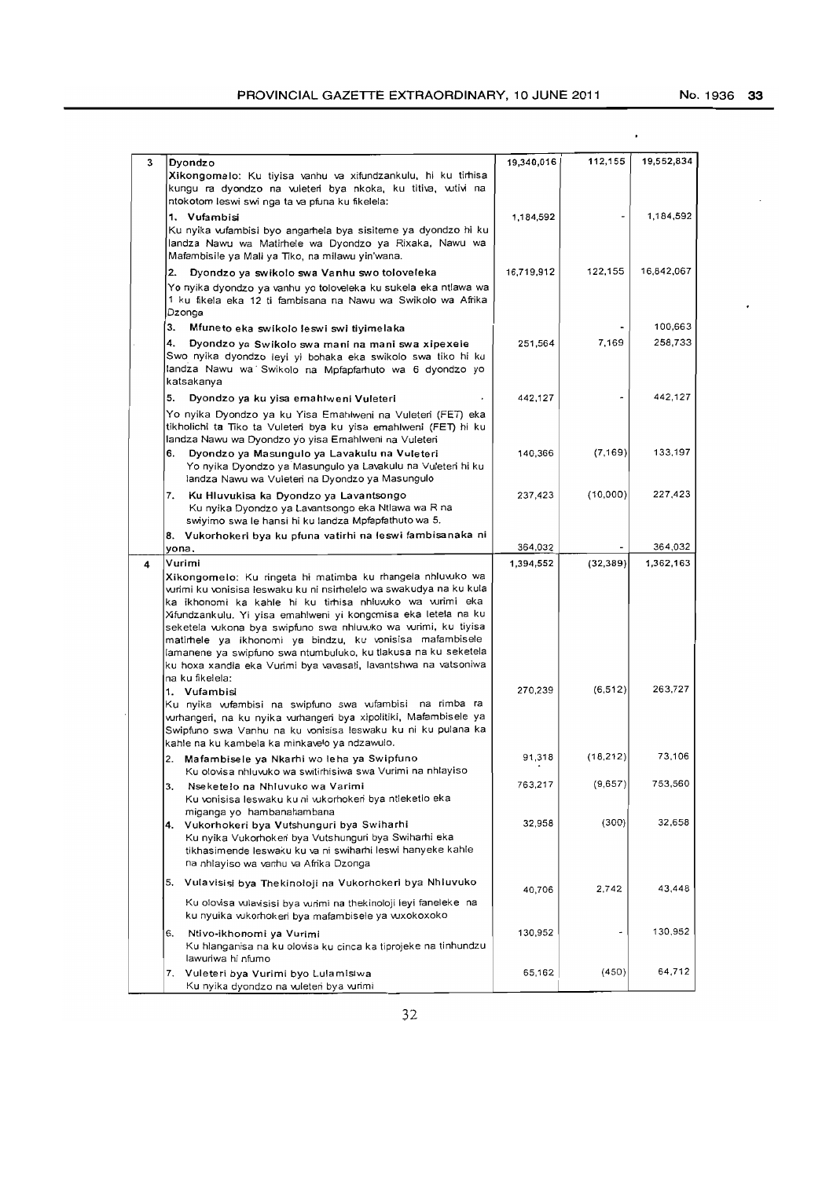| | | | | |
|---|---|---|---|---|
| 3 | **Dyondzo**<br>**Xikongomalo:** Ku tiyisa vanhu va xifundzankulu, hi ku tirhisa kungu ra dyondzo na vuleteri bya nkoka, ku titiva, vutivi na ntokotom leswi swi nga ta va pfuna ku fikelela: | 19,340,016 | 112,155 | 19,552,834 |
| | **1. Vufambisi**<br>Ku nyika vufambisi byo angarhela bya sisiteme ya dyondzo hi ku landza Nawu wa Matirhele wa Dyondzo ya Rixaka, Nawu wa Mafambisile ya Mali ya Tiko, na milawu yin'wana. | 1,184,592 | - | 1,184,592 |
| | **2. Dyondzo ya swikolo swa Vanhu swo toloveleka**<br>Yo nyika dyondzo ya vanhu yo toloveleka ku sukela eka ntlawa wa 1 ku fikela eka 12 ti fambisana na Nawu wa Swikolo wa Afrika Dzonga | 16,719,912 | 122,155 | 16,842,067 |
| | **3. Mfuneto eka swikolo leswi swi tiyimelaka** | | - | 100,663 |
| | **4. Dyondzo ya Swikolo swa mani na mani swa xipexele**<br>Swo nyika dyondzo leyi yi bohaka eka swikolo swa tiko hi ku landza Nawu wa Swikolo na Mpfapfarhuto wa 6 dyondzo yo katsakanya | 251,564 | 7,169 | 258,733 |
| | **5. Dyondzo ya ku yisa emahlweni Vuleteri**<br>Yo nyika Dyondzo ya ku Yisa Emahlweni na Vuleteri (FET) eka tikholichi ta Tiko ta Vuleteri bya ku yisa emahlweni (FET) hi ku landza Nawu wa Dyondzo yo yisa Emahlweni na Vuleteri | 442,127 | - | 442,127 |
| | **6. Dyondzo ya Masungulo ya Lavakulu na Vuleteri**<br>Yo nyika Dyondzo ya Masungulo ya Lavakulu na Vuleteri hi ku landza Nawu wa Vuleteri na Dyondzo ya Masungulo | 140,366 | (7,169) | 133,197 |
| | **7. Ku Hluvukisa ka Dyondzo ya Lavantsongo**<br>Ku nyika Dyondzo ya Lavantsongo eka Ntlawa wa R na swiyimo swa le hansi hi ku landza Mpfapfathuto wa 5. | 237,423 | (10,000) | 227,423 |
| | **8. Vukorhokeri bya ku pfuna vatirhi na leswi fambisanaka ni yona.** | 364,032 | - | 364,032 |
| 4 | **Vurimi**<br>**Xikongomelo:** Ku ringeta hi matimba ku rhangela nhluvuko wa vurimi ku vonisisa leswaku ku ni nsirhelelo wa swakudya na ku kula ka ikhonomi ka kahle hi ku tirhisa nhluvuko wa vurimi eka Xifundzankulu. Yi yisa emahlweni yi kongomisa eka letela na ku seketela vukona bya swipfuno swa nhluvuko wa vurimi, ku tiyisa matirhele ya ikhonomi ya bindzu, ku vonisisa mafambisele lamanene ya swipfuno swa ntumbuluko, ku tlakusa na ku seketela ku hoxa xandla eka Vurimi bya vavasati, lavantshwa na vatsoniwa na ku fikelela: | 1,394,552 | (32,389) | 1,362,163 |
| | **1. Vufambisi**<br>Ku nyika vufambisi na swipfuno swa vufambisi na rimba ra vurhangeri, na ku nyika vurhangeri bya xipolitiki, Mafambisele ya Swipfuno swa Vanhu na ku vonisisa leswaku ku ni ku pulana ka kahle na ku kambela ka minkavelo ya ndzawulo. | 270,239 | (6,512) | 263,727 |
| | **2. Mafambisele ya Nkarhi wo leha ya Swipfuno**<br>Ku olovisa nhluvuko wa switirhisiwa swa Vurimi na nhlayiso | 91,318 | (18,212) | 73,106 |
| | **3. Nseketelo na Nhluvuko wa Varimi**<br>Ku vonisisa leswaku ku ni vukorhokeri bya ntleketlo eka miganga yo hambanahambana | 763,217 | (9,657) | 753,560 |
| | **4. Vukorhokeri bya Vutshunguri bya Swiharhi**<br>Ku nyika Vukorhokeri bya Vutshunguri bya Swiharhi eka tikhasimende leswaku ku va ni swiharhi leswi hanyeke kahle na nhlayiso wa vanhu va Afrika Dzonga | 32,958 | (300) | 32,658 |
| | **5. Vulavisisi bya Thekinoloji na Vukorhokeri bya Nhluvuko**<br>Ku olovisa vulavisisi bya vurimi na thekinoloji leyi faneleke na ku nyuika vukorhokeri bya mafambisele ya vuxokoxoko | 40,706 | 2,742 | 43,448 |
| | **6. Ntivo-ikhonomi ya Vurimi**<br>Ku hlanganisa na ku olovisa ku cinca ka tiprojeke na tinhundzu lawuriwa hi nfumo | 130,952 | - | 130,952 |
| | **7. Vuleteri bya Vurimi byo Lulamisiwa**<br>Ku nyika dyondzo na vuleteri bya vurimi | 65,162 | (450) | 64,712 |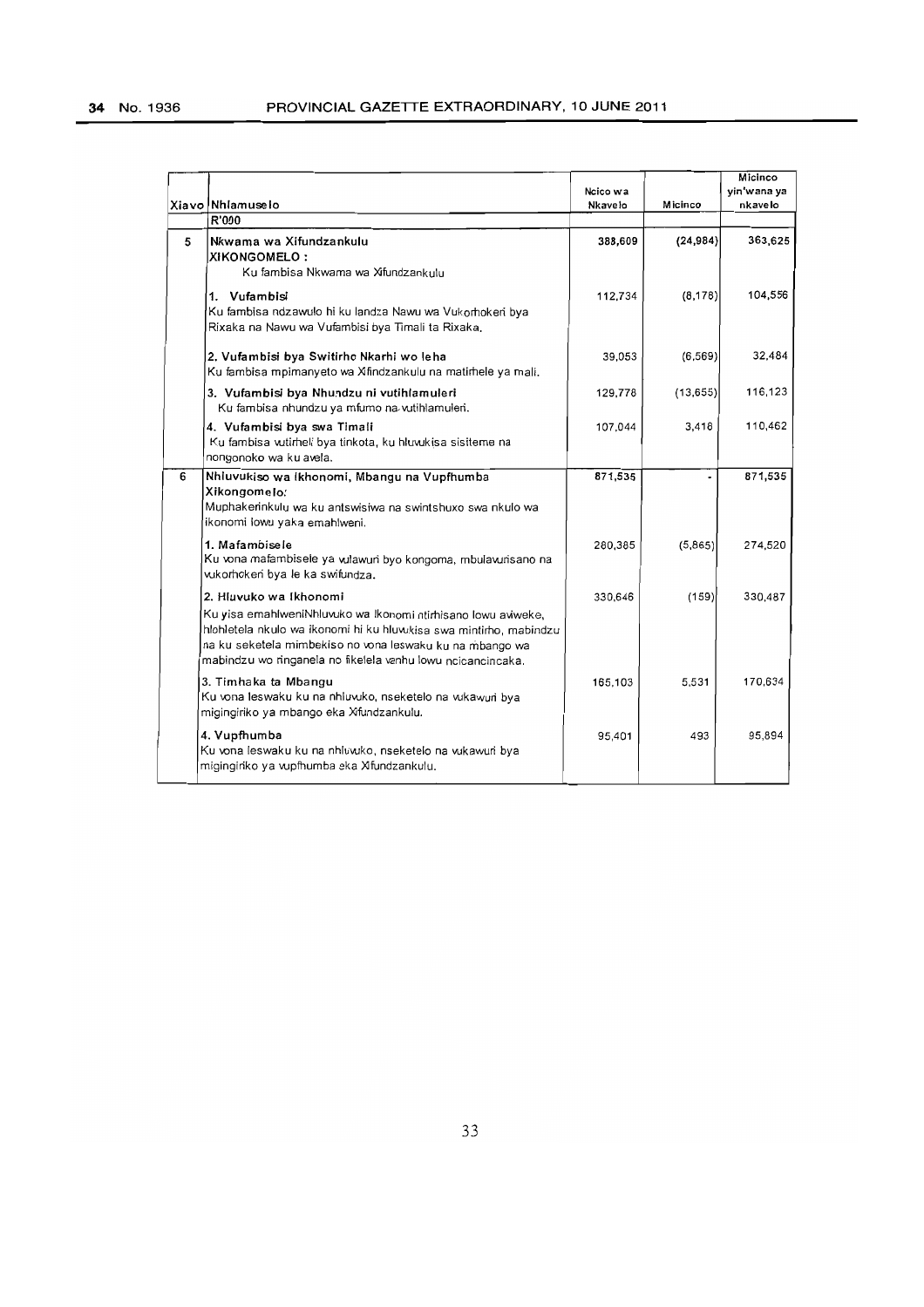| Xiavo | Nhlamuselo | Ncico wa Nkavelo | Micinco | Micinco yin'wana ya nkavelo |
|---|---|---|---|---|
| | R'000 | | | |
| 5 | **Nkwama wa Xifundzankulu**<br>**XIKONGOMELO :**<br>Ku fambisa Nkwama wa Xifundzankulu | 388,609 | (24,984) | 363,625 |
| | **1. Vufambisi**<br>Ku fambisa ndzawulo hi ku landza Nawu wa Vukorhokeri bya Rixaka na Nawu wa Vufambisi bya Timali ta Rixaka. | 112,734 | (8,178) | 104,556 |
| | **2. Vufambisi bya Switirho Nkarhi wo leha**<br>Ku fambisa mpimanyeto wa Xifundzankulu na matirhele ya mali. | 39,053 | (6,569) | 32,484 |
| | **3. Vufambisi bya Nhundzu ni vutihlamuleri**<br>Ku fambisa nhundzu ya mfumo na vutihlamuleri. | 129,778 | (13,655) | 116,123 |
| | **4. Vufambisi bya swa Timali**<br>Ku fambisa vutirheli bya tinkota, ku hluvukisa sisiteme na nongonoko wa ku avela. | 107,044 | 3,418 | 110,462 |
| 6 | **Nhluvukiso wa Ikhonomi, Mbangu na Vupfhumba**<br>**Xikongomelo:**<br>Muphakerinkulu wa ku antswisiwa na swintshuxo swa nkulo wa ikonomi lowu yaka emahlweni. | 871,535 | - | 871,535 |
| | **1. Mafambisele**<br>Ku vona mafambisele ya vulawuri byo kongoma, mbulavurisano na vukorhokeri bya le ka swifundza. | 280,385 | (5,865) | 274,520 |
| | **2. Hluvuko wa Ikhonomi**<br>Ku yisa emahlweniNhluvuko wa Ikonomi ntirhisano lowu aviweke, hlohletela nkulo wa ikonomi hi ku hluvukisa swa mintirho, mabindzu na ku seketela mimbekiso no vona leswaku ku na mbango wa mabindzu wo ringanela no fikelela vanhu lowu ncicancincaka. | 330,646 | (159) | 330,487 |
| | **3. Timhaka ta Mbangu**<br>Ku vona leswaku ku na nhluvuko, nseketelo na vukawuri bya migingiriko ya mbango eka Xifundzankulu. | 165,103 | 5,531 | 170,634 |
| | **4. Vupfhumba**<br>Ku vona leswaku ku na nhluvuko, nseketelo na vukawuri bya migingiriko ya vupfhumba eka Xifundzankulu. | 95,401 | 493 | 95,894 |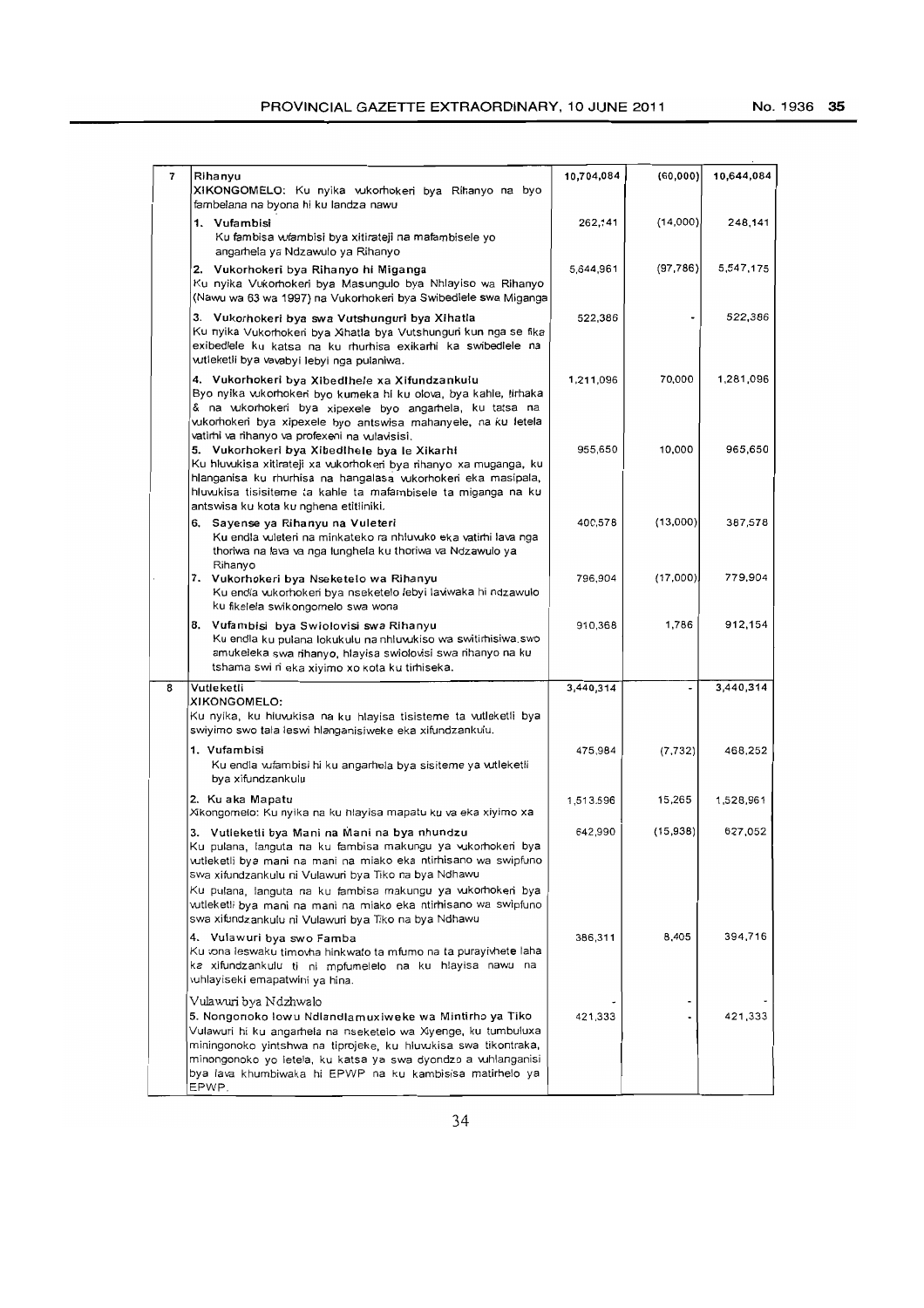| | | | | |
|---|---|---|---|---|
| 7 | **Rihanyu**<br>**XIKONGOMELO:** Ku nyika vukorhokeri bya Rihanyo na byo fambelana na byona hi ku landza nawu | 10,704,084 | (60,000) | 10,644,084 |
| | **1. Vufambisi**<br>Ku fambisa vufambisi bya xitirateji na mafambisele yo angarhela ya Ndzawulo ya Rihanyo | 262,141 | (14,000) | 248,141 |
| | **2. Vukorhokeri bya Rihanyo hi Miganga**<br>Ku nyika Vukorhokeri bya Masungulo bya Nhlayiso wa Rihanyo (Nawu wa 63 wa 1997) na Vukorhokeri bya Swibedlele swa Miganga | 5,644,961 | (97,786) | 5,547,175 |
| | **3. Vukorhokeri bya swa Vutshunguri bya Xihatla**<br>Ku nyika Vukorhokeri bya Xihatla bya Vutshunguri kun nga se fika exibedlele ku katsa na ku rhurhisa exikarhi ka swibedlele na vutleketli bya vavabyi lebyi nga pulaniwa. | 522,386 | - | 522,386 |
| | **4. Vukorhokeri bya Xibedlhele xa Xifundzankulu**<br>Byo nyika vukorhokeri byo kumeka hi ku olova, bya kahle, tirhaka & na vukorhokeri bya xipexele byo angarhela, ku tatsa na vukorhokeri bya xipexele byo antswisa mahanyele, na ku letela vatirhi va rihanyo va profexeni na vulavisisi. | 1,211,096 | 70,000 | 1,281,096 |
| | **5. Vukorhokeri bya Xibedlhele bya le Xikarhi**<br>Ku hluvukisa xitirateji xa vukorhokeri bya rihanyo xa muganga, ku hlanganisa ku rhurhisa na hangalasa vukorhokeri eka masipala, hluvukisa tisisiteme ta kahle ta mafambisele ta miganga na ku antswisa ku kota ku nghena etitliniki. | 955,650 | 10,000 | 965,650 |
| | **6. Sayense ya Rihanyu na Vuleteri**<br>Ku endla vuleteri na minkateko ra nhluvuko eka vatirhi lava nga thoriwa na lava va nga lunghela ku thoriwa va Ndzawulo ya Rihanyo | 400,578 | (13,000) | 387,578 |
| | **7. Vukorhokeri bya Nseketelo wa Rihanyu**<br>Ku endla vukorhokeri bya nseketelo lebyi laviwaka hi ndzawulo ku fikelela swikongomelo swa wona | 796,904 | (17,000) | 779,904 |
| | **8. Vufambisi bya Swiolovisi swa Rihanyu**<br>Ku endla ku pulana lokukulu na nhluvukiso wa switirhisiwa swo amukeleka swa rihanyo, hlayisa swiolovisi swa rihanyo na ku tshama swi ri eka xiyimo xo kota ku tirhiseka. | 910,368 | 1,786 | 912,154 |
| 8 | **Vutleketli**<br>**XIKONGOMELO:**<br>Ku nyika, ku hluvukisa na ku hlayisa tisisteme ta vutleketli bya swiyimo swo tala leswi hlanganisiweke eka xifundzankulu. | 3,440,314 | - | 3,440,314 |
| | **1. Vufambisi**<br>Ku endla vufambisi hi ku angarhela bya sisiteme ya vutleketli bya xifundzankulu | 475,984 | (7,732) | 468,252 |
| | **2. Ku aka Mapatu**<br>Xikongomelo: Ku nyika na ku hlayisa mapatu ku va eka xiyimo xa | 1,513,596 | 15,265 | 1,528,961 |
| | **3. Vutleketli bya Mani na Mani na bya nhundzu**<br>Ku pulana, languta na ku fambisa makungu ya vukorhokeri bya vutleketli bya mani na mani na mlako eka ntirhisano wa swipfuno swa xifundzankulu ni Vulawuri bya Tiko na bya Ndhawu<br>Ku pulana, languta na ku fambisa makungu ya vukorhokeri bya vutleketli bya mani na mani na mlako eka ntirhisano wa swipfuno swa xifundzankulu ni Vulawuri bya Tiko na bya Ndhawu | 642,990 | (15,938) | 627,052 |
| | **4. Vulawuri bya swo Famba**<br>Ku vona leswaku timovha hinkwato ta mfumo na ta purayivhete laha ka xifundzankulu ti ni mpfumelelo na ku hlayisa nawu na vuhlayiseki emapatwini ya hina. | 386,311 | 8,405 | 394,716 |
| | Vulawuri bya Ndzhwalo<br>**5. Nongonoko lowu Ndlandlamuxiweke wa Mintirho ya Tiko**<br>Vulawuri hi ku angarhela na nseketelo wa Xiyenge, ku tumbuluxa miningonoko yintshwa na tiprojeke, ku hluvukisa swa tikontraka, minongonoko yo letela, ku katsa ya swa dyondzo a vuhlanganisi bya lava khumbiwaka hi EPWP na ku kambisisa matirhelo ya EPWP. | -<br>421,333 | -<br>- | -<br>421,333 |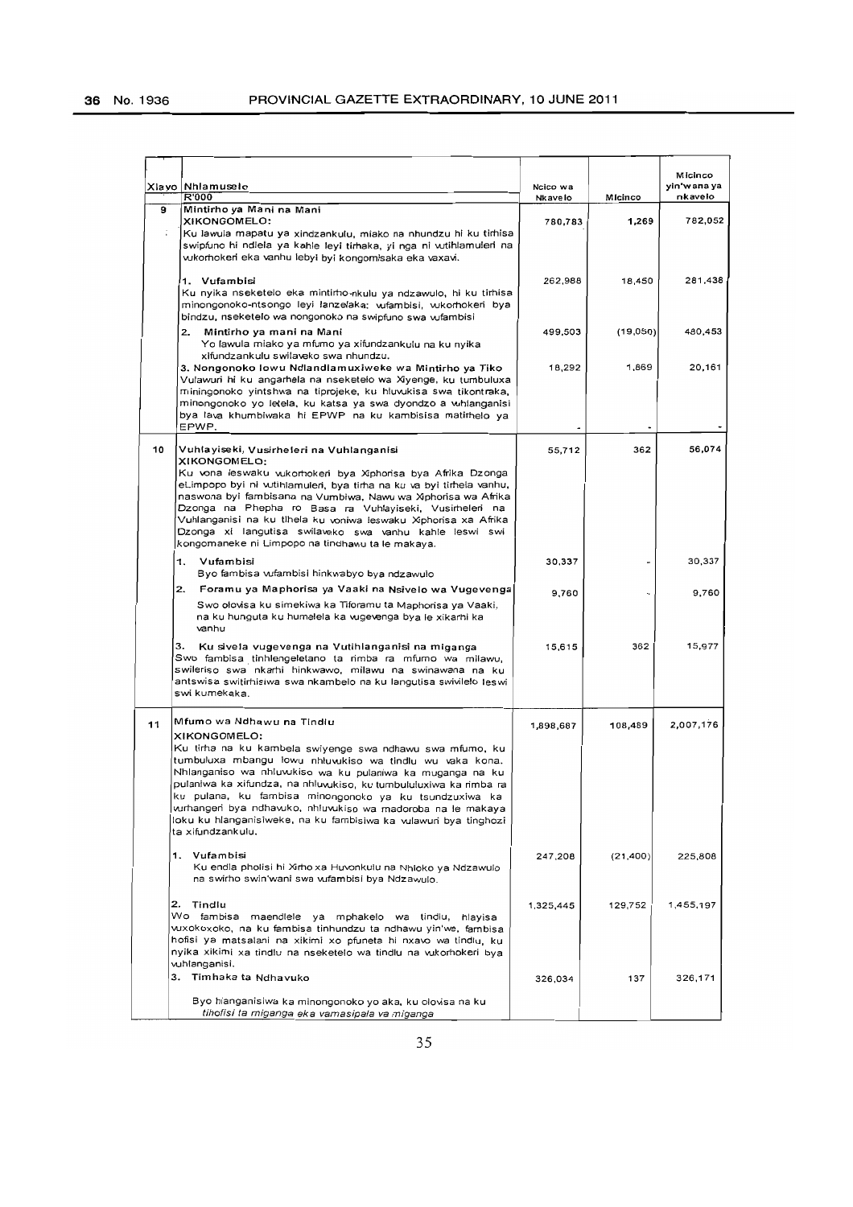| Xiavo | Nhlamuselo R'000 | Ncico wa Nkavelo | Micinco | Micinco yin'wana ya nkavelo |
|---|---|---|---|---|
| 9 | **Mintirho ya Mani na Mani** **XIKONGOMELO:** Ku lawula mapatu ya xindzankulu, miako na nhundzu hi ku tirhisa swipfuno hi ndlela ya kahle leyi tirhaka, yi nga ni vutihlamuleri na vukorhokeri eka vanhu lebyi byi kongomisaka eka vaxavi. | 780,783 | 1,269 | 782,052 |
| | **1. Vufambisi** Ku nyika nseketelo eka mintirho-nkulu ya ndzawulo, hi ku tirhisa minongonoko-ntsongo leyi landzelaka: vufambisi, vukorhokeri bya bindzu, nseketelo wa nongonoko na swipfuno swa vufambisi | 262,988 | 18,450 | 281,438 |
| | **2. Mintirho ya mani na Mani** Yo lawula miako ya mfumo ya xifundzankulu na ku nyika xifundzankulu swilaveko swa nhundzu. | 499,503 | (19,050) | 480,453 |
| | **3. Nongonoko lowu Ndlandlamuxiweke wa Mintirho ya Tiko** Vulawuri hi ku angarhela na nseketelo wa Xiyenge, ku tumbuluxa miningonoko yintshwa na tiprojeke, ku hluvukisa swa tikontraka, minongonoko yo letela, ku katsa ya swa dyondzo a vuhlanganisi bya lava khumbiwaka hi EPWP na ku kambisisa matirhelo ya EPWP. | 18,292 | 1,869 | 20,161 |
| 10 | **Vuhlayiseki, Vusirheleri na Vuhlanganisi** **XIKONGOMELO:** Ku vona leswaku vukorhokeri bya Xiphorisa bya Afrika Dzonga eLimpopo byi ni vutihlamuleri, bya tirha na ku va byi tirhela vanhu, naswona byi fambisana na Vumbiwa, Nawu wa Xiphorisa wa Afrika Dzonga na Phepha ro Basa ra Vuhlayiseki, Vusirheleri na Vuhlanganisi na ku tlhela ku voniwa leswaku Xiphorisa xa Afrika Dzonga xi langutisa swilaveko swa vanhu kahle leswi swi kongomaneke ni Limpopo na tindhawu ta le makaya. | 55,712 | 362 | 56,074 |
| | **1. Vufambisi** Byo fambisa vufambisi hinkwabyo bya ndzawulo | 30,337 | - | 30,337 |
| | **2. Foramu ya Maphorisa ya Vaaki na Nsivelo wa Vugevenga** Swo olovisa ku simekiwa ka Tiforamu ta Maphorisa ya Vaaki, na ku hunguta ku humelela ka vugevenga bya le xikarhi ka vanhu | 9,760 | - | 9,760 |
| | **3. Ku sivela vugevenga na Vutihlanganisi ni miganga** Swo fambisa tinhlengeletano ta rimba ra mfumo wa milawu, swileriso swa nkarhi hinkwawo, milawu na swinawana na ku antswisa switirhisiwa swa nkambelo na ku langutisa swivilelo leswi swi kumekaka. | 15,615 | 362 | 15,977 |
| 11 | **Mfumo wa Ndhawu na Tindlu** **XIKONGOMELO:** Ku tirha na ku kambela swiyenge swa ndhawu swa mfumo, ku tumbuluxa mbangu lowu nhluvukiso wa tindlu wu vaka kona. Nhlanganiso wa nhluvukiso wa ku pulaniwa ka muganga na ku pulaniwa ka xifundza, na nhluvukiso, ku tumbululuxiwa ka rimba ra ku pulana, ku fambisa minongonoko ya ku tsundzuxiwa ka vurhangeri bya ndhavuko, nhluvukiso wa madoroba na le makaya loku ku hlanganisiweke, na ku fambisiwa ka vulawuri bya tinghozi ta xifundzankulu. | 1,898,687 | 108,489 | 2,007,176 |
| | **1. Vufambisi** Ku endla pholisi hi Xirho xa Huvonkulu na Nhloko ya Ndzawulo na swirho swin'wani swa vufambisi bya Ndzawulo. | 247,208 | (21,400) | 225,808 |
| | **2. Tindlu** Wo fambisa maendlele ya mphakelo wa tindlu, hlayisa vuxokoxoko, na ku fambisa tinhundzu ta ndhawu yin'we, fambisa hofisi ya matsalani na xikimi xo pfuneta hi nxavo wa tindlu, ku nyika xikimi xa tindlu na nseketelo wa tindlu na vukorhokeri bya vuhlanganisi. | 1,325,445 | 129,752 | 1,455,197 |
| | **3. Timhaka ta Ndhavuko** Byo hlanganisiwa ka minongonoko yo aka, ku olovisa na ku tihofisi ta miganga eka vamasipala va miganga | 326,034 | 137 | 326,171 |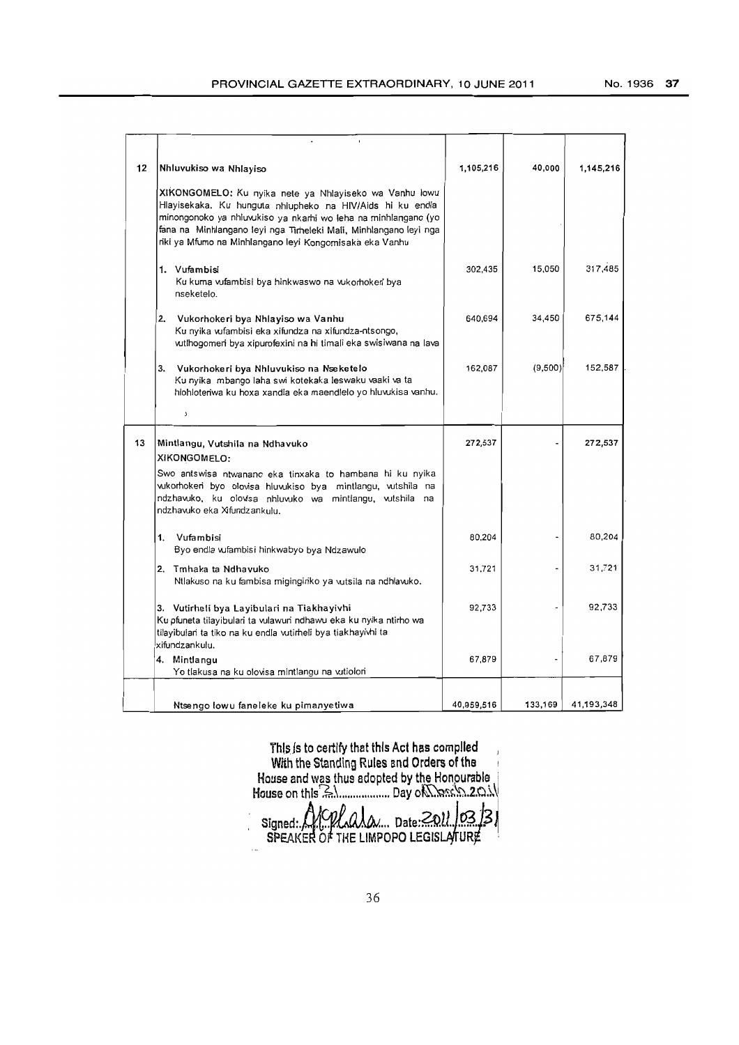| | | | | |
|---|---|---|---|---|
| 12 | **Nhluvukiso wa Nhlayiso** | 1,105,216 | 40,000 | 1,145,216 |
| | **XIKONGOMELO:** Ku nyika nete ya Nhlayiseko wa Vanhu lowu Hlayisekaka. Ku hunguta nhlupheko na HIV/Aids hi ku endla minongonoko ya nhluvukiso ya nkarhi wo leha na minhlangano (yo fana na Minhlangano leyi nga Tirheleki Mali, Minhlangano leyi nga riki ya Mfumo na Minhlangano leyi Kongomisaka eka Vanhu | | | |
| | 1. **Vufambisi** Ku kuma vufambisi bya hinkwaswo na vukorhokeri bya nseketelo. | 302,435 | 15,050 | 317,485 |
| | 2. **Vukorhokeri bya Nhlayiso wa Vanhu** Ku nyika vufambisi eka xifundza na xifundza-ntsongo, vutlhogomeri bya xipurofexini na hi timali eka swisiwana na lava | 640,694 | 34,450 | 675,144 |
| | 3. **Vukorhokeri bya Nhluvukiso na Nseketelo** Ku nyika mbango laha swi kotekaka leswaku vaaki va ta hlohloteriwa ku hoxa xandla eka maendlelo yo hluvukisa vanhu. | 162,087 | (9,500) | 152,587 |
| 13 | **Mintlangu, Vutshila na Ndhavuko** | 272,537 | - | 272,537 |
| | **XIKONGOMELO:** Swo antswisa ntwanano eka tinxaka to hambana hi ku nyika vukorhokeri byo olovisa hluvukiso bya mintlangu, vutshila na ndzhavuko, ku olovisa nhluvuko wa mintlangu, vutshila na ndzhavuko eka Xifundzankulu. | | | |
| | 1. **Vufambisi** Byo endla vufambisi hinkwabyo bya Ndzawulo | 80,204 | - | 80,204 |
| | 2. **Tmhaka ta Ndhavuko** Ntlakuso na ku fambisa migingiriko ya vutsila na ndhlavuko. | 31,721 | - | 31,721 |
| | 3. **Vutirheli bya Layibulari na Tiakhayivhi** Ku pfuneta tilayibulari ta vulawuri ndhawu eka ku nyika ntirho wa tilayibulari ta tiko na ku endla vutirheli bya tiakhayivhi ta xifundzankulu. | 92,733 | - | 92,733 |
| | 4. **Mintlangu** Yo tlakusa na ku olovisa mintlangu na vutiolori | 67,879 | - | 67,879 |
| | **Ntsengo lowu faneleke ku pimanyetiwa** | 40,959,516 | 133,169 | 41,193,348 |

This is to certify that this Act has complied With the Standing Rules and Orders of the House and was thus adopted by the Honourable House on this 31 Day of March 2011

Signed: [signature] Date: 2011/03/31
SPEAKER OF THE LIMPOPO LEGISLATURE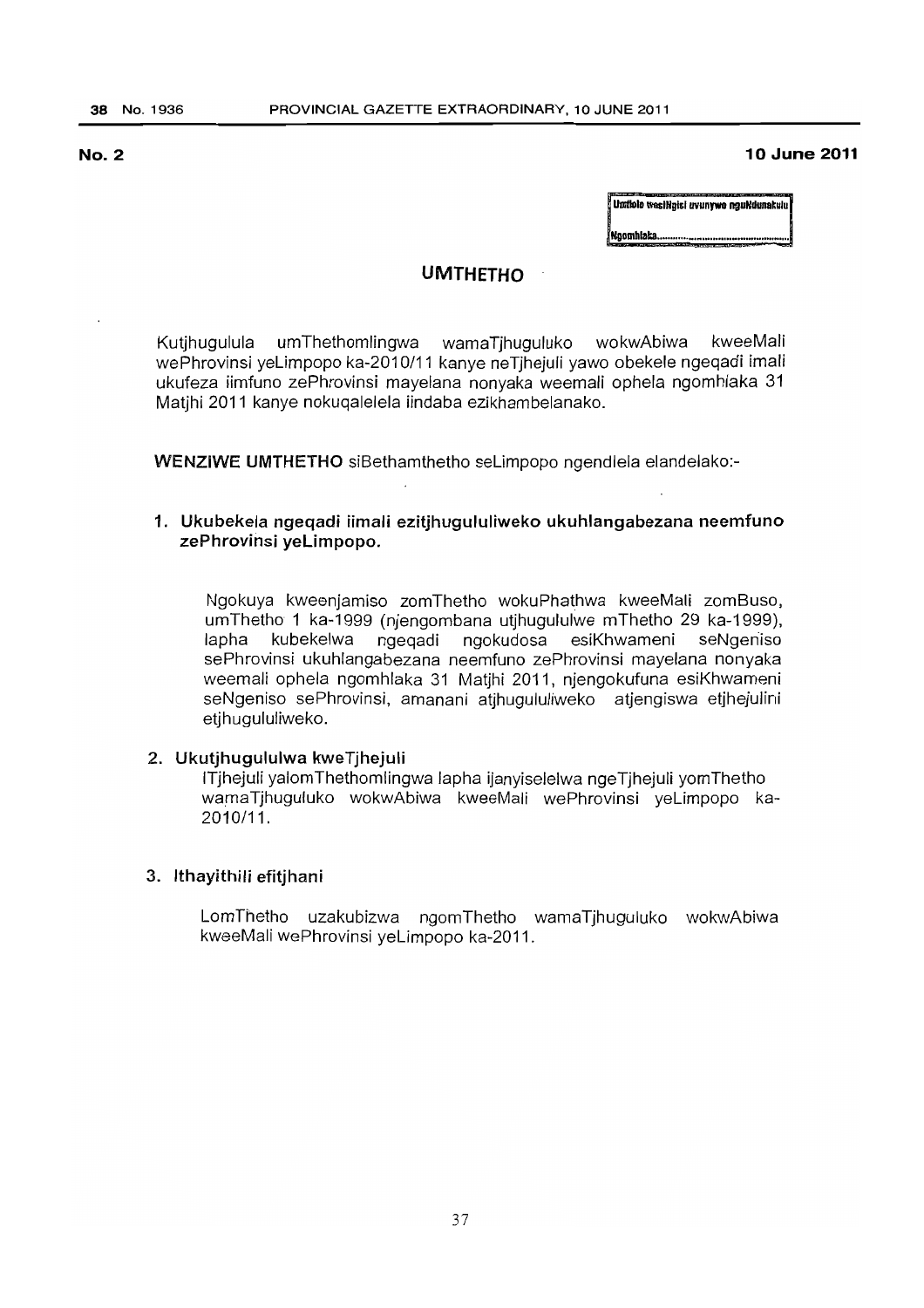**No. 2** **10 June 2011**

| Umtlolo wesiNgisi uvunywe nguNdunakulu |
|---|
| Ngomhlaka............................................ |

## UMTHETHO

Kutjhugulula umThethomlingwa wamaTjhuguluko wokwAbiwa kweeMali wePhrovinsi yeLimpopo ka-2010/11 kanye neTjhejuli yawo obekele ngeqadi imali ukufeza iimfuno zePhrovinsi mayelana nonyaka weemali ophela ngomhlaka 31 Matjhi 2011 kanye nokuqalelela iindaba ezikhambelanako.

**WENZIWE UMTHETHO** siBethamthetho seLimpopo ngendlela elandelako:-

### 1. Ukubekela ngeqadi iimali ezitjhugululiweko ukuhlangabezana neemfuno zePhrovinsi yeLimpopo.

Ngokuya kweenjamiso zomThetho wokuPhathwa kweeMali zomBuso, umThetho 1 ka-1999 (njengombana utjhugululwe mThetho 29 ka-1999), lapha kubekelwa ngeqadi ngokudosa esiKhwameni seNgeniso sePhrovinsi ukuhlangabezana neemfuno zePhrovinsi mayelana nonyaka weemali ophela ngomhlaka 31 Matjhi 2011, njengokufuna esiKhwameni seNgeniso sePhrovinsi, amanani atjhugululiweko atjengiswa etjhejulini etjhugululiweko.

### 2. Ukutjhugululwa kweTjhejuli

ITjhejuli yalomThethomlingwa lapha ijanyiselelwa ngeTjhejuli yomThetho wamaTjhuguluko wokwAbiwa kweeMali wePhrovinsi yeLimpopo ka-2010/11.

### 3. Ithayithili efitjhani

LomThetho uzakubizwa ngomThetho wamaTjhuguluko wokwAbiwa kweeMali wePhrovinsi yeLimpopo ka-2011.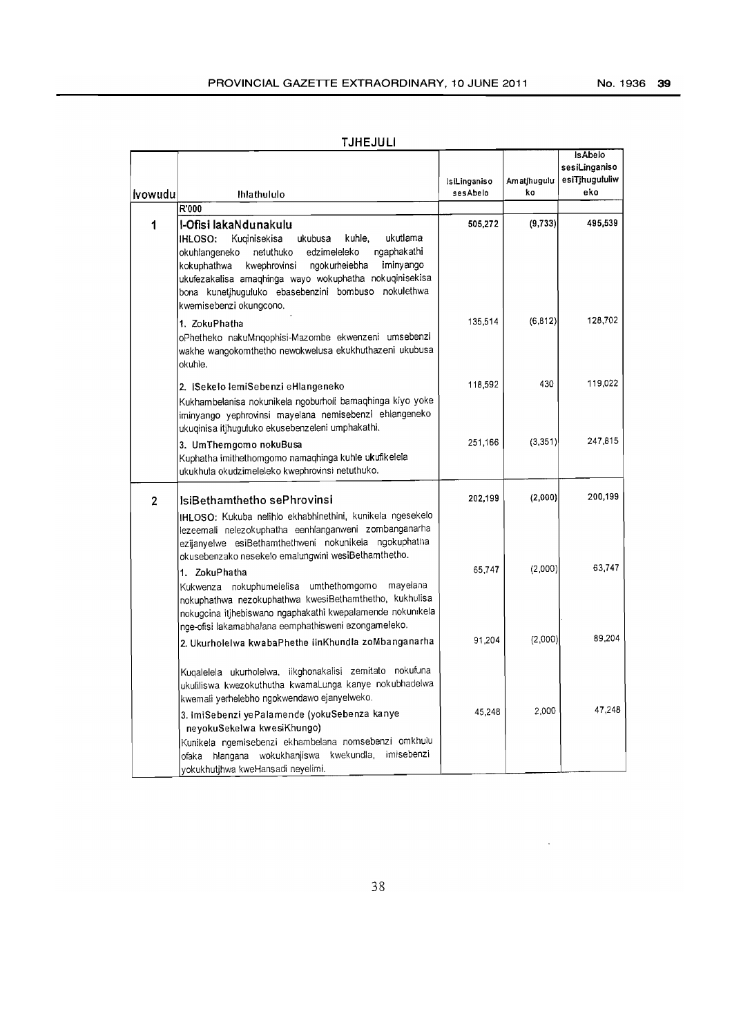**TJHEJULI**

| Ivowudu | Ihlathululo | IsiLinganiso sesAbelo | Amatjhugulu ko | IsAbelo sesiLinganiso esiTjhugululiw eko |
|---|---|---|---|---|
| | R'000 | | | |
| **1** | **I-Ofisi lakaNdunakulu**<br>**IHLOSO:** Kuqinisekisa ukubusa kuhle, ukutlama okuhlangeneko netuthuko edzimeleleko ngaphakathi kokuphathwa kwephrovinsi ngokurheiebha iminyango ukufezakalisa amaqhinga wayo wokuphatha nokuqinisekisa bona kunetjhuguluko ebasebenzini bombuso nokulethwa kwemisebenzi okungcono. | 505,272 | (9,733) | 495,539 |
| | 1. ZokuPhatha<br>oPhetheko nakuMnqophisi-Mazombe ekwenzeni umsebenzi wakhe wangokomthetho newokwelusa ekukhuthazeni ukubusa okuhle. | 135,514 | (6,812) | 128,702 |
| | 2. ISekelo lemiSebenzi eHlangeneko<br>Kukhambelanisa nokunikela ngoburholi bamaqhinga kiyo yoke iminyango yephrovinsi mayelana nemisebenzi ehlangeneko ukuqinisa itjhuguluko ekusebenzeleni umphakathi. | 118,592 | 430 | 119,022 |
| | 3. UmThemgomo nokuBusa<br>Kuphatha imithethomgomo namaqhinga kuhle ukufikelela ukukhula okudzimeleleko kwephrovinsi netuthuko. | 251,166 | (3,351) | 247,815 |
| **2** | **IsiBethamthetho sePhrovinsi**<br>**IHLOSO:** Kukuba nelihlo ekhabhinethini, kunikela ngesekelo lezeemali nelezokuphatha eenhlanganweni zombanganarha ezijanyelwe esiBethamthethweni nokunikela ngokuphatha okusebenzako nesekelo emalungwini wesiBethamthetho. | 202,199 | (2,000) | 200,199 |
| | 1. ZokuPhatha<br>Kukwenza nokuphumelelisa umthethomgomo mayelana nokuphathwa nezokuphathwa kwesiBethamthetho, kukhulisa nokugcina itjhebiswano ngaphakathi kwepalamende nokunikela nge-ofisi lakamabhalana eemphathisweni ezongameleko. | 65,747 | (2,000) | 63,747 |
| | 2. Ukurholelwa kwabaPhethe iinKhundla zoMbanganarha<br>Kuqalelela ukurholelwa, iikghonakalisi zemitato nokufuna ukuliliswa kwezokuthutha kwamaLunga kanye nokubhadelwa kwemali yerhelebho ngokwendawo ejanyelweko. | 91,204 | (2,000) | 89,204 |
| | 3. ImiSebenzi yePalamende (yokuSebenza kanye neyokuSekelwa kwesiKhungo)<br>Kunikela ngemisebenzi ekhambelana nomsebenzi omkhulu ofaka hlangana wokukhanjiswa kwekundla, imisebenzi yokukhutjhwa kweHansadi neyelimi. | 45,248 | 2,000 | 47,248 |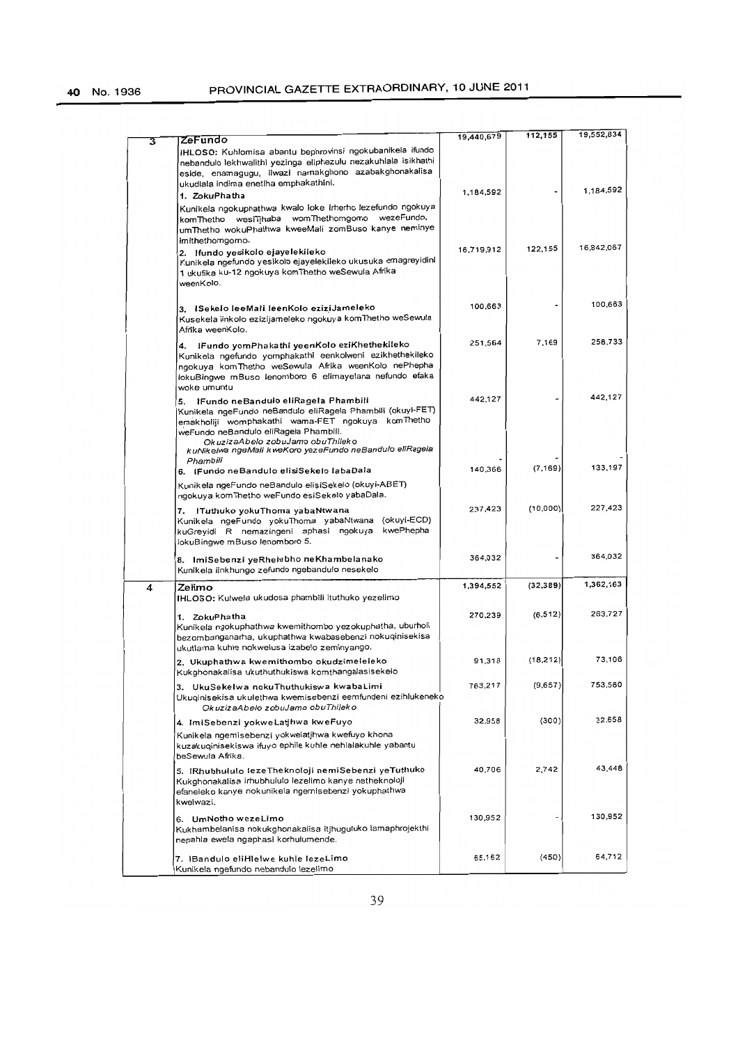| | | | | |
|---|---|---|---|---|
| 3 | **ZeFundo**<br>**IHLOSO:** Kuhlomisa abantu bephrovinsi ngokubanikela ifundo nebandulo lekhwalithi yezinga eliphezulu nezakuhlala isikhathi eside, enamagugu, ilwazi namakghono azabakghonakalisa ukudlala indima enetlha emphakathini. | 19,440,679 | 112,155 | 19,552,834 |
| | **1. ZokuPhatha**<br>Kunikela ngokuphathwa kwalo loke irherho lezefundo ngokuya komThetho wesiTjhaba womThethomgomo wezeFundo, umThetho wokuPhathwa kweeMali zomBuso kanye neminye imithethomgomo. | 1,184,592 | - | 1,184,592 |
| | **2. Ifundo yesikolo ejayelekileko**<br>Kunikela ngefundo yesikolo ejayelekileko ukusuka emagreyidini 1 ukufika ku-12 ngokuya komThetho weSewula Afrika weenKolo. | 16,719,912 | 122,155 | 16,842,067 |
| | **3. ISekelo leeMali leenKolo eziziJameleko**<br>Kusekela iinkolo ezizijameleko ngokuya komThetho weSewula Afrika weenKolo. | 100,663 | - | 100,663 |
| | **4. IFundo yomPhakathi yeenKolo eziKhethekileko**<br>Kunikela ngefundo yomphakathi eenkolweni ezikhethekileko ngokuya komThetho weSewula Afrika weenKolo nePhepha lokuBingwe mBuso lenomboro 6 elimayelana nefundo efaka woke umuntu | 251,564 | 7,169 | 258,733 |
| | **5. IFundo neBandulo eliRagela Phambili**<br>Kunikela ngeFundo neBandulo eliRagela Phambili (okuyi-FET) emakholiji womphakathi wama-FET ngokuya komThetho weFundo neBandulo eliRagela Phambili.<br>*OkuzizaAbelo zobuJamo obuThileko*<br>*kuNikelwa ngeMali kweKoro yezeFundo neBandulo eliRagela Phambili* | 442,127<br><br><br>- | -<br><br><br>- | 442,127<br><br><br>- |
| | **6. IFundo neBandulo elisiSekelo labaDala**<br>Kunikela ngeFundo neBandulo elisiSekelo (okuyi-ABET) ngokuya komThetho weFundo esiSekelo yabaDala. | 140,366 | (7,169) | 133,197 |
| | **7. ITuthuko yokuThoma yabaNtwana**<br>Kunikela ngeFundo yokuThoma yabaNtwana (okuyi-ECD) kuGreyidi R nemazingeni aphasi ngokuya kwePhepha lokuBingwe mBuso lenomboro 5. | 237,423 | (10,000) | 227,423 |
| | **8. ImiSebenzi yeRhelebho neKhambelanako**<br>Kunikela iinkhungo zefundo ngebandulo nesekelo | 364,032 | - | 364,032 |
| 4 | **Zelimo**<br>**IHLOSO:** Kulwela ukudosa phambili ituthuko yezelimo | 1,394,552 | (32,389) | 1,362,163 |
| | **1. ZokuPhatha**<br>Kunikela ngokuphathwa kwemithombo yezokuphatha, uburholi bezombanganarha, ukuphathwa kwabasebenzi nokuqinisekisa ukutlama kuhle nokwelusa izabelo zeminyango. | 270,239 | (6,512) | 263,727 |
| | **2. Ukuphathwa kwemithombo okudzimeleleko**<br>Kukghonakalisa ukuthuthukiswa komthangalasisekelo | 91,318 | (18,212) | 73,106 |
| | **3. UkuSekelwa nokuThuthukiswa kwabaLimi**<br>Ukuqinisekisa ukulethwa kwemisebenzi eemfundeni ezihlukeneko<br>*OkuzizaAbelo zobuJamo obuThileko* | 763,217 | (9,657) | 753,560 |
| | **4. ImiSebenzi yokweLatjhwa kweFuyo**<br>Kunikela ngemisebenzi yokwelatjhwa kwefuyo khona kuzakuqinisekiswa ifuyo ephile kuhle nehlalakuhle yabantu beSewula Afrika. | 32,958 | (300) | 32,658 |
| | **5. IRhubhululo lezeTheknoloji nemiSebenzi yeTuthuko**<br>Kukghonakalisa irhubhululo lezelimo kanye netheknoloji efaneleko kanye nokunikela ngemisebenzi yokuphathwa kwelwazi. | 40,706 | 2,742 | 43,448 |
| | **6. UmNotho wezeLimo**<br>Kukhambelanisa nokukghonakalisa itjhuguluko lamaphrojekthi nepahla ewela ngaphasi korhulumende. | 130,952 | - | 130,952 |
| | **7. IBandulo eliHlelwe kuhle lezeLimo**<br>Kunikela ngefundo nebandulo lezelimo | 65,162 | (450) | 64,712 |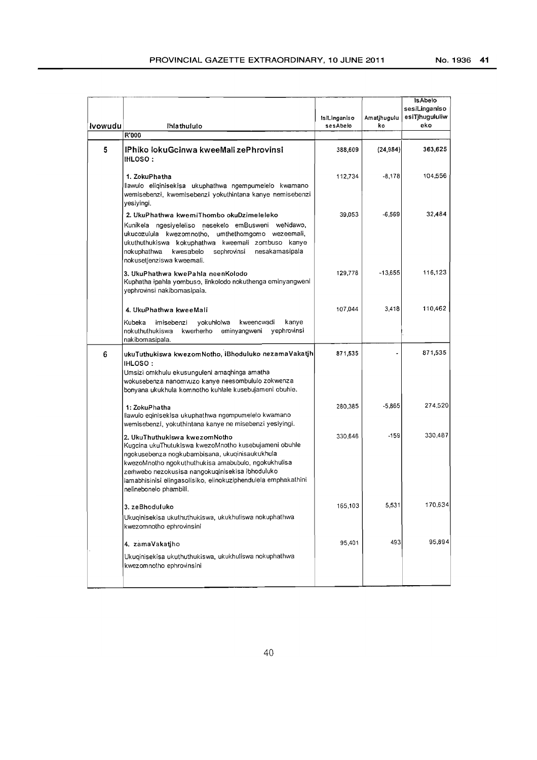| Ivowudu | Ihlathululo | IsiLinganiso sesAbelo | Amatjhugulu ko | IsAbelo sesiLinganiso esiTjhugululiweko |
|---|---|---|---|---|
| | R'000 | | | |
| 5 | **IPhiko lokuGcinwa kweeMali zePhrovinsi**<br>**IHLOSO :** | 388,609 | (24,984) | 363,625 |
| | **1. ZokuPhatha**<br>Ilawulo eliqinisekisa ukuphathwa ngempumelelo kwamano wemisebenzi, kwemisebenzi yokuthintana kanye nemisebenzi yesiyingi. | 112,734 | -8,178 | 104,556 |
| | **2. UkuPhathwa kwemiThombo okuDzimeleleko**<br>Kunikela ngesiyeleliso nesekelo emBusweni weNdawo, ukucozulula kwezomnotho, umthethomgomo wezeemali, ukuthuthukiswa kokuphathwa kweemali zombuso kanye nokuphathwa kwesabelo sephrovinsi nesakamasipala nokusetjenziswa kweemali. | 39,053 | -6,569 | 32,484 |
| | **3. UkuPhathwa kwePahla neenKolodo**<br>Kuphatha ipahla yombuso, iinkolodo nokuthenga eminyangweni yephrovinsi nakibomasipala. | 129,778 | -13,655 | 116,123 |
| | **4. UkuPhathwa kweeMali**<br>Kubeka imisebenzi yokuhlolwa kweencwadi kanye nokuthuthukiswa kwerherho eminyangweni yephrovinsi nakibomasipala. | 107,044 | 3,418 | 110,462 |
| 6 | **ukuTuthukiswa kwezomNotho, iBhoduluko nezamaVakatjh**<br>**IHLOSO :**<br>Umsizi omkhulu ekusunguleni amaqhinga amatha wokusebenza nanomvuzo kanye neesombululo zokwenza bonyana ukukhula komnotho kuhlale kusebujameni obuhle. | 871,535 | - | 871,535 |
| | **1: ZokuPhatha**<br>Ilawulo eqinisekisa ukuphathwa ngempumelelo kwamano wemisebenzi, yokuthintana kanye ne misebenzi yesiyingi. | 280,385 | -5,865 | 274,520 |
| | **2. UkuThuthukiswa kwezomNotho**<br>Kugcina ukuThutukiswa kwezoMnotho kusebujameni obuhle ngokusebenza nogkubambisana, ukuqinisaukukhula kwezoMnotho ngokuthuthukisa amabubulo, ngokukhulisa zerhwebo nezokusisa nangokuqinisekisa ibhoduluko lamabhisinisi elingasolisiko, elinokuziphendulela emphakathini nelinebonelo phambili. | 330,646 | -159 | 330,487 |
| | **3. zeBhoduluko**<br>Ukuqinisekisa ukuthuthukiswa, ukukhuliswa nokuphathwa kwezomnotho ephrovinsini | 165,103 | 5,531 | 170,634 |
| | **4. zamaVakatjho**<br>Ukuqinisekisa ukuthuthukiswa, ukukhuliswa nokuphathwa kwezomnotho ephrovinsini | 95,401 | 493 | 95,894 |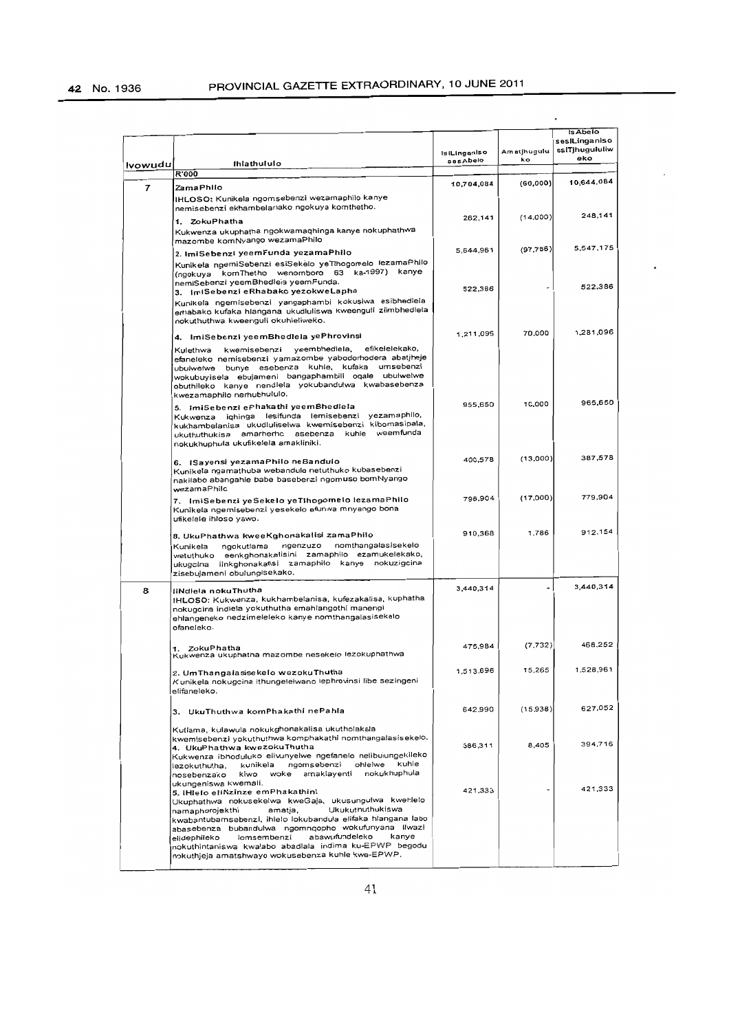| Ivowudu | Ihlathululo | IsiLinganiso sesAbelo | Amatjhugulu ko | IsAbelo sesiLinganiso esiTjhugululiw eko |
|---|---|---|---|---|
| | R'000 | | | |
| 7 | **ZamaPhilo**<br>IHLOSO: Kunikela ngomsebenzi wezamaphilo kanye nemisebenzi ekhambelanako ngokuya komthetho. | 10,704,084 | (60,000) | 10,644,084 |
| | **1. ZokuPhatha**<br>Kukwenza ukuphatha ngokwamaqhinga kanye nokuphathwa mazombe komNyango wezamaPhilo | 262,141 | (14,000) | 248,141 |
| | **2. ImiSebenzi yeemFunda yezamaPhilo**<br>Kunikela ngemiSebenzi esiSekelo yeTlhogomelo lezamaPhilo (ngokuya komThetho wenomboro 63 ka-1997) kanye nemiSebenzi yeemBhedlela yeemFunda. | 5,644,961 | (97,786) | 5,547,175 |
| | **3. ImiSebenzi eRhabako yezokweLapha**<br>Kunikela ngemisebenzi yangaphambi kokusiwa esibhedlela emabako kufaka hlangana ukudluliswa kweenguli ziimbhedlela nokuthuthwa kweenguli okuhleliweko. | 522,386 | - | 522,386 |
| | **4. ImiSebenzi yeemBhedlela yePhrovinsi**<br>Kulethwa kwemisebenzi yeembhedlela, efikelelekako, efaneleko nemisebenzi yamazombe yabodorhodera abatjheje ubulwelwe bunye esebenza kuhle, kufaka umsebenzi wokubuyisela ebujameni bangaphambili oqale ubulwelwe obuthileko kanye nendlela yokubandulwa kwabasebenza kwezamaphilo nerhubhululo. | 1,211,096 | 70,000 | 1,281,096 |
| | **5. ImiSebenzi ePhakathi yeemBhedlela**<br>Kukwenza iqhinga lesifunda lemisebenzi yezamaphilo, kukhambelanisa ukudluliselwa kwemisebenzi kiboMasipala, ukuthuthukisa amarherho asebenza kuhle weemfunda nokukhuphula ukufikelela amakliniki. | 955,650 | 10,000 | 965,650 |
| | **6. ISayensi yezamaPhilo neBandulo**<br>Kunikela ngamathuba webandulo netuthuko kubasebenzi nakilabo abangahle babe basebenzi ngomuso bomNyango wezamaPhilo | 400,578 | (13,000) | 387,578 |
| | **7. ImiSebenzi yeSekelo yeTlhogomelo lezamaPhilo**<br>Kunikela ngemisebenzi yesekelo efunwa mnyango bona ufikelele ihloso yawo. | 796,904 | (17,000) | 779,904 |
| | **8. UkuPhathwa kweeKghonakalisi zamaPhilo**<br>Kunikela ngokutlama ngenzuzo nomthangalasisekelo wetuthuko eenkghonakalisini zamaphilo ezamukelekako, ukugcina iinkghonakalisi zamaphilo kanye nokuzigcina zisebujameni obulungisekako. | 910,368 | 1,786 | 912,154 |
| 8 | **IiNdlela nokuThutha**<br>IHLOSO: Kukwenza, kukhambelanisa, kufezakalisa, kuphatha nokugcina indlela yokuthutha emahlangothi manengi ehlangeneko nedzimeleleko kanye nomthangalasisekelo ofaneleko. | 3,440,314 | - | 3,440,314 |
| | **1. ZokuPhatha**<br>Kukwenza ukuphatha mazombe nesekelo lezokuphathwa | 475,984 | (7,732) | 468,252 |
| | **2. UmThangalasisekelo wezokuThutha**<br>Kunikela nokugcina ithungelelwano lephrovinsi libe sezingeni elifaneleko. | 1,513,696 | 15,265 | 1,528,961 |
| | **3. UkuThuthwa komPhakathi nePahla**<br>Kutlama, kulawula nokukghonakalisa ukutholakala kwemisebenzi yokuthuthwa komphakathi nomthangalasisekelo. | 642,990 | (15,938) | 627,052 |
| | **4. UkuPhathwa kwezokuThutha**<br>Kukwenza ibhoduluko elivunyelwe ngefanelo nelibulungekileko lezokuthutha, kunikela ngomsebenzi ohlelwe kuhle nosebenzako kiwo woke amaklayenti nokukhuphula ukungeniswa kwemali. | 386,311 | 8,405 | 394,716 |
| | **5. IHlelo eliNzinze emPhakathini**<br>Ukuphathwa nokusekelwa kweGaja, ukusungulwa kwehlelo namaphorojekthi amatja, Ukukutnuthukiswa kwabantubamsebenzi, ihlelo lokubandula elifaka hlangana labo abasebenza bubandulwa ngomnqopho wokufunyana ilwazi elidephileko lomsebenzi abawufundeleko kanye nokuthintaniswa kwalabo abadlala indima ku-EPWP begodu nokuthjeja amatshwayo wokusebenza kuhle kwe-EPWP. | 421,333 | - | 421,333 |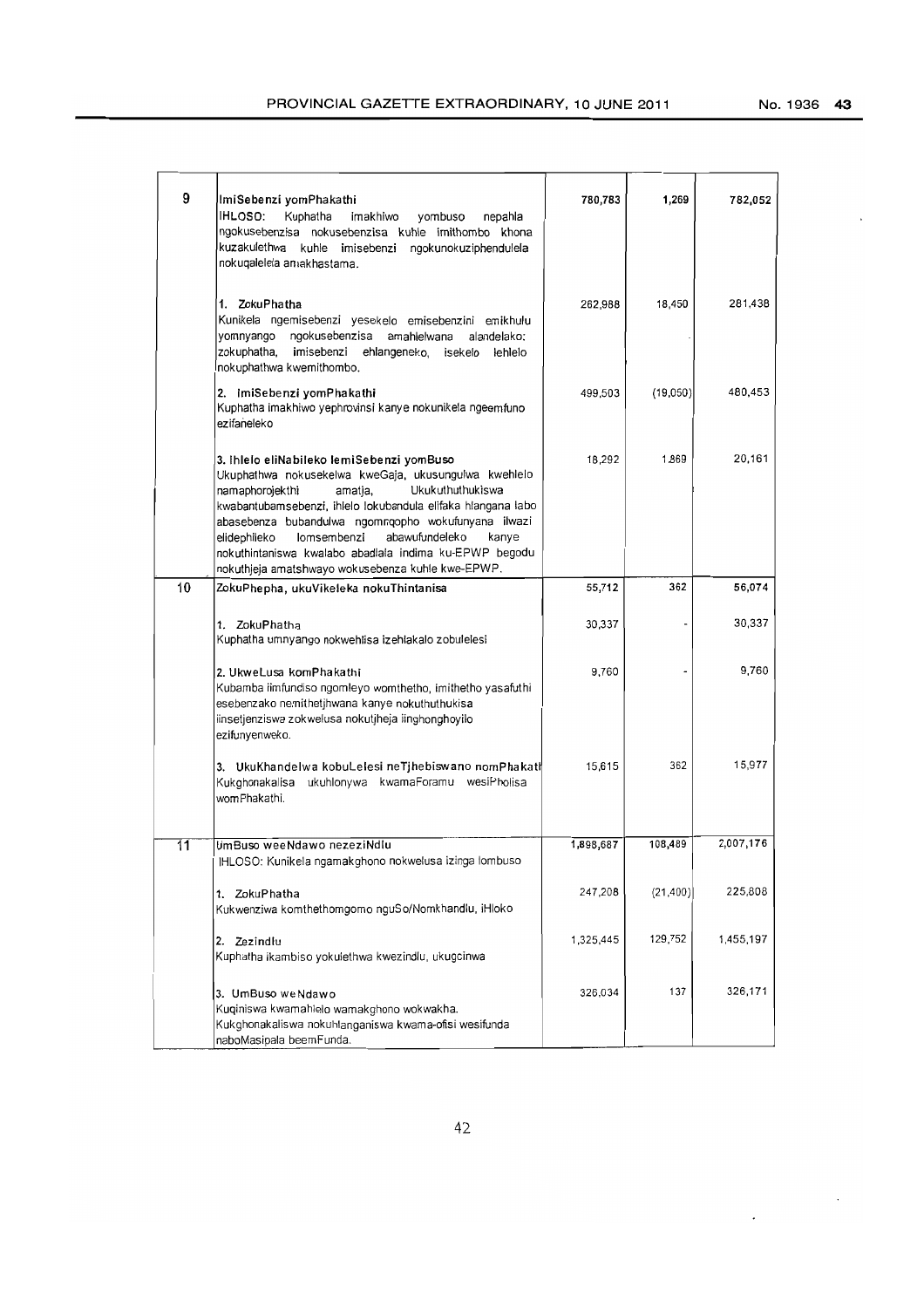| | | | | |
|---|---|---|---|---|
| 9 | **ImiSebenzi yomPhakathi**<br>IHLOSO: Kuphatha imakhiwo yombuso nepahla ngokusebenzisa nokusebenzisa kuhle imithombo khona kuzakulethwa kuhle imisebenzi ngokunokuziphendulela nokuqalelela amakhastama. | 780,783 | 1,269 | 782,052 |
| | **1. ZokuPhatha**<br>Kunikela ngemisebenzi yesekelo emisebenzini emikhulu yomnyango ngokusebenzisa amahlelwana alandelako: zokuphatha, imisebenzi ehlangeneko, isekelo lehlelo nokuphathwa kwemithombo. | 262,988 | 18,450 | 281,438 |
| | **2. ImiSebenzi yomPhakathi**<br>Kuphatha imakhiwo yephrovinsi kanye nokunikela ngeemfuno ezifaneleko | 499,503 | (19,050) | 480,453 |
| | **3. Ihlelo eliNabileko lemiSebenzi yomBuso**<br>Ukuphathwa nokusekelwa kweGaja, ukusungulwa kwehlelo namaphorojekthi amatja, Ukukuthuthukiswa kwabantubamsebenzi, ihlelo lokubandula elifaka hlangana labo abasebenza bubandulwa ngomnqopho wokufunyana ilwazi elidephileko lomsembenzi abawufundeleko kanye nokuthintaniswa kwalabo abadlala indima ku-EPWP begodu nokuthjeja amatshwayo wokusebenza kuhle kwe-EPWP. | 18,292 | 1,869 | 20,161 |
| 10 | **ZokuPhepha, ukuVikeleka nokuThintanisa** | 55,712 | 362 | 56,074 |
| | **1. ZokuPhatha**<br>Kuphatha umnyango nokwehlisa izehlakalo zobulelesi | 30,337 | - | 30,337 |
| | **2. UkweLusa komPhakathi**<br>Kubamba iimfundiso ngomleyo womthetho, imithetho yasafuthi esebenzako nemithetjhwana kanye nokuthuthukisa iinsetjenziswa zokwelusa nokutjheja iinghonghoyilo ezifunyenweko. | 9,760 | - | 9,760 |
| | **3. UkuKhandelwa kobuLelesi neTjhebiswano nomPhakath**<br>Kukghonakalisa ukuhlonywa kwamaForamu wesiPholisa womPhakathi. | 15,615 | 362 | 15,977 |
| 11 | **UmBuso weeNdawo nezeziNdlu**<br>IHLOSO: Kunikela ngamakghono nokwelusa izinga lombuso | 1,898,687 | 108,489 | 2,007,176 |
| | **1. ZokuPhatha**<br>Kukwenziwa komthethomgomo nguSo/Nomkhandlu, iHloko | 247,208 | (21,400) | 225,808 |
| | **2. Zezindlu**<br>Kuphatha ikambiso yokulethwa kwezindlu, ukugcinwa | 1,325,445 | 129,752 | 1,455,197 |
| | **3. UmBuso weNdawo**<br>Kuqiniswa kwamahlelo wamakghono wokwakha.<br>Kukghonakaliswa nokuhlanganiswa kwama-ofisi wesifunda naboMasipala beemFunda. | 326,034 | 137 | 326,171 |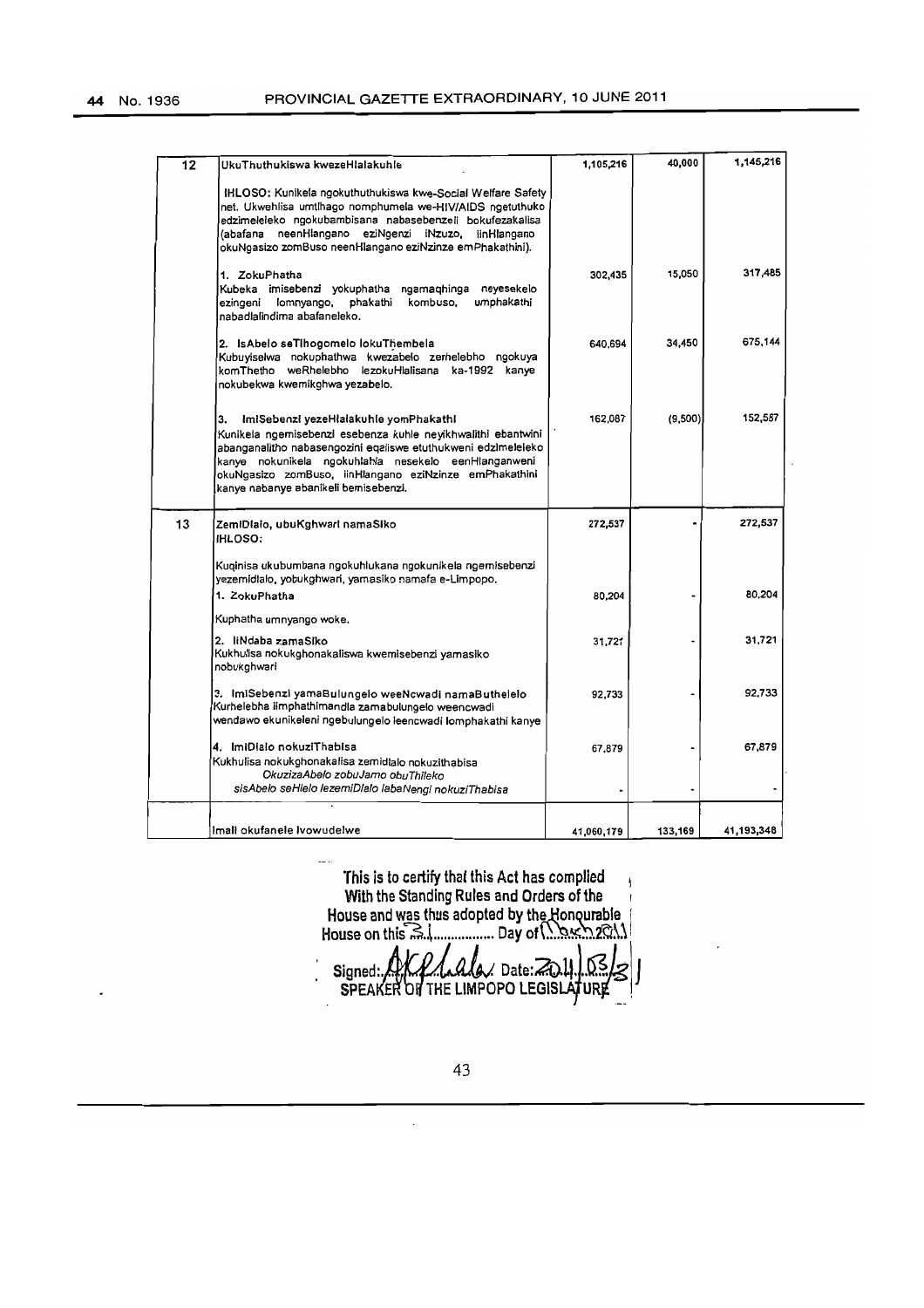| | | | | |
|---|---|---|---|---|
| 12 | UkuThuthukiswa kwezeHlalakuhle<br><br>IHLOSO: Kunikela ngokuthuthukiswa kwe-Social Welfare Safety net. Ukwehlisa umthlago nomphumela we-HIV/AIDS ngetuthuko edzimeleleko ngokubambisana nabasebenzeli bokufezakalisa (abafana neenHlangano eziNgenzi iNzuzo, iinHlangano okuNgasizo zomBuso neenHlangano eziNzinze emPhakathini). | 1,105,216 | 40,000 | 1,145,216 |
| | 1. ZokuPhatha<br>Kubeka imisebenzi yokuphatha ngamaqhinga neyesekelo ezingeni lomnyango, phakathi kombuso, umphakathi nabadlalindima abafaneleko. | 302,435 | 15,050 | 317,485 |
| | 2. IsAbelo seTlhogomelo lokuThembela<br>Kubuyiselwa nokuphathwa kwezabelo zerhelebho ngokuya komThetho weRhelebho lezokuHlalisana ka-1992 kanye nokubekwa kwemikghwa yezabelo. | 640,694 | 34,450 | 675,144 |
| | 3. ImiSebenzi yezeHlalakuhle yomPhakathi<br>Kunikela ngemisebenzi esebenza kuhle neyikhwalithi ebantwini abanganalitho nabasengozini eqaliswe etuthukweni edzimeleleko kanye nokunikela ngokuhlahla nesekelo eenHlanganweni okuNgasizo zomBuso, iinHlangano eziNzinze emPhakathini kanye nabanye abanikeli bemisebenzi. | 162,067 | (9,500) | 152,557 |
| 13 | ZemiDlalo, ubuKghwari namaSiko<br>IHLOSO:<br><br>Kuqinisa ukubumbana ngokuhlukana ngokunikela ngemisebenzi yezemidlalo, yobukghwari, yamasiko namafa e-Limpopo. | 272,537 | - | 272,537 |
| | 1. ZokuPhatha<br>Kuphatha umnyango woke. | 80,204 | - | 80,204 |
| | 2. IiNdaba zamaSiko<br>Kukhulisa nokukghonakaliswa kwemisebenzi yamasiko nobukghwari | 31,721 | - | 31,721 |
| | 3. ImiSebenzi yamaBulungelo weeNcwadi namaButhelelo<br>Kurhelebha iimphathimandla zamabulungelo weencwadi wendawo ekunikeleni ngebulungelo leencwadi lomphakathi kanye | 92,733 | - | 92,733 |
| | 4. ImiDlalo nokuziThabisa<br>Kukhulisa nokukghonakalisa zemidlalo nokuzithabisa<br>*OkuzizaAbelo zobuJamo obuThileko*<br>*sisAbelo seHlelo lezemiDlalo labaNengi nokuziThabisa* | 67,879<br><br><br>- | -<br><br><br>- | 67,879<br><br><br>- |
| | Imali okufanele ivowudelwe | 41,060,179 | 133,169 | 41,193,348 |

This is to certify that this Act has complied With the Standing Rules and Orders of the House and was thus adopted by the Honourable House on this 31 Day of March 2011

Signed: [signature] Date: 2011/03/31
SPEAKER OF THE LIMPOPO LEGISLATURE